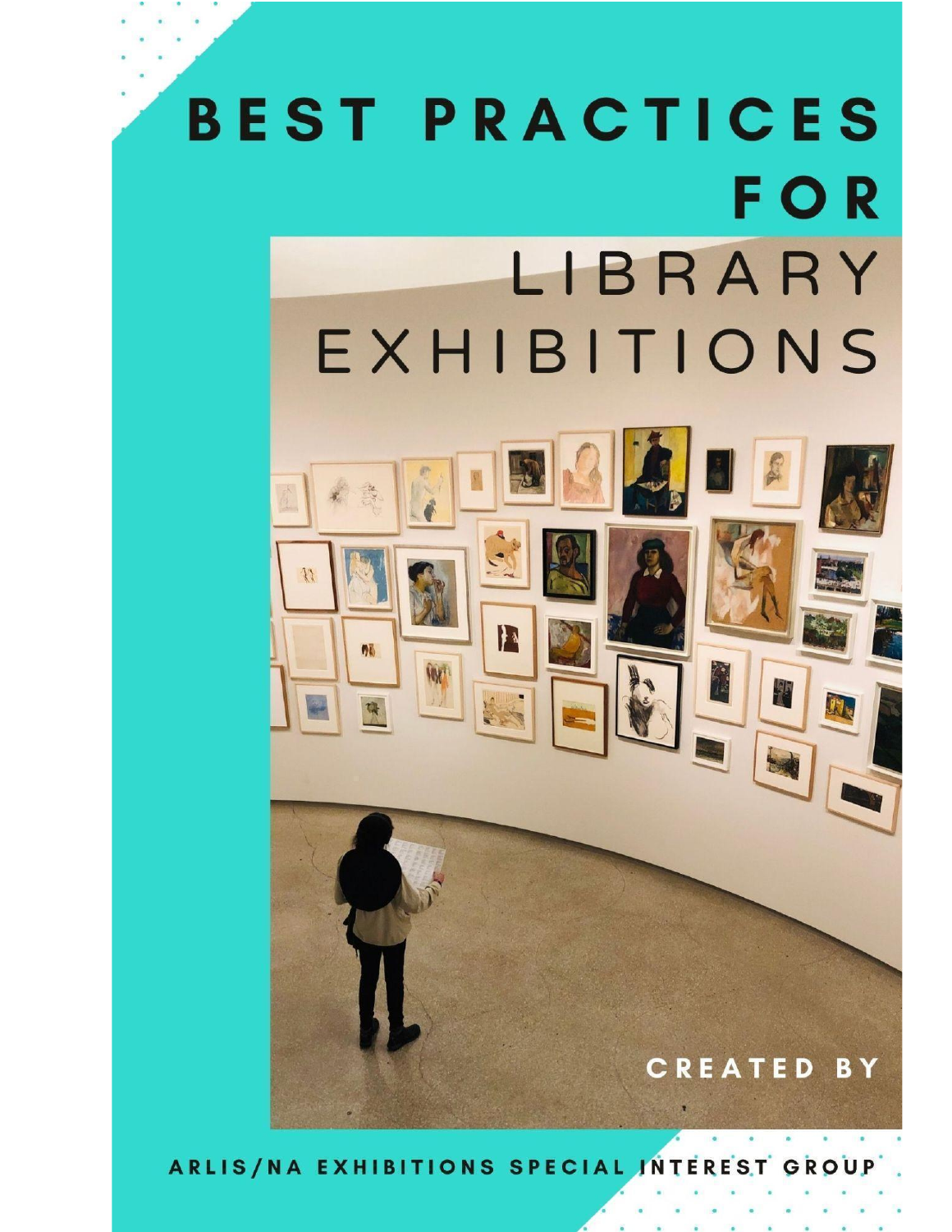# BEST PRACTICES FOR LIBRARY EXHIBITIONS

CREATED BY

ARLIS/NA EXHIBITIONS SPECIAL INTEREST GROUP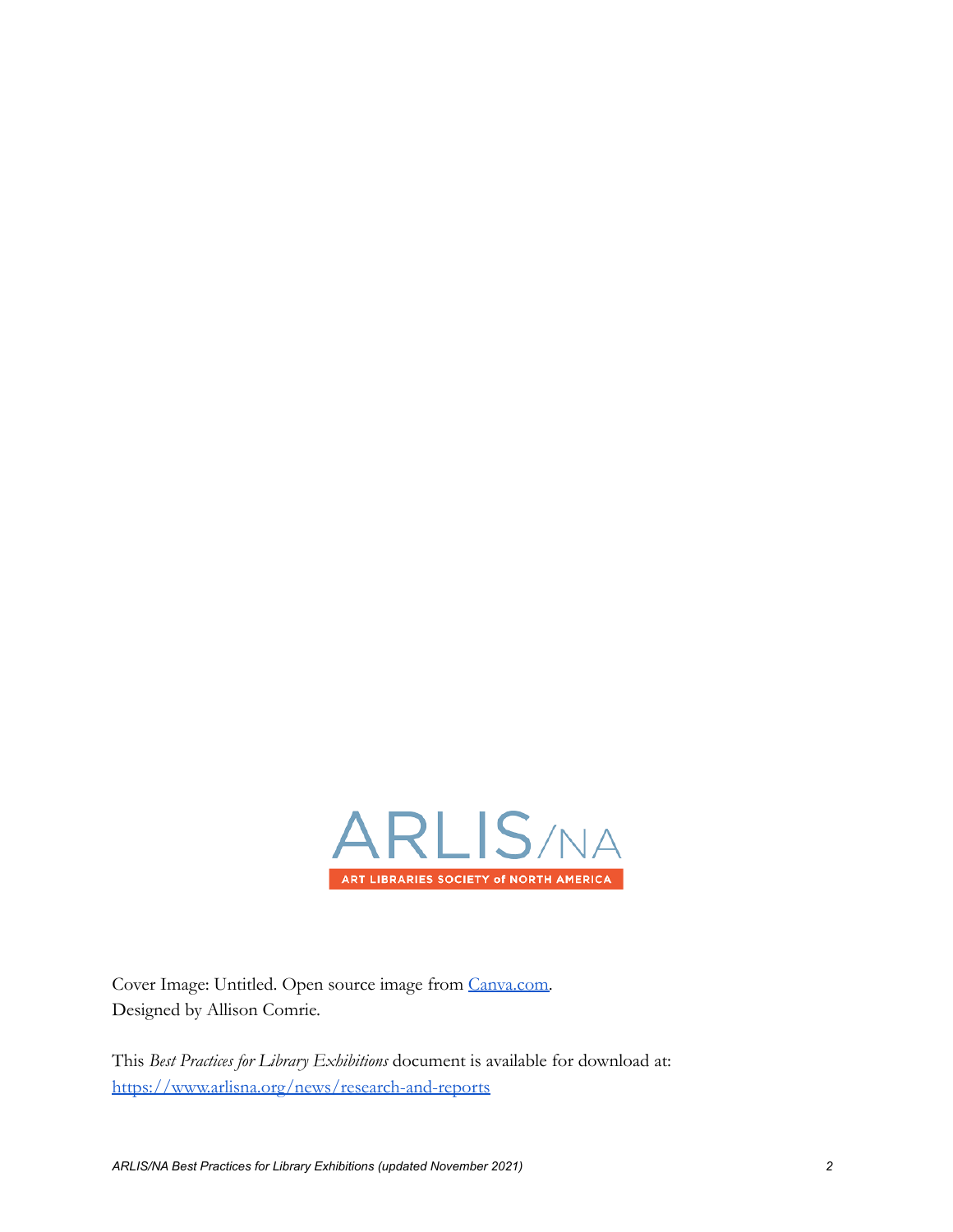ARLIS/NA

ART LIBRARIES SOCIETY of NORTH AMERICA

Cover Image: Untitled. Open source image from [Canva.com](https://www.canva.com).
Designed by Allison Comrie.

This *Best Practices for Library Exhibitions* document is available for download at:
https://www.arlisna.org/news/research-and-reports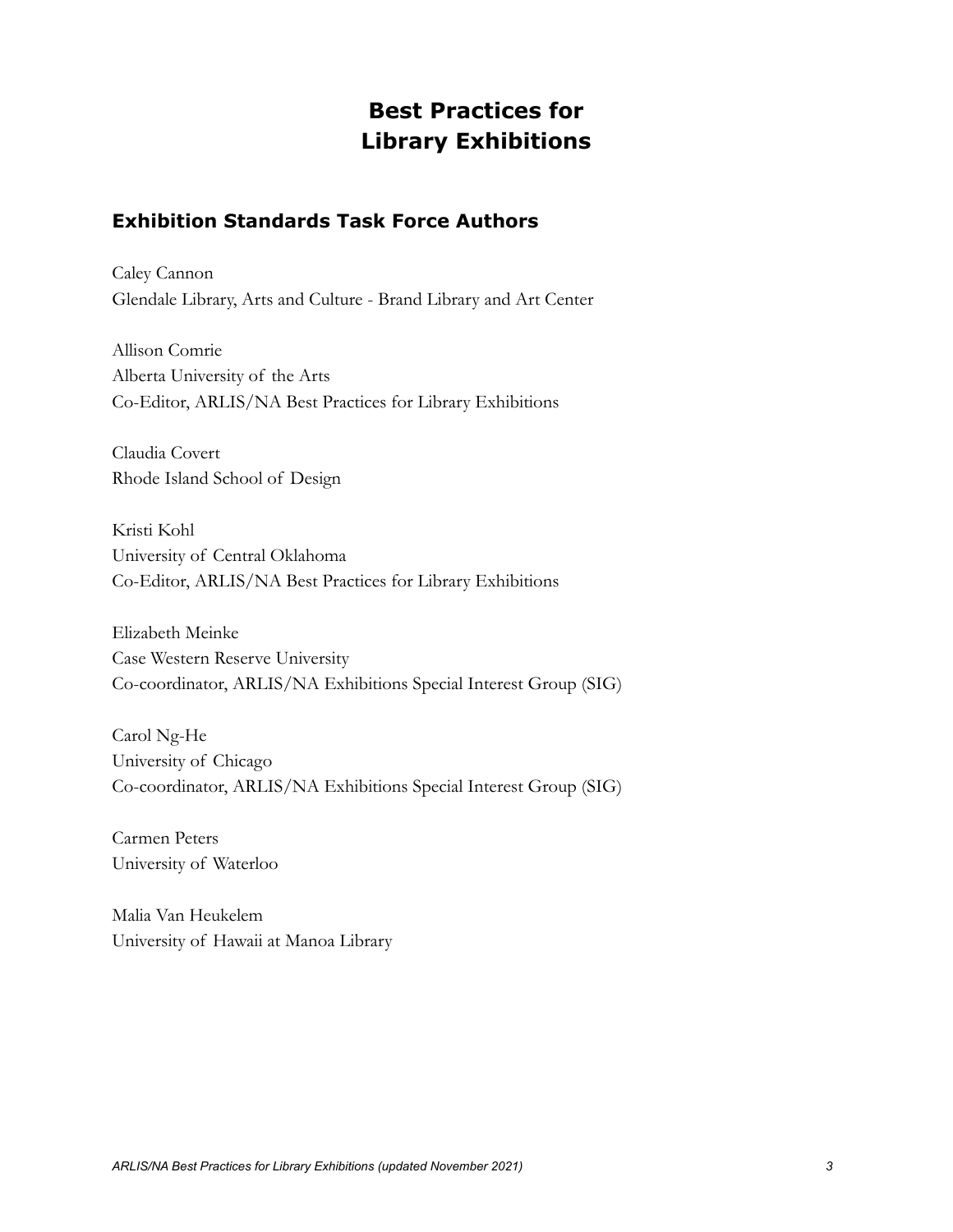# Best Practices for Library Exhibitions

## Exhibition Standards Task Force Authors

Caley Cannon
Glendale Library, Arts and Culture - Brand Library and Art Center

Allison Comrie
Alberta University of the Arts
Co-Editor, ARLIS/NA Best Practices for Library Exhibitions

Claudia Covert
Rhode Island School of Design

Kristi Kohl
University of Central Oklahoma
Co-Editor, ARLIS/NA Best Practices for Library Exhibitions

Elizabeth Meinke
Case Western Reserve University
Co-coordinator, ARLIS/NA Exhibitions Special Interest Group (SIG)

Carol Ng-He
University of Chicago
Co-coordinator, ARLIS/NA Exhibitions Special Interest Group (SIG)

Carmen Peters
University of Waterloo

Malia Van Heukelem
University of Hawaii at Manoa Library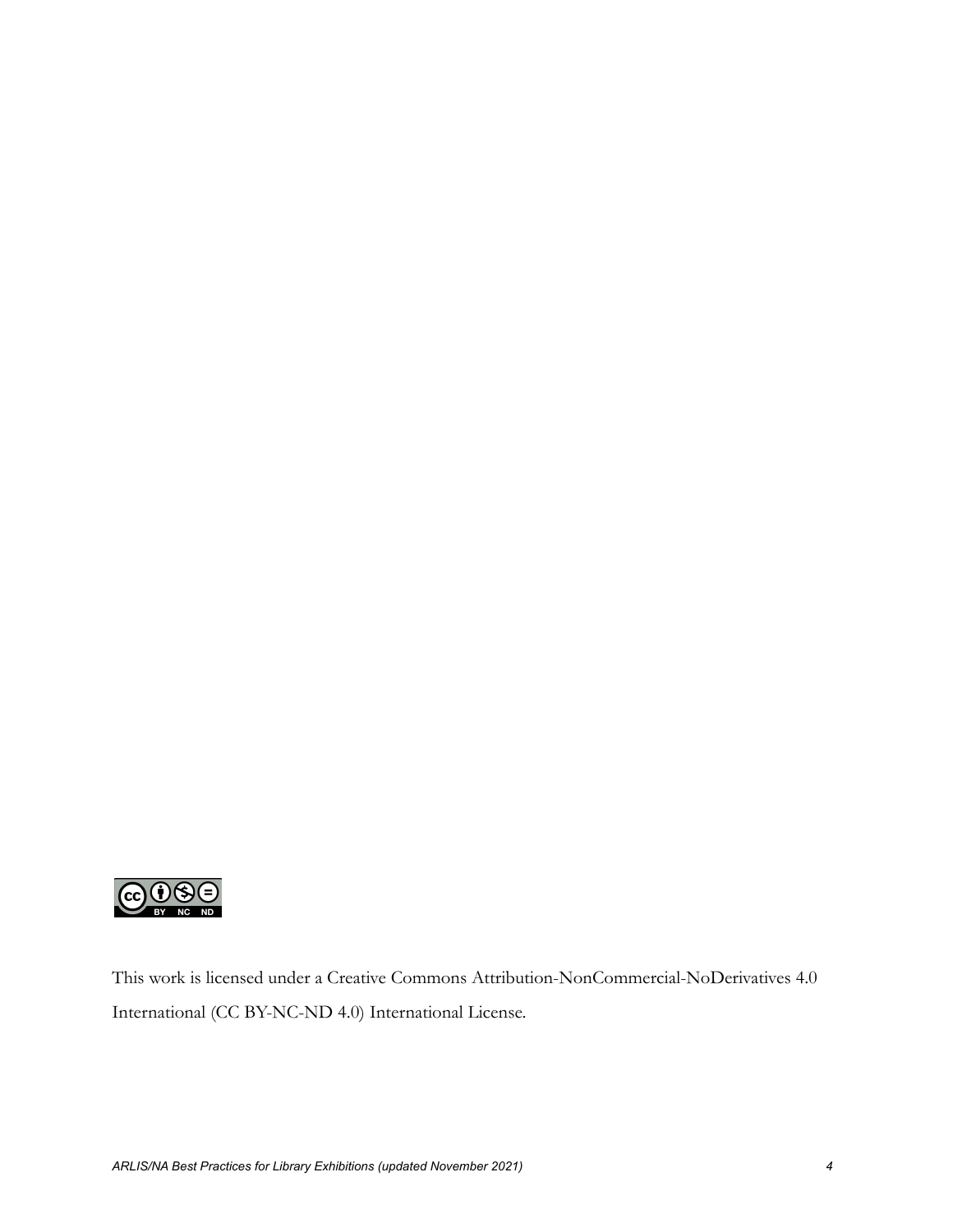This work is licensed under a Creative Commons Attribution-NonCommercial-NoDerivatives 4.0 International (CC BY-NC-ND 4.0) International License.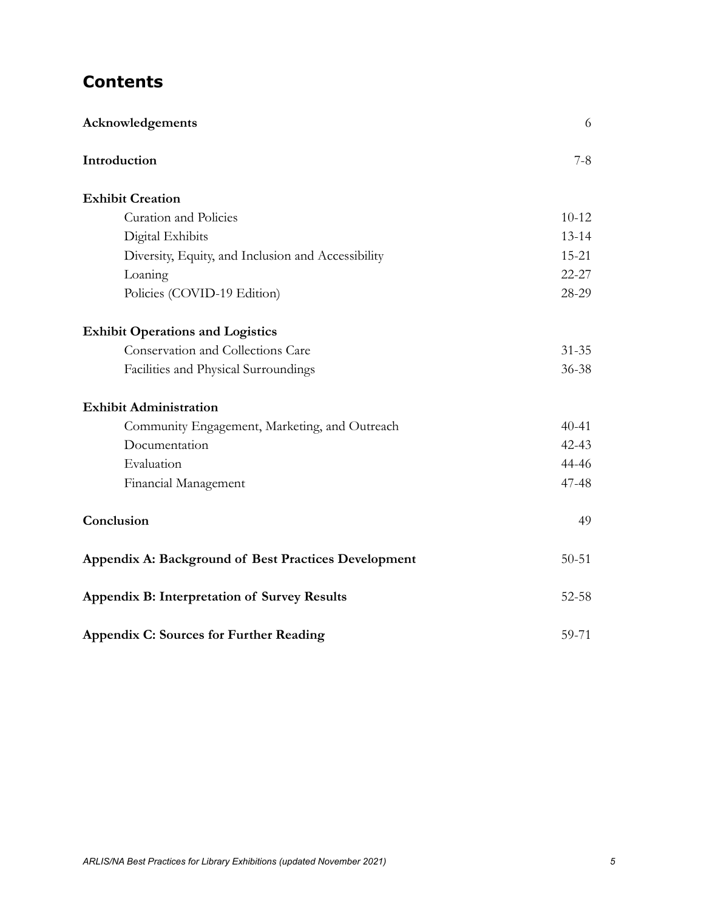## Contents

| | |
|---|---|
| **Acknowledgements** | 6 |
| **Introduction** | 7-8 |
| **Exhibit Creation** | |
| Curation and Policies | 10-12 |
| Digital Exhibits | 13-14 |
| Diversity, Equity, and Inclusion and Accessibility | 15-21 |
| Loaning | 22-27 |
| Policies (COVID-19 Edition) | 28-29 |
| **Exhibit Operations and Logistics** | |
| Conservation and Collections Care | 31-35 |
| Facilities and Physical Surroundings | 36-38 |
| **Exhibit Administration** | |
| Community Engagement, Marketing, and Outreach | 40-41 |
| Documentation | 42-43 |
| Evaluation | 44-46 |
| Financial Management | 47-48 |
| **Conclusion** | 49 |
| **Appendix A: Background of Best Practices Development** | 50-51 |
| **Appendix B: Interpretation of Survey Results** | 52-58 |
| **Appendix C: Sources for Further Reading** | 59-71 |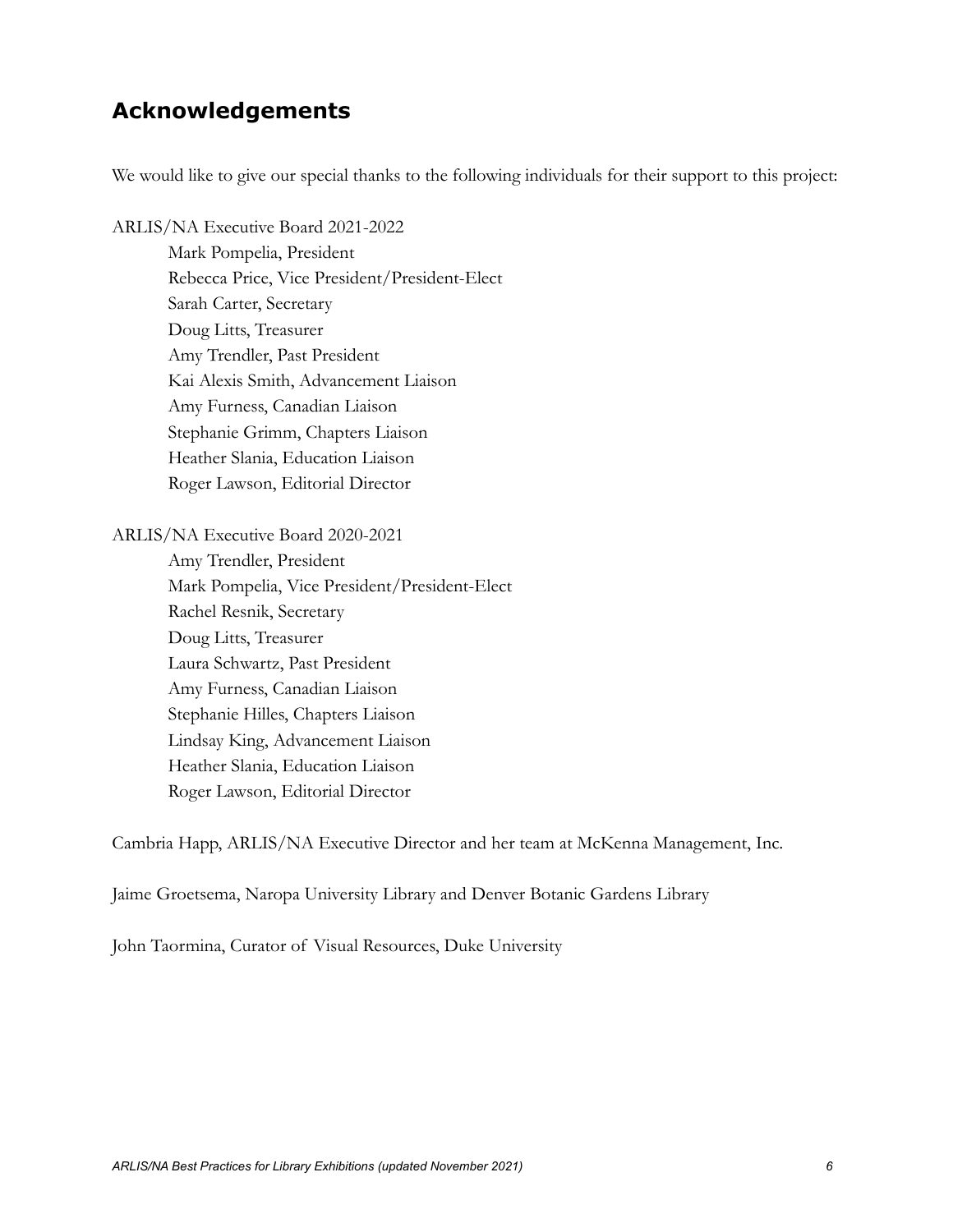## Acknowledgements

We would like to give our special thanks to the following individuals for their support to this project:

ARLIS/NA Executive Board 2021-2022

- Mark Pompelia, President
- Rebecca Price, Vice President/President-Elect
- Sarah Carter, Secretary
- Doug Litts, Treasurer
- Amy Trendler, Past President
- Kai Alexis Smith, Advancement Liaison
- Amy Furness, Canadian Liaison
- Stephanie Grimm, Chapters Liaison
- Heather Slania, Education Liaison
- Roger Lawson, Editorial Director

ARLIS/NA Executive Board 2020-2021

- Amy Trendler, President
- Mark Pompelia, Vice President/President-Elect
- Rachel Resnik, Secretary
- Doug Litts, Treasurer
- Laura Schwartz, Past President
- Amy Furness, Canadian Liaison
- Stephanie Hilles, Chapters Liaison
- Lindsay King, Advancement Liaison
- Heather Slania, Education Liaison
- Roger Lawson, Editorial Director

Cambria Happ, ARLIS/NA Executive Director and her team at McKenna Management, Inc.

Jaime Groetsema, Naropa University Library and Denver Botanic Gardens Library

John Taormina, Curator of Visual Resources, Duke University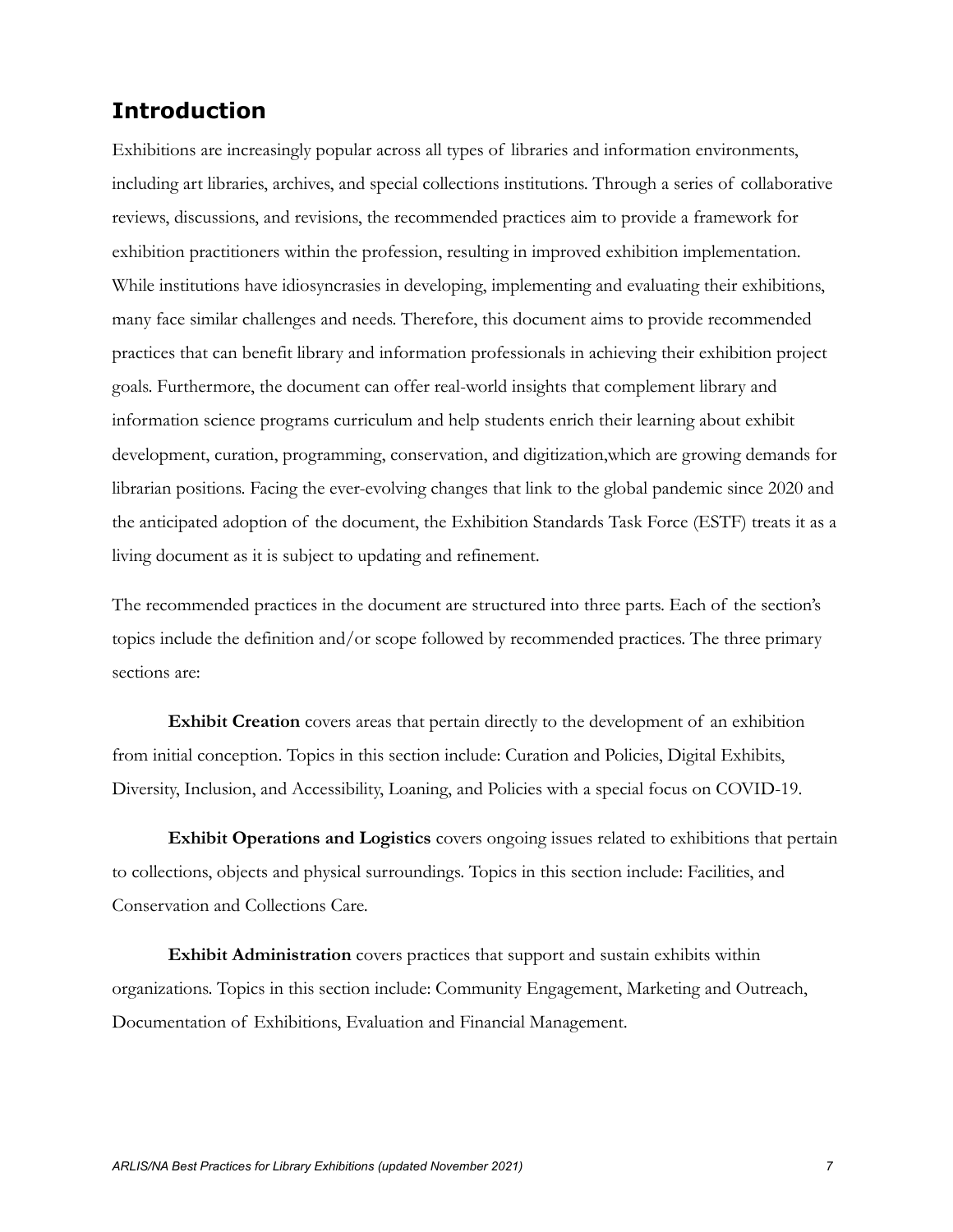## Introduction

Exhibitions are increasingly popular across all types of libraries and information environments, including art libraries, archives, and special collections institutions. Through a series of collaborative reviews, discussions, and revisions, the recommended practices aim to provide a framework for exhibition practitioners within the profession, resulting in improved exhibition implementation. While institutions have idiosyncrasies in developing, implementing and evaluating their exhibitions, many face similar challenges and needs. Therefore, this document aims to provide recommended practices that can benefit library and information professionals in achieving their exhibition project goals. Furthermore, the document can offer real-world insights that complement library and information science programs curriculum and help students enrich their learning about exhibit development, curation, programming, conservation, and digitization,which are growing demands for librarian positions. Facing the ever-evolving changes that link to the global pandemic since 2020 and the anticipated adoption of the document, the Exhibition Standards Task Force (ESTF) treats it as a living document as it is subject to updating and refinement.

The recommended practices in the document are structured into three parts. Each of the section's topics include the definition and/or scope followed by recommended practices. The three primary sections are:

**Exhibit Creation** covers areas that pertain directly to the development of an exhibition from initial conception. Topics in this section include: Curation and Policies, Digital Exhibits, Diversity, Inclusion, and Accessibility, Loaning, and Policies with a special focus on COVID-19.

**Exhibit Operations and Logistics** covers ongoing issues related to exhibitions that pertain to collections, objects and physical surroundings. Topics in this section include: Facilities, and Conservation and Collections Care.

**Exhibit Administration** covers practices that support and sustain exhibits within organizations. Topics in this section include: Community Engagement, Marketing and Outreach, Documentation of Exhibitions, Evaluation and Financial Management.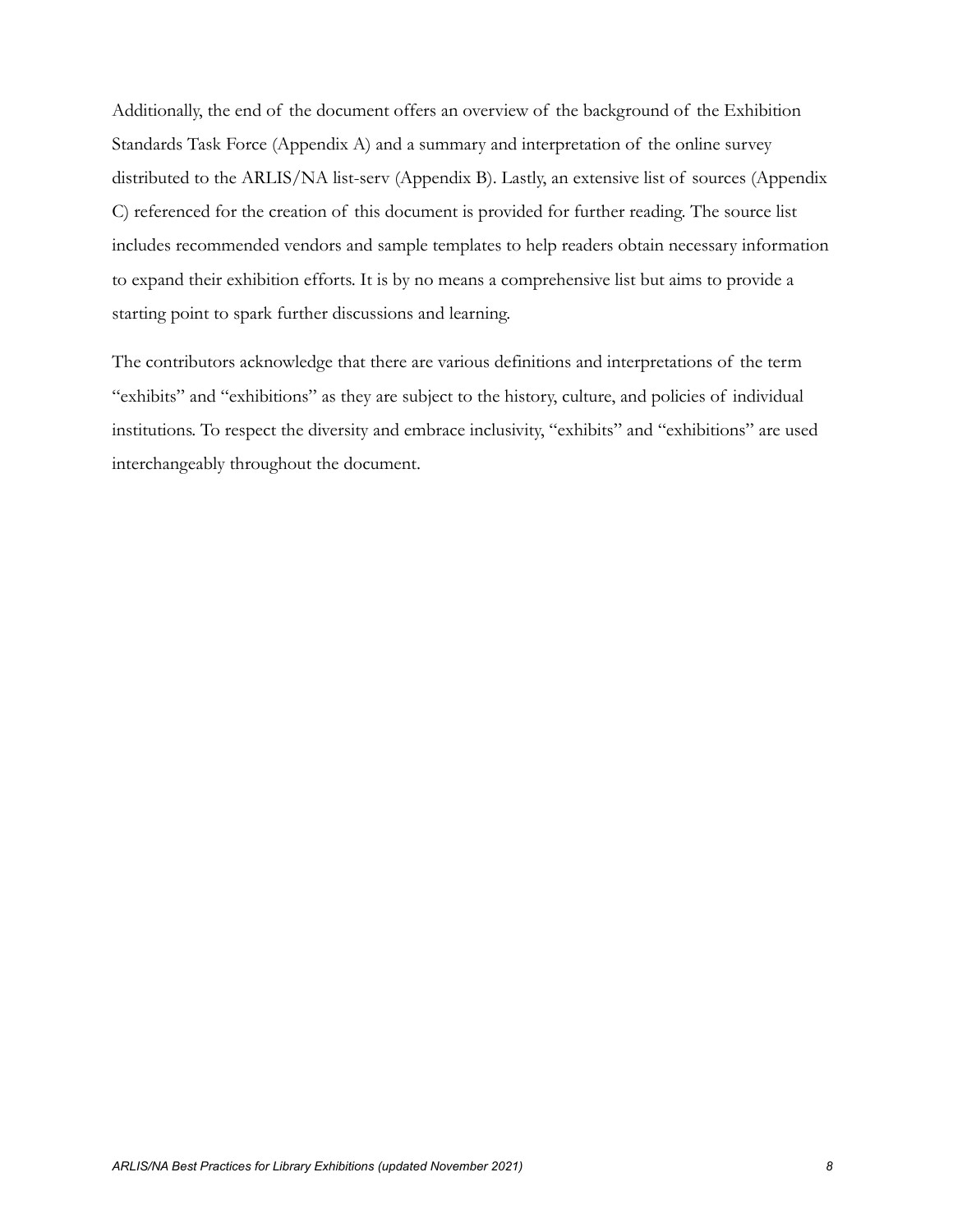Additionally, the end of the document offers an overview of the background of the Exhibition Standards Task Force (Appendix A) and a summary and interpretation of the online survey distributed to the ARLIS/NA list-serv (Appendix B). Lastly, an extensive list of sources (Appendix C) referenced for the creation of this document is provided for further reading. The source list includes recommended vendors and sample templates to help readers obtain necessary information to expand their exhibition efforts. It is by no means a comprehensive list but aims to provide a starting point to spark further discussions and learning.

The contributors acknowledge that there are various definitions and interpretations of the term "exhibits" and "exhibitions" as they are subject to the history, culture, and policies of individual institutions. To respect the diversity and embrace inclusivity, "exhibits" and "exhibitions" are used interchangeably throughout the document.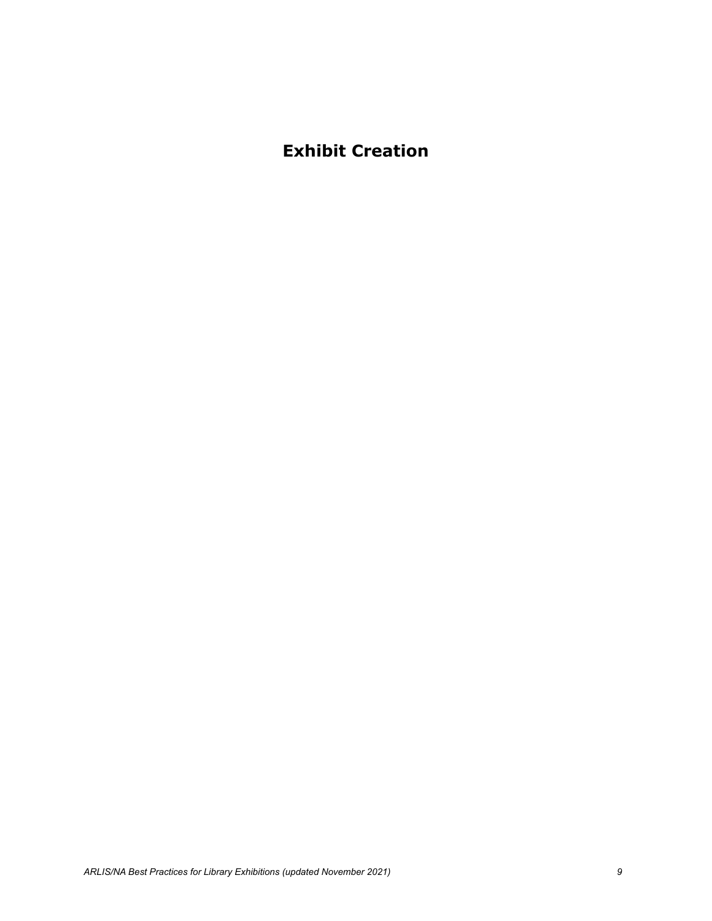# Exhibit Creation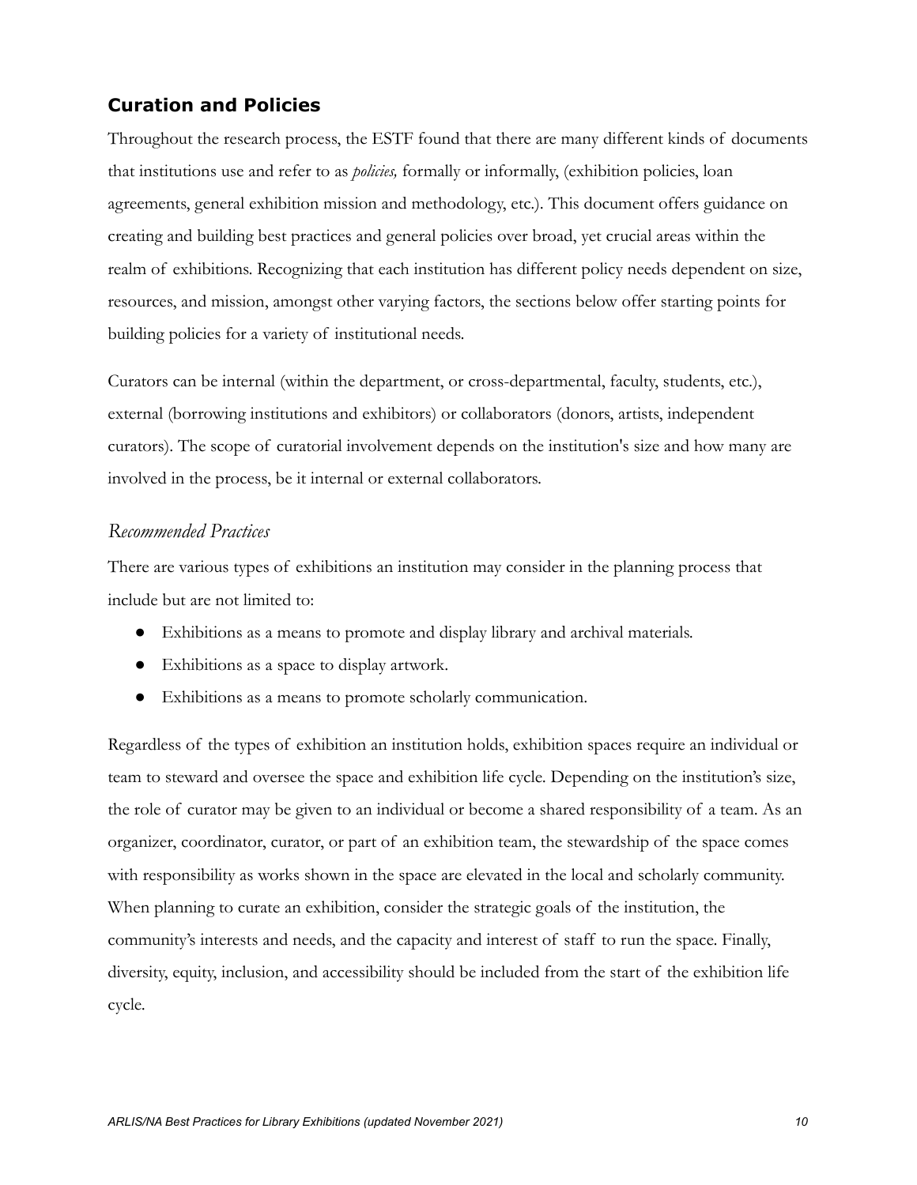## Curation and Policies

Throughout the research process, the ESTF found that there are many different kinds of documents that institutions use and refer to as *policies,* formally or informally, (exhibition policies, loan agreements, general exhibition mission and methodology, etc.). This document offers guidance on creating and building best practices and general policies over broad, yet crucial areas within the realm of exhibitions. Recognizing that each institution has different policy needs dependent on size, resources, and mission, amongst other varying factors, the sections below offer starting points for building policies for a variety of institutional needs.

Curators can be internal (within the department, or cross-departmental, faculty, students, etc.), external (borrowing institutions and exhibitors) or collaborators (donors, artists, independent curators). The scope of curatorial involvement depends on the institution's size and how many are involved in the process, be it internal or external collaborators.

### *Recommended Practices*

There are various types of exhibitions an institution may consider in the planning process that include but are not limited to:

- Exhibitions as a means to promote and display library and archival materials.
- Exhibitions as a space to display artwork.
- Exhibitions as a means to promote scholarly communication.

Regardless of the types of exhibition an institution holds, exhibition spaces require an individual or team to steward and oversee the space and exhibition life cycle. Depending on the institution's size, the role of curator may be given to an individual or become a shared responsibility of a team. As an organizer, coordinator, curator, or part of an exhibition team, the stewardship of the space comes with responsibility as works shown in the space are elevated in the local and scholarly community. When planning to curate an exhibition, consider the strategic goals of the institution, the community's interests and needs, and the capacity and interest of staff to run the space. Finally, diversity, equity, inclusion, and accessibility should be included from the start of the exhibition life cycle.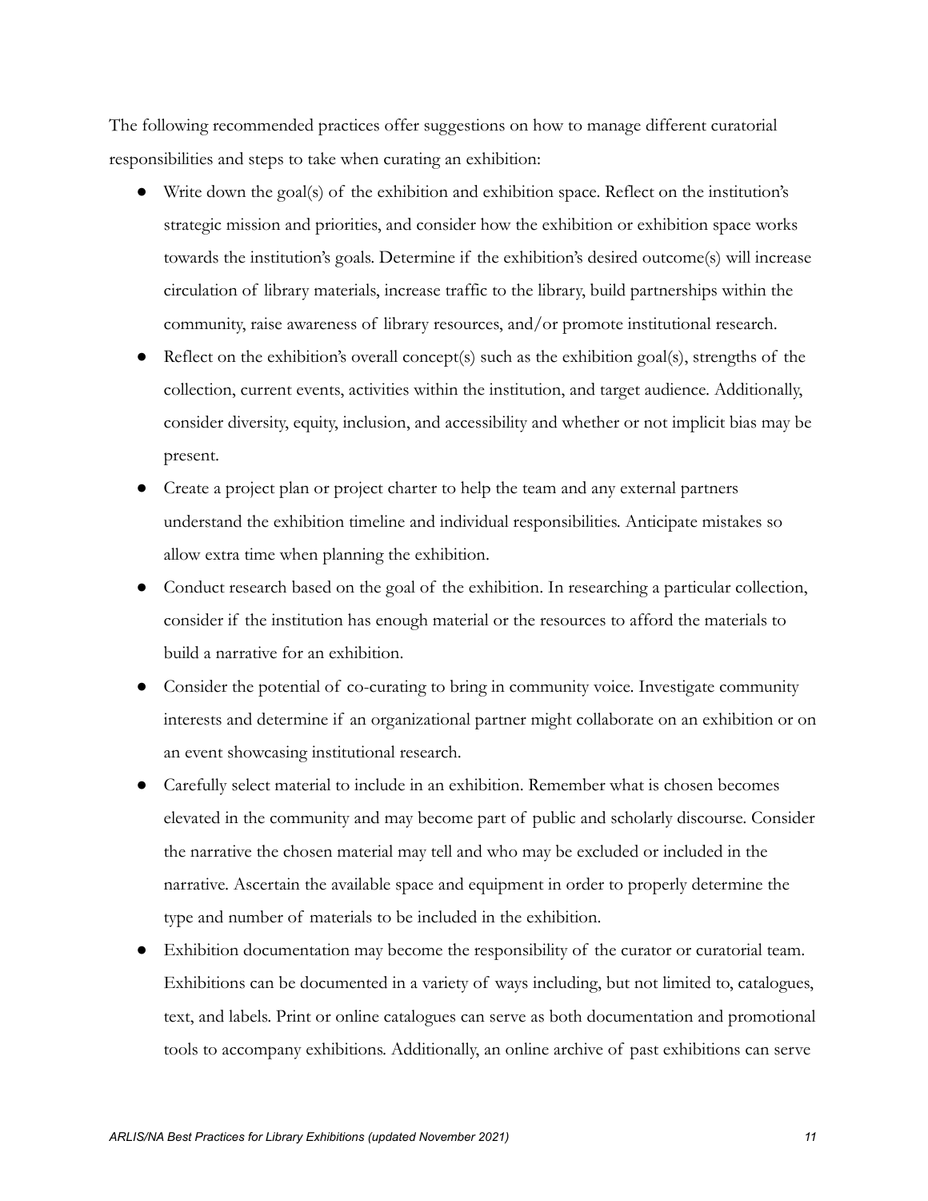The following recommended practices offer suggestions on how to manage different curatorial responsibilities and steps to take when curating an exhibition:

- Write down the goal(s) of the exhibition and exhibition space. Reflect on the institution's strategic mission and priorities, and consider how the exhibition or exhibition space works towards the institution's goals. Determine if the exhibition's desired outcome(s) will increase circulation of library materials, increase traffic to the library, build partnerships within the community, raise awareness of library resources, and/or promote institutional research.
- Reflect on the exhibition's overall concept(s) such as the exhibition goal(s), strengths of the collection, current events, activities within the institution, and target audience. Additionally, consider diversity, equity, inclusion, and accessibility and whether or not implicit bias may be present.
- Create a project plan or project charter to help the team and any external partners understand the exhibition timeline and individual responsibilities. Anticipate mistakes so allow extra time when planning the exhibition.
- Conduct research based on the goal of the exhibition. In researching a particular collection, consider if the institution has enough material or the resources to afford the materials to build a narrative for an exhibition.
- Consider the potential of co-curating to bring in community voice. Investigate community interests and determine if an organizational partner might collaborate on an exhibition or on an event showcasing institutional research.
- Carefully select material to include in an exhibition. Remember what is chosen becomes elevated in the community and may become part of public and scholarly discourse. Consider the narrative the chosen material may tell and who may be excluded or included in the narrative. Ascertain the available space and equipment in order to properly determine the type and number of materials to be included in the exhibition.
- Exhibition documentation may become the responsibility of the curator or curatorial team. Exhibitions can be documented in a variety of ways including, but not limited to, catalogues, text, and labels. Print or online catalogues can serve as both documentation and promotional tools to accompany exhibitions. Additionally, an online archive of past exhibitions can serve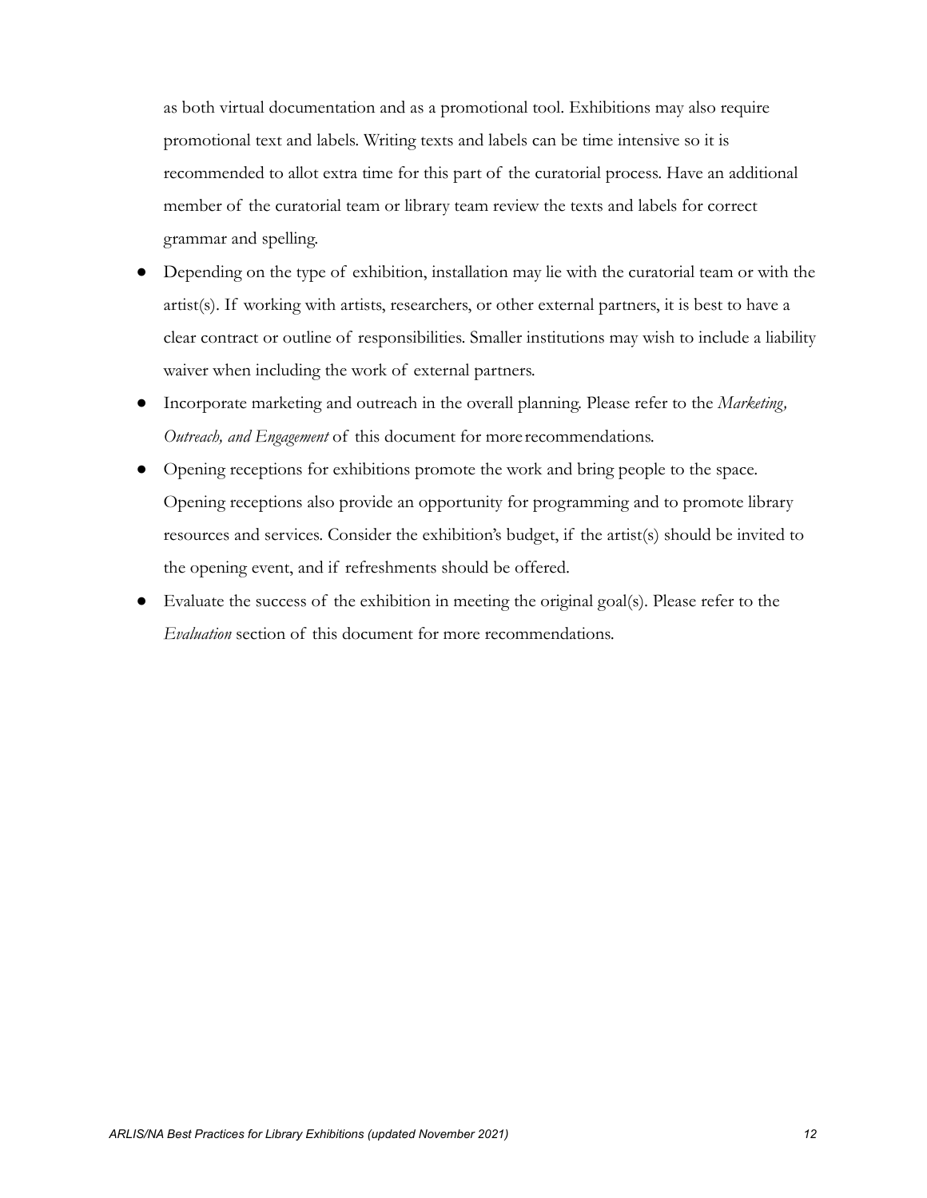as both virtual documentation and as a promotional tool. Exhibitions may also require promotional text and labels. Writing texts and labels can be time intensive so it is recommended to allot extra time for this part of the curatorial process. Have an additional member of the curatorial team or library team review the texts and labels for correct grammar and spelling.

- Depending on the type of exhibition, installation may lie with the curatorial team or with the artist(s). If working with artists, researchers, or other external partners, it is best to have a clear contract or outline of responsibilities. Smaller institutions may wish to include a liability waiver when including the work of external partners.
- Incorporate marketing and outreach in the overall planning. Please refer to the *Marketing, Outreach, and Engagement* of this document for more recommendations.
- Opening receptions for exhibitions promote the work and bring people to the space. Opening receptions also provide an opportunity for programming and to promote library resources and services. Consider the exhibition's budget, if the artist(s) should be invited to the opening event, and if refreshments should be offered.
- Evaluate the success of the exhibition in meeting the original goal(s). Please refer to the *Evaluation* section of this document for more recommendations.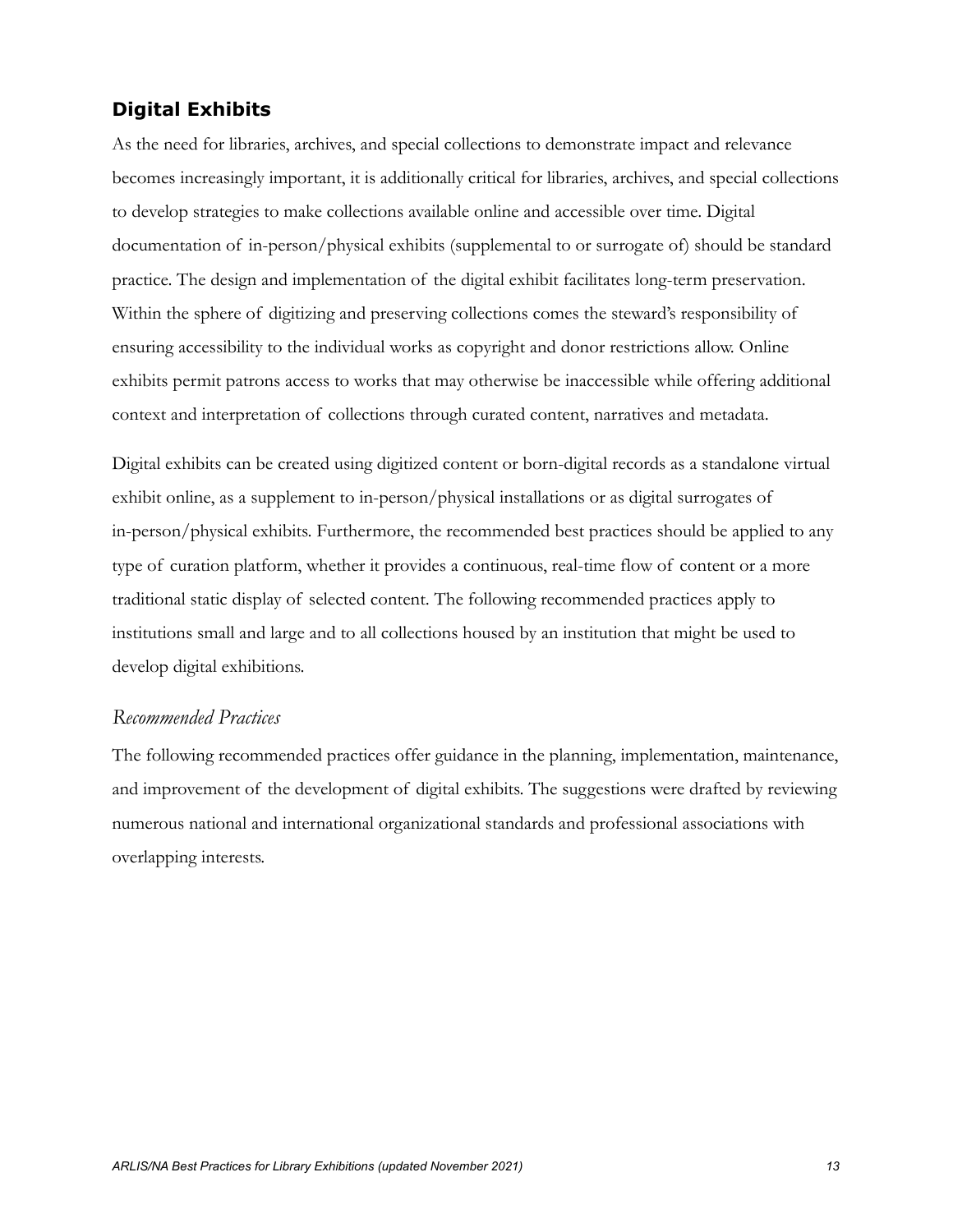## Digital Exhibits

As the need for libraries, archives, and special collections to demonstrate impact and relevance becomes increasingly important, it is additionally critical for libraries, archives, and special collections to develop strategies to make collections available online and accessible over time. Digital documentation of in-person/physical exhibits (supplemental to or surrogate of) should be standard practice. The design and implementation of the digital exhibit facilitates long-term preservation. Within the sphere of digitizing and preserving collections comes the steward's responsibility of ensuring accessibility to the individual works as copyright and donor restrictions allow. Online exhibits permit patrons access to works that may otherwise be inaccessible while offering additional context and interpretation of collections through curated content, narratives and metadata.

Digital exhibits can be created using digitized content or born-digital records as a standalone virtual exhibit online, as a supplement to in-person/physical installations or as digital surrogates of in-person/physical exhibits. Furthermore, the recommended best practices should be applied to any type of curation platform, whether it provides a continuous, real-time flow of content or a more traditional static display of selected content. The following recommended practices apply to institutions small and large and to all collections housed by an institution that might be used to develop digital exhibitions.

### *Recommended Practices*

The following recommended practices offer guidance in the planning, implementation, maintenance, and improvement of the development of digital exhibits. The suggestions were drafted by reviewing numerous national and international organizational standards and professional associations with overlapping interests.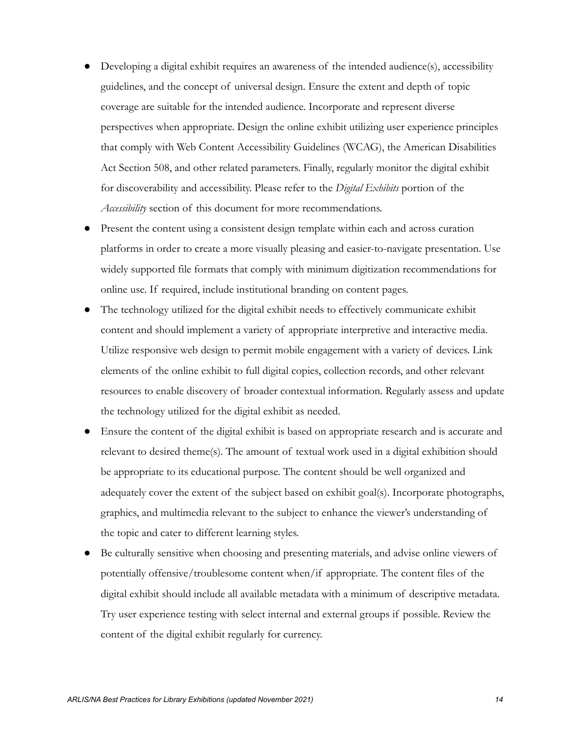- Developing a digital exhibit requires an awareness of the intended audience(s), accessibility guidelines, and the concept of universal design. Ensure the extent and depth of topic coverage are suitable for the intended audience. Incorporate and represent diverse perspectives when appropriate. Design the online exhibit utilizing user experience principles that comply with Web Content Accessibility Guidelines (WCAG), the American Disabilities Act Section 508, and other related parameters. Finally, regularly monitor the digital exhibit for discoverability and accessibility. Please refer to the *Digital Exhibits* portion of the *Accessibility* section of this document for more recommendations.
- Present the content using a consistent design template within each and across curation platforms in order to create a more visually pleasing and easier-to-navigate presentation. Use widely supported file formats that comply with minimum digitization recommendations for online use. If required, include institutional branding on content pages.
- The technology utilized for the digital exhibit needs to effectively communicate exhibit content and should implement a variety of appropriate interpretive and interactive media. Utilize responsive web design to permit mobile engagement with a variety of devices. Link elements of the online exhibit to full digital copies, collection records, and other relevant resources to enable discovery of broader contextual information. Regularly assess and update the technology utilized for the digital exhibit as needed.
- Ensure the content of the digital exhibit is based on appropriate research and is accurate and relevant to desired theme(s). The amount of textual work used in a digital exhibition should be appropriate to its educational purpose. The content should be well organized and adequately cover the extent of the subject based on exhibit goal(s). Incorporate photographs, graphics, and multimedia relevant to the subject to enhance the viewer's understanding of the topic and cater to different learning styles.
- Be culturally sensitive when choosing and presenting materials, and advise online viewers of potentially offensive/troublesome content when/if appropriate. The content files of the digital exhibit should include all available metadata with a minimum of descriptive metadata. Try user experience testing with select internal and external groups if possible. Review the content of the digital exhibit regularly for currency.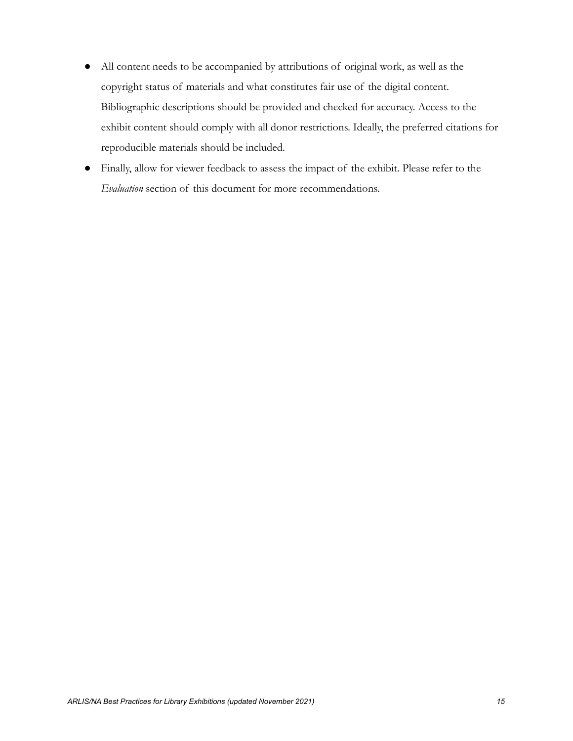- All content needs to be accompanied by attributions of original work, as well as the copyright status of materials and what constitutes fair use of the digital content. Bibliographic descriptions should be provided and checked for accuracy. Access to the exhibit content should comply with all donor restrictions. Ideally, the preferred citations for reproducible materials should be included.
- Finally, allow for viewer feedback to assess the impact of the exhibit. Please refer to the *Evaluation* section of this document for more recommendations.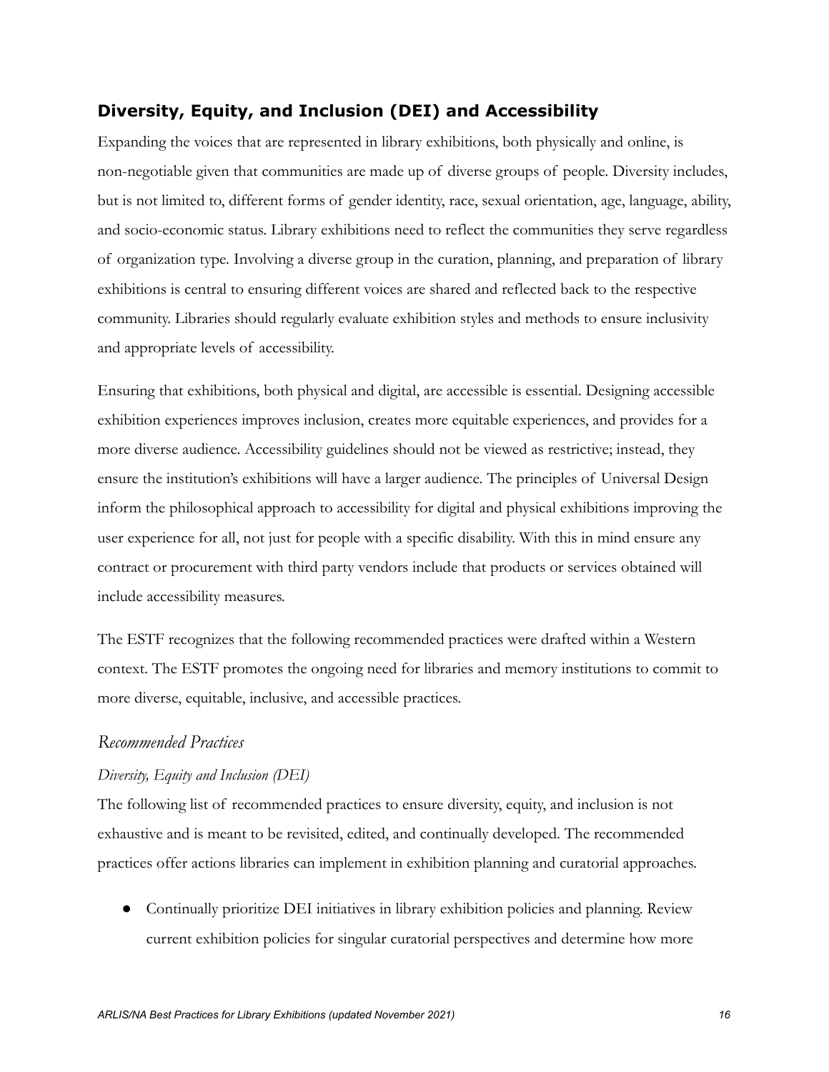## Diversity, Equity, and Inclusion (DEI) and Accessibility

Expanding the voices that are represented in library exhibitions, both physically and online, is non-negotiable given that communities are made up of diverse groups of people. Diversity includes, but is not limited to, different forms of gender identity, race, sexual orientation, age, language, ability, and socio-economic status. Library exhibitions need to reflect the communities they serve regardless of organization type. Involving a diverse group in the curation, planning, and preparation of library exhibitions is central to ensuring different voices are shared and reflected back to the respective community. Libraries should regularly evaluate exhibition styles and methods to ensure inclusivity and appropriate levels of accessibility.

Ensuring that exhibitions, both physical and digital, are accessible is essential. Designing accessible exhibition experiences improves inclusion, creates more equitable experiences, and provides for a more diverse audience. Accessibility guidelines should not be viewed as restrictive; instead, they ensure the institution's exhibitions will have a larger audience. The principles of Universal Design inform the philosophical approach to accessibility for digital and physical exhibitions improving the user experience for all, not just for people with a specific disability. With this in mind ensure any contract or procurement with third party vendors include that products or services obtained will include accessibility measures.

The ESTF recognizes that the following recommended practices were drafted within a Western context. The ESTF promotes the ongoing need for libraries and memory institutions to commit to more diverse, equitable, inclusive, and accessible practices.

### *Recommended Practices*

#### *Diversity, Equity and Inclusion (DEI)*

The following list of recommended practices to ensure diversity, equity, and inclusion is not exhaustive and is meant to be revisited, edited, and continually developed. The recommended practices offer actions libraries can implement in exhibition planning and curatorial approaches.

- Continually prioritize DEI initiatives in library exhibition policies and planning. Review current exhibition policies for singular curatorial perspectives and determine how more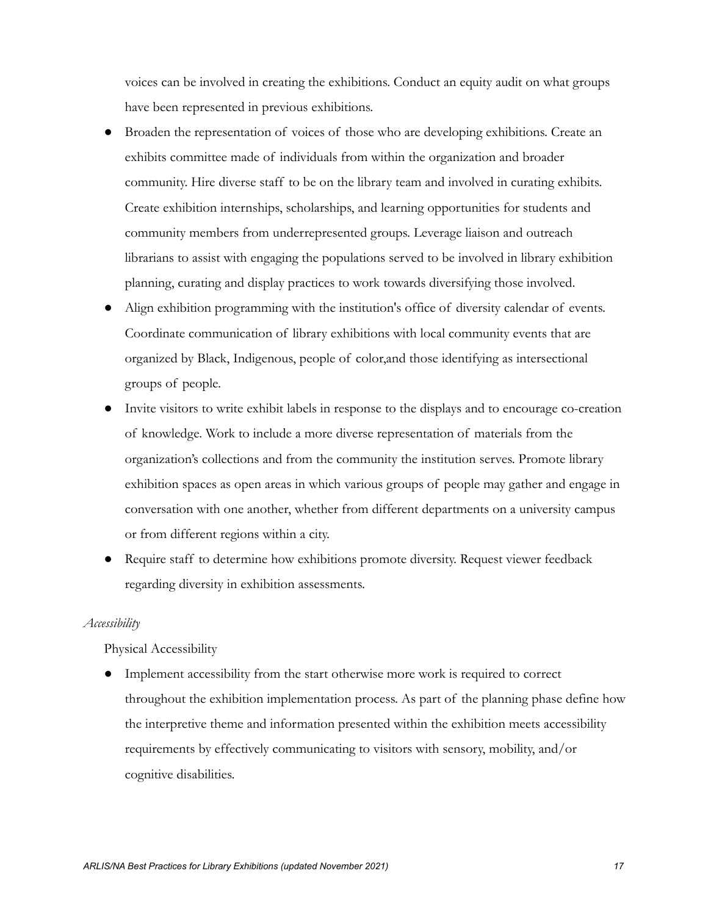voices can be involved in creating the exhibitions. Conduct an equity audit on what groups have been represented in previous exhibitions.

- Broaden the representation of voices of those who are developing exhibitions. Create an exhibits committee made of individuals from within the organization and broader community. Hire diverse staff to be on the library team and involved in curating exhibits. Create exhibition internships, scholarships, and learning opportunities for students and community members from underrepresented groups. Leverage liaison and outreach librarians to assist with engaging the populations served to be involved in library exhibition planning, curating and display practices to work towards diversifying those involved.
- Align exhibition programming with the institution's office of diversity calendar of events. Coordinate communication of library exhibitions with local community events that are organized by Black, Indigenous, people of color,and those identifying as intersectional groups of people.
- Invite visitors to write exhibit labels in response to the displays and to encourage co-creation of knowledge. Work to include a more diverse representation of materials from the organization's collections and from the community the institution serves. Promote library exhibition spaces as open areas in which various groups of people may gather and engage in conversation with one another, whether from different departments on a university campus or from different regions within a city.
- Require staff to determine how exhibitions promote diversity. Request viewer feedback regarding diversity in exhibition assessments.

*Accessibility*

Physical Accessibility

- Implement accessibility from the start otherwise more work is required to correct throughout the exhibition implementation process. As part of the planning phase define how the interpretive theme and information presented within the exhibition meets accessibility requirements by effectively communicating to visitors with sensory, mobility, and/or cognitive disabilities.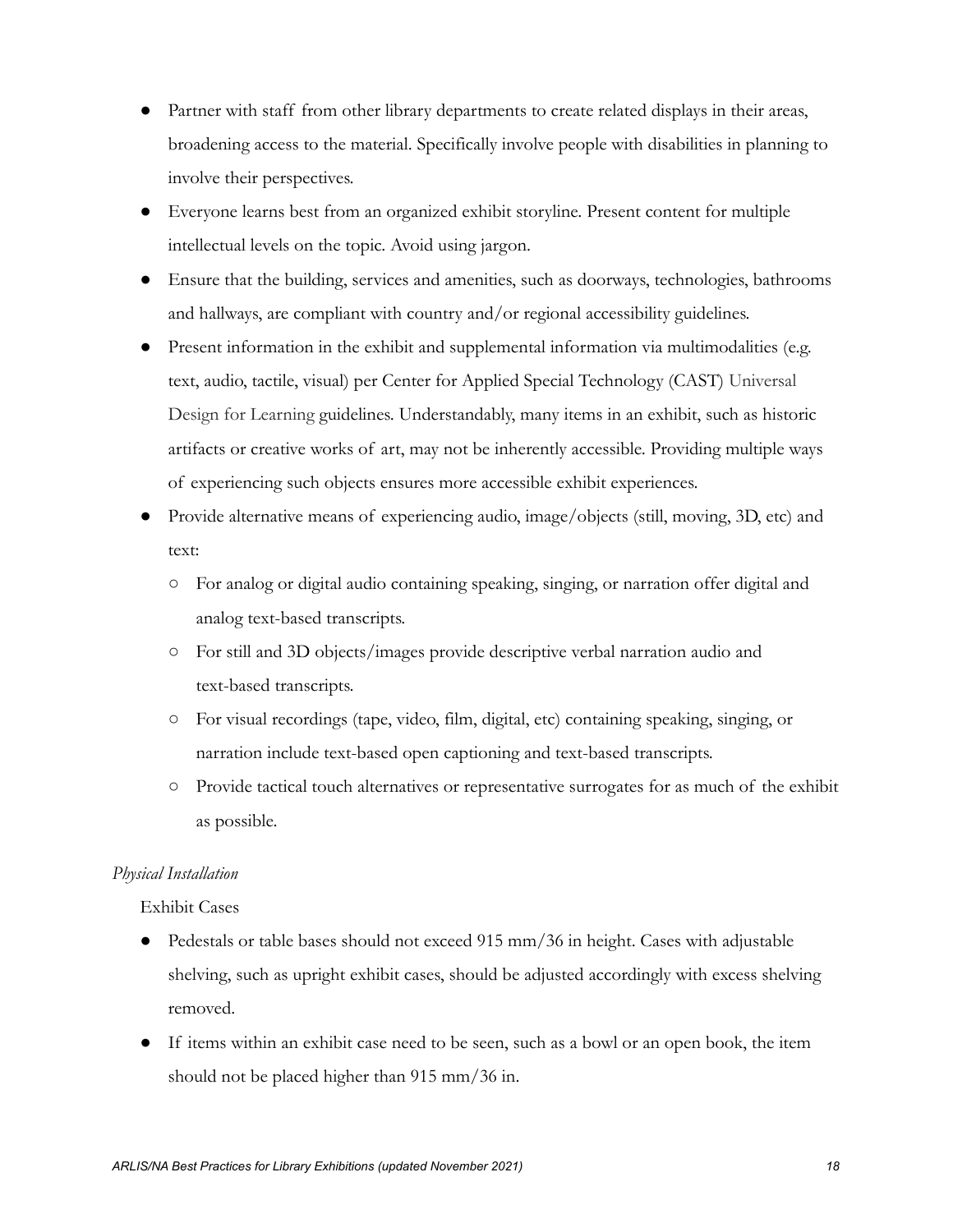- Partner with staff from other library departments to create related displays in their areas, broadening access to the material. Specifically involve people with disabilities in planning to involve their perspectives.
- Everyone learns best from an organized exhibit storyline. Present content for multiple intellectual levels on the topic. Avoid using jargon.
- Ensure that the building, services and amenities, such as doorways, technologies, bathrooms and hallways, are compliant with country and/or regional accessibility guidelines.
- Present information in the exhibit and supplemental information via multimodalities (e.g. text, audio, tactile, visual) per Center for Applied Special Technology (CAST) Universal Design for Learning guidelines. Understandably, many items in an exhibit, such as historic artifacts or creative works of art, may not be inherently accessible. Providing multiple ways of experiencing such objects ensures more accessible exhibit experiences.
- Provide alternative means of experiencing audio, image/objects (still, moving, 3D, etc) and text:
  - For analog or digital audio containing speaking, singing, or narration offer digital and analog text-based transcripts.
  - For still and 3D objects/images provide descriptive verbal narration audio and text-based transcripts.
  - For visual recordings (tape, video, film, digital, etc) containing speaking, singing, or narration include text-based open captioning and text-based transcripts.
  - Provide tactical touch alternatives or representative surrogates for as much of the exhibit as possible.

*Physical Installation*

Exhibit Cases

- Pedestals or table bases should not exceed 915 mm/36 in height. Cases with adjustable shelving, such as upright exhibit cases, should be adjusted accordingly with excess shelving removed.
- If items within an exhibit case need to be seen, such as a bowl or an open book, the item should not be placed higher than 915 mm/36 in.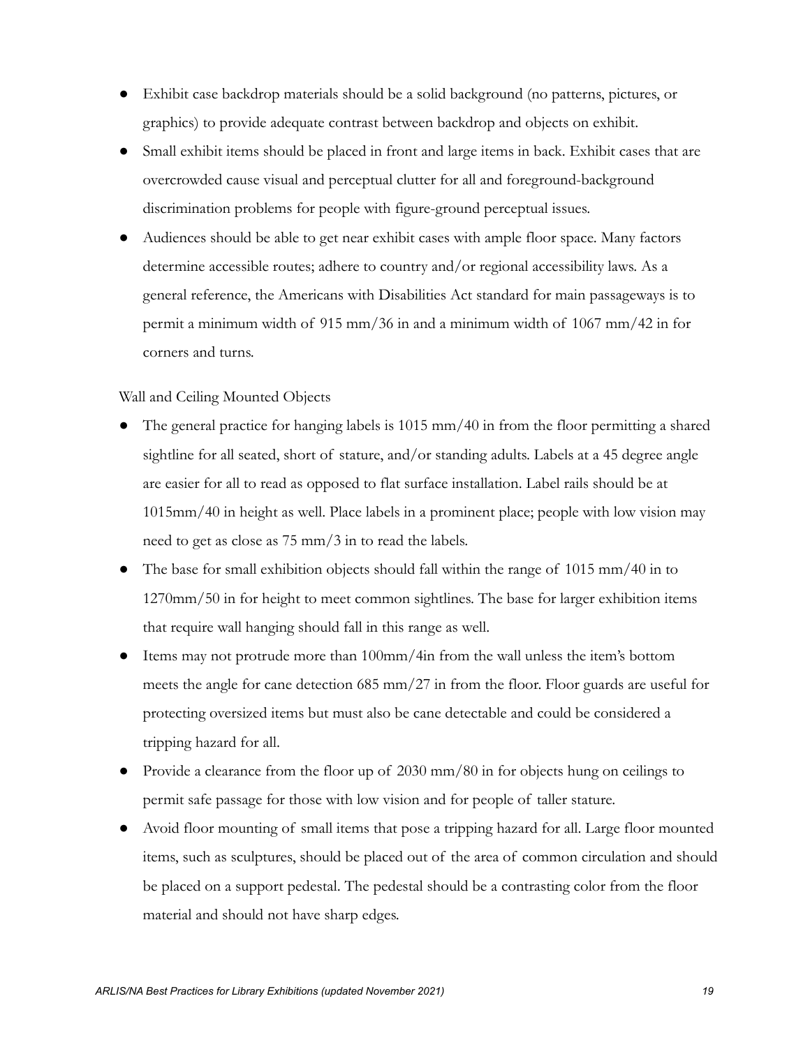- Exhibit case backdrop materials should be a solid background (no patterns, pictures, or graphics) to provide adequate contrast between backdrop and objects on exhibit.
- Small exhibit items should be placed in front and large items in back. Exhibit cases that are overcrowded cause visual and perceptual clutter for all and foreground-background discrimination problems for people with figure-ground perceptual issues.
- Audiences should be able to get near exhibit cases with ample floor space. Many factors determine accessible routes; adhere to country and/or regional accessibility laws. As a general reference, the Americans with Disabilities Act standard for main passageways is to permit a minimum width of 915 mm/36 in and a minimum width of 1067 mm/42 in for corners and turns.

Wall and Ceiling Mounted Objects

- The general practice for hanging labels is 1015 mm/40 in from the floor permitting a shared sightline for all seated, short of stature, and/or standing adults. Labels at a 45 degree angle are easier for all to read as opposed to flat surface installation. Label rails should be at 1015mm/40 in height as well. Place labels in a prominent place; people with low vision may need to get as close as 75 mm/3 in to read the labels.
- The base for small exhibition objects should fall within the range of 1015 mm/40 in to 1270mm/50 in for height to meet common sightlines. The base for larger exhibition items that require wall hanging should fall in this range as well.
- Items may not protrude more than 100mm/4in from the wall unless the item's bottom meets the angle for cane detection 685 mm/27 in from the floor. Floor guards are useful for protecting oversized items but must also be cane detectable and could be considered a tripping hazard for all.
- Provide a clearance from the floor up of 2030 mm/80 in for objects hung on ceilings to permit safe passage for those with low vision and for people of taller stature.
- Avoid floor mounting of small items that pose a tripping hazard for all. Large floor mounted items, such as sculptures, should be placed out of the area of common circulation and should be placed on a support pedestal. The pedestal should be a contrasting color from the floor material and should not have sharp edges.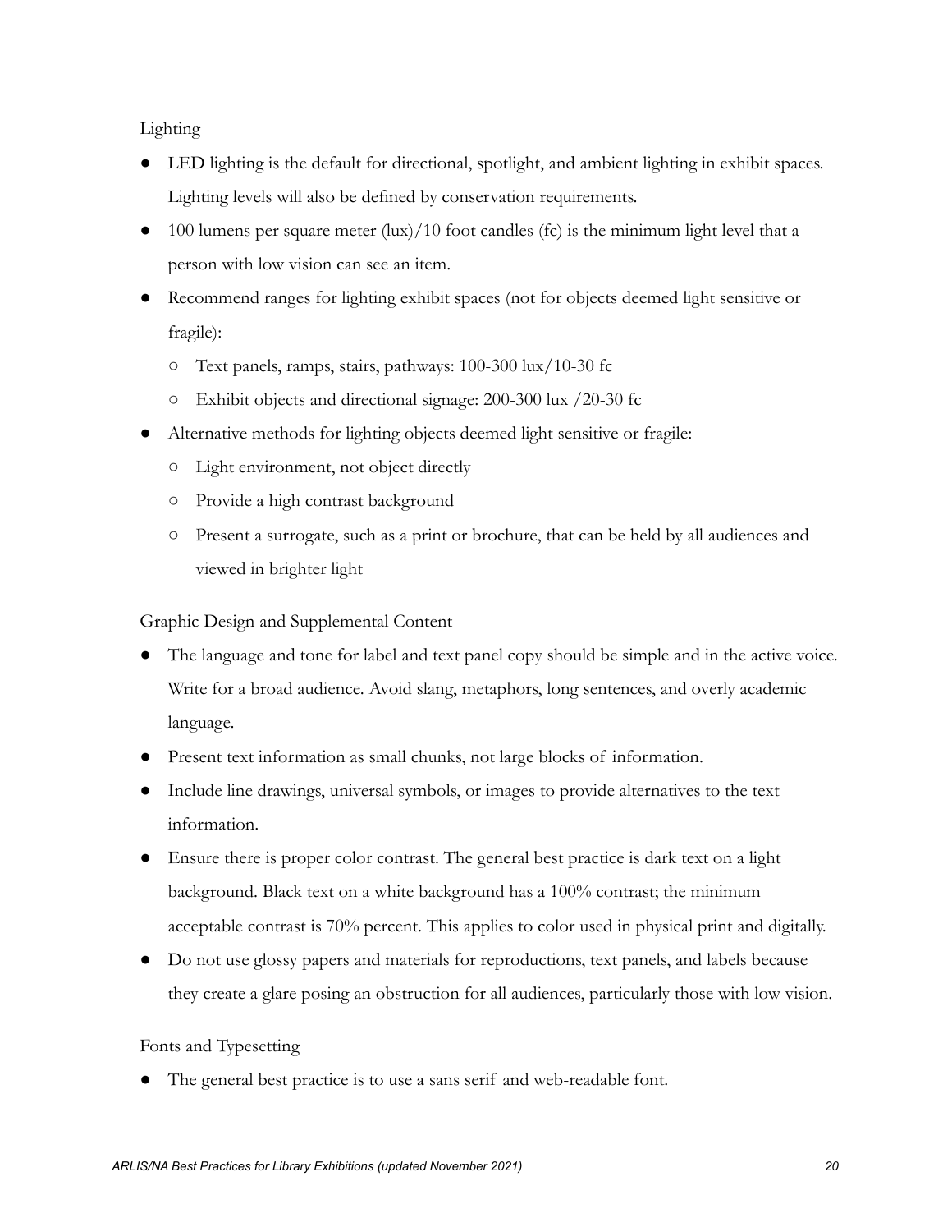### Lighting

- LED lighting is the default for directional, spotlight, and ambient lighting in exhibit spaces. Lighting levels will also be defined by conservation requirements.
- 100 lumens per square meter (lux)/10 foot candles (fc) is the minimum light level that a person with low vision can see an item.
- Recommend ranges for lighting exhibit spaces (not for objects deemed light sensitive or fragile):
  - Text panels, ramps, stairs, pathways: 100-300 lux/10-30 fc
  - Exhibit objects and directional signage: 200-300 lux /20-30 fc
- Alternative methods for lighting objects deemed light sensitive or fragile:
  - Light environment, not object directly
  - Provide a high contrast background
  - Present a surrogate, such as a print or brochure, that can be held by all audiences and viewed in brighter light

### Graphic Design and Supplemental Content

- The language and tone for label and text panel copy should be simple and in the active voice. Write for a broad audience. Avoid slang, metaphors, long sentences, and overly academic language.
- Present text information as small chunks, not large blocks of information.
- Include line drawings, universal symbols, or images to provide alternatives to the text information.
- Ensure there is proper color contrast. The general best practice is dark text on a light background. Black text on a white background has a 100% contrast; the minimum acceptable contrast is 70% percent. This applies to color used in physical print and digitally.
- Do not use glossy papers and materials for reproductions, text panels, and labels because they create a glare posing an obstruction for all audiences, particularly those with low vision.

### Fonts and Typesetting

- The general best practice is to use a sans serif and web-readable font.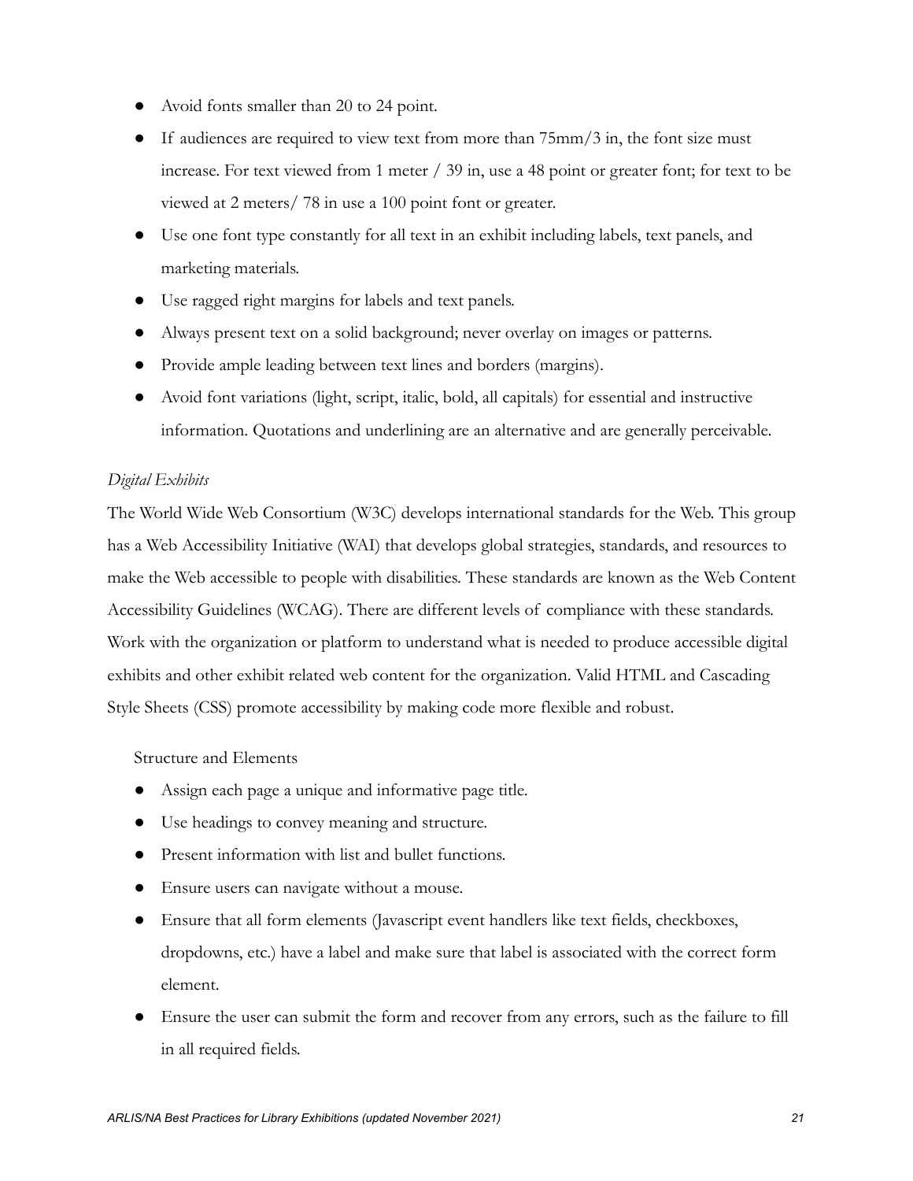- Avoid fonts smaller than 20 to 24 point.
- If audiences are required to view text from more than 75mm/3 in, the font size must increase. For text viewed from 1 meter / 39 in, use a 48 point or greater font; for text to be viewed at 2 meters/ 78 in use a 100 point font or greater.
- Use one font type constantly for all text in an exhibit including labels, text panels, and marketing materials.
- Use ragged right margins for labels and text panels.
- Always present text on a solid background; never overlay on images or patterns.
- Provide ample leading between text lines and borders (margins).
- Avoid font variations (light, script, italic, bold, all capitals) for essential and instructive information. Quotations and underlining are an alternative and are generally perceivable.

*Digital Exhibits*

The World Wide Web Consortium (W3C) develops international standards for the Web. This group has a Web Accessibility Initiative (WAI) that develops global strategies, standards, and resources to make the Web accessible to people with disabilities. These standards are known as the Web Content Accessibility Guidelines (WCAG). There are different levels of compliance with these standards. Work with the organization or platform to understand what is needed to produce accessible digital exhibits and other exhibit related web content for the organization. Valid HTML and Cascading Style Sheets (CSS) promote accessibility by making code more flexible and robust.

Structure and Elements

- Assign each page a unique and informative page title.
- Use headings to convey meaning and structure.
- Present information with list and bullet functions.
- Ensure users can navigate without a mouse.
- Ensure that all form elements (Javascript event handlers like text fields, checkboxes, dropdowns, etc.) have a label and make sure that label is associated with the correct form element.
- Ensure the user can submit the form and recover from any errors, such as the failure to fill in all required fields.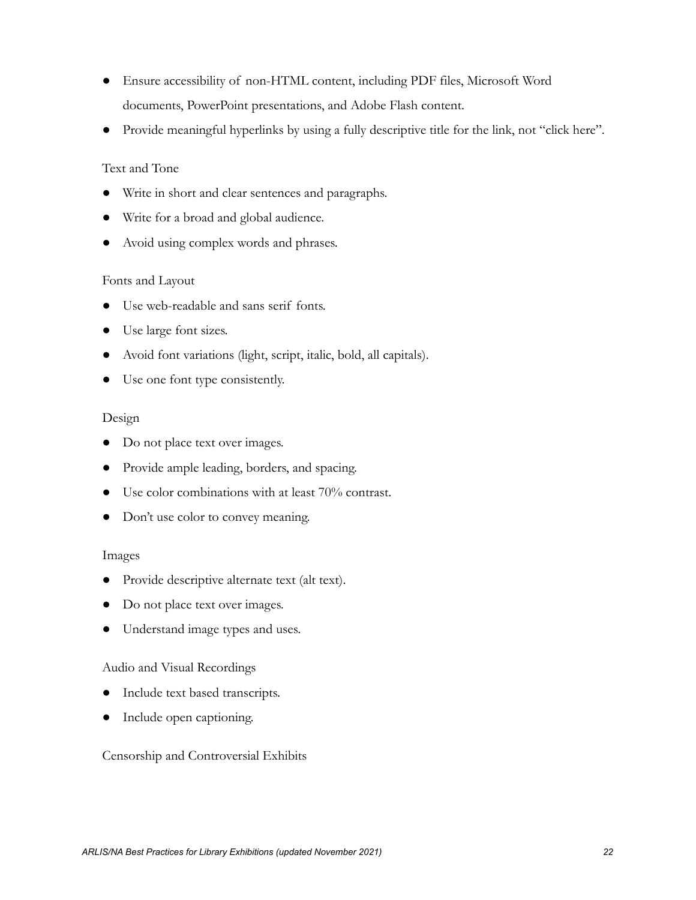- Ensure accessibility of non-HTML content, including PDF files, Microsoft Word documents, PowerPoint presentations, and Adobe Flash content.
- Provide meaningful hyperlinks by using a fully descriptive title for the link, not "click here".

Text and Tone

- Write in short and clear sentences and paragraphs.
- Write for a broad and global audience.
- Avoid using complex words and phrases.

Fonts and Layout

- Use web-readable and sans serif fonts.
- Use large font sizes.
- Avoid font variations (light, script, italic, bold, all capitals).
- Use one font type consistently.

Design

- Do not place text over images.
- Provide ample leading, borders, and spacing.
- Use color combinations with at least 70% contrast.
- Don't use color to convey meaning.

Images

- Provide descriptive alternate text (alt text).
- Do not place text over images.
- Understand image types and uses.

Audio and Visual Recordings

- Include text based transcripts.
- Include open captioning.

Censorship and Controversial Exhibits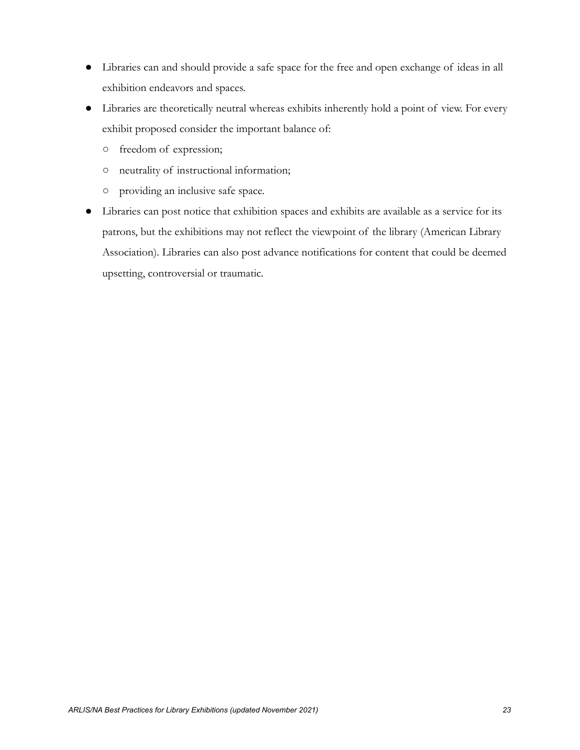- Libraries can and should provide a safe space for the free and open exchange of ideas in all exhibition endeavors and spaces.
- Libraries are theoretically neutral whereas exhibits inherently hold a point of view. For every exhibit proposed consider the important balance of:
  - freedom of expression;
  - neutrality of instructional information;
  - providing an inclusive safe space.
- Libraries can post notice that exhibition spaces and exhibits are available as a service for its patrons, but the exhibitions may not reflect the viewpoint of the library (American Library Association). Libraries can also post advance notifications for content that could be deemed upsetting, controversial or traumatic.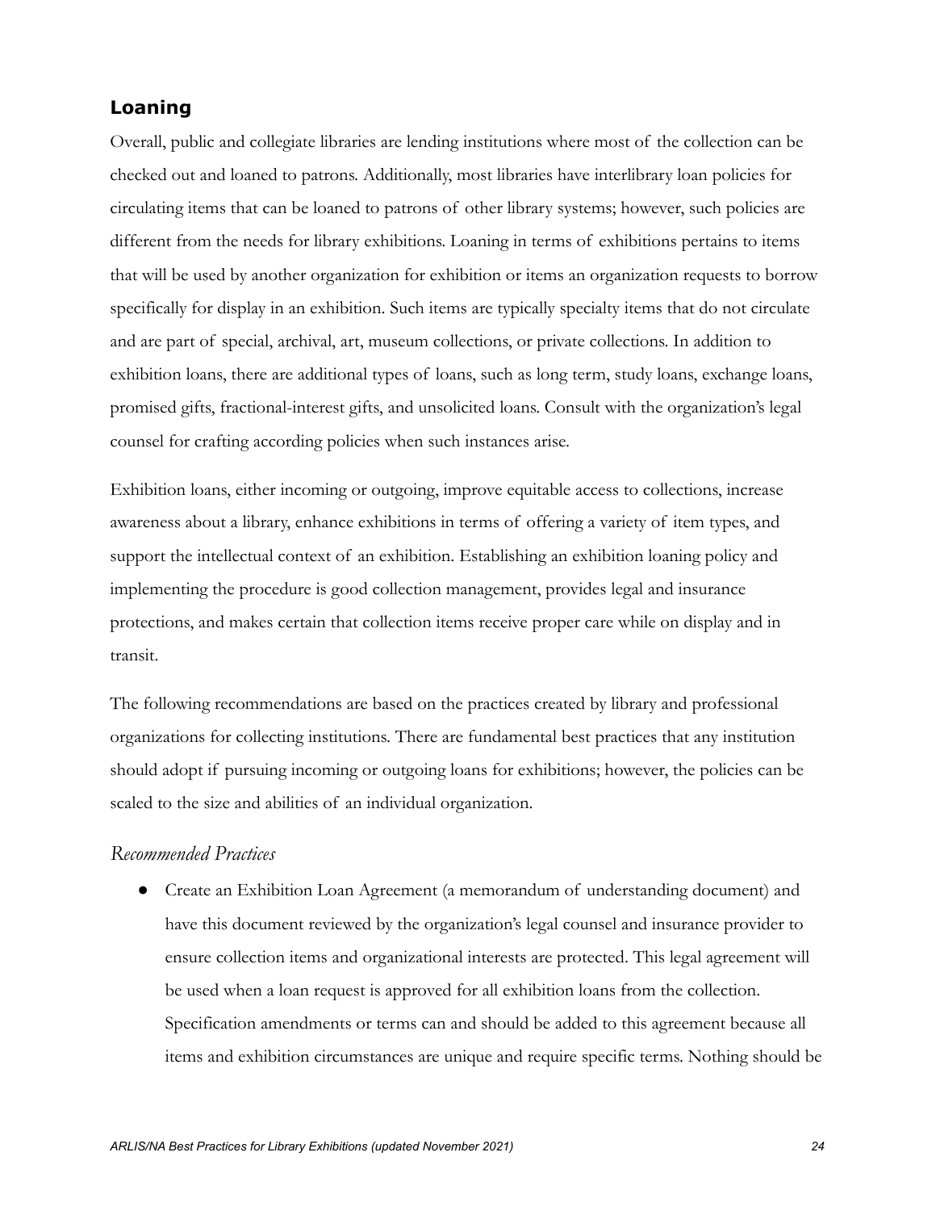## Loaning

Overall, public and collegiate libraries are lending institutions where most of the collection can be checked out and loaned to patrons. Additionally, most libraries have interlibrary loan policies for circulating items that can be loaned to patrons of other library systems; however, such policies are different from the needs for library exhibitions. Loaning in terms of exhibitions pertains to items that will be used by another organization for exhibition or items an organization requests to borrow specifically for display in an exhibition. Such items are typically specialty items that do not circulate and are part of special, archival, art, museum collections, or private collections. In addition to exhibition loans, there are additional types of loans, such as long term, study loans, exchange loans, promised gifts, fractional-interest gifts, and unsolicited loans. Consult with the organization's legal counsel for crafting according policies when such instances arise.

Exhibition loans, either incoming or outgoing, improve equitable access to collections, increase awareness about a library, enhance exhibitions in terms of offering a variety of item types, and support the intellectual context of an exhibition. Establishing an exhibition loaning policy and implementing the procedure is good collection management, provides legal and insurance protections, and makes certain that collection items receive proper care while on display and in transit.

The following recommendations are based on the practices created by library and professional organizations for collecting institutions. There are fundamental best practices that any institution should adopt if pursuing incoming or outgoing loans for exhibitions; however, the policies can be scaled to the size and abilities of an individual organization.

### *Recommended Practices*

- Create an Exhibition Loan Agreement (a memorandum of understanding document) and have this document reviewed by the organization's legal counsel and insurance provider to ensure collection items and organizational interests are protected. This legal agreement will be used when a loan request is approved for all exhibition loans from the collection. Specification amendments or terms can and should be added to this agreement because all items and exhibition circumstances are unique and require specific terms. Nothing should be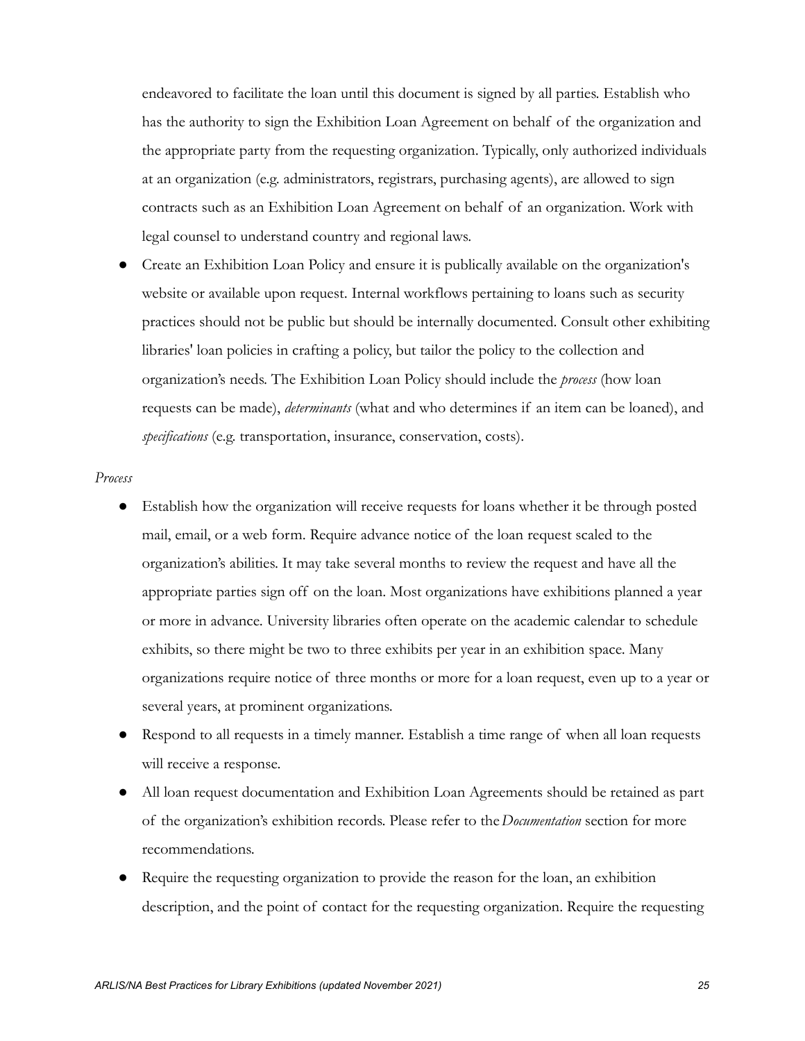endeavored to facilitate the loan until this document is signed by all parties. Establish who has the authority to sign the Exhibition Loan Agreement on behalf of the organization and the appropriate party from the requesting organization. Typically, only authorized individuals at an organization (e.g. administrators, registrars, purchasing agents), are allowed to sign contracts such as an Exhibition Loan Agreement on behalf of an organization. Work with legal counsel to understand country and regional laws.

- Create an Exhibition Loan Policy and ensure it is publically available on the organization's website or available upon request. Internal workflows pertaining to loans such as security practices should not be public but should be internally documented. Consult other exhibiting libraries' loan policies in crafting a policy, but tailor the policy to the collection and organization's needs. The Exhibition Loan Policy should include the *process* (how loan requests can be made), *determinants* (what and who determines if an item can be loaned), and *specifications* (e.g. transportation, insurance, conservation, costs).

*Process*

- Establish how the organization will receive requests for loans whether it be through posted mail, email, or a web form. Require advance notice of the loan request scaled to the organization's abilities. It may take several months to review the request and have all the appropriate parties sign off on the loan. Most organizations have exhibitions planned a year or more in advance. University libraries often operate on the academic calendar to schedule exhibits, so there might be two to three exhibits per year in an exhibition space. Many organizations require notice of three months or more for a loan request, even up to a year or several years, at prominent organizations.
- Respond to all requests in a timely manner. Establish a time range of when all loan requests will receive a response.
- All loan request documentation and Exhibition Loan Agreements should be retained as part of the organization's exhibition records. Please refer to the *Documentation* section for more recommendations.
- Require the requesting organization to provide the reason for the loan, an exhibition description, and the point of contact for the requesting organization. Require the requesting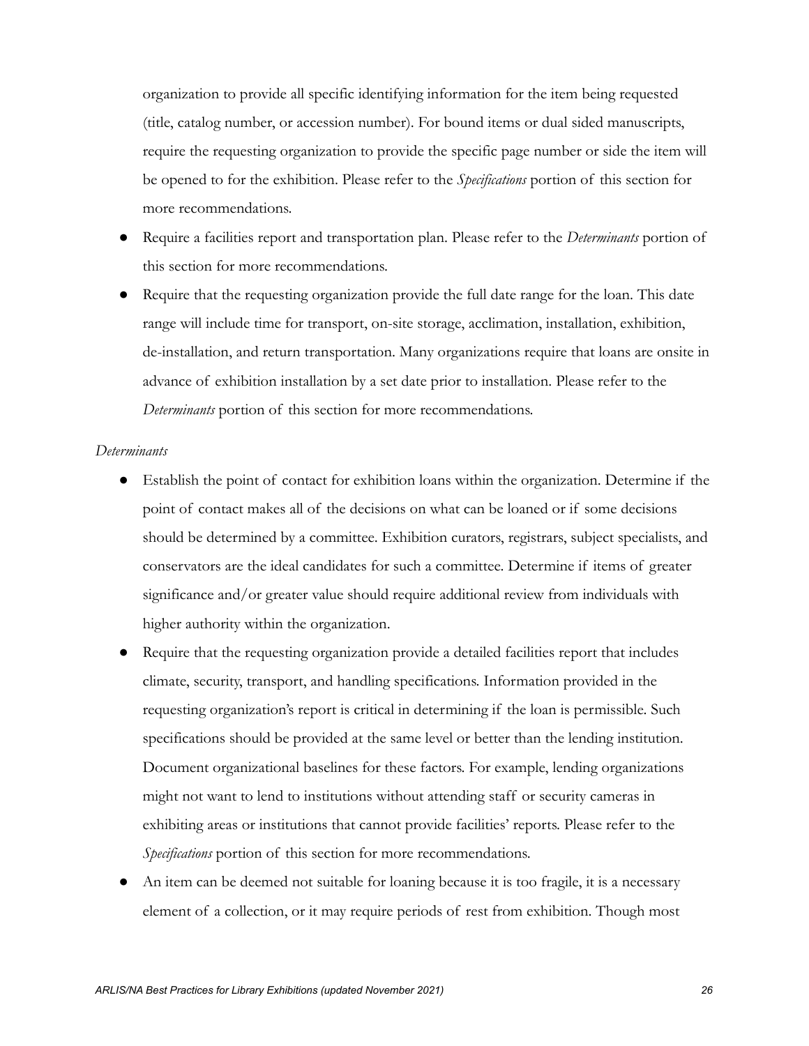organization to provide all specific identifying information for the item being requested (title, catalog number, or accession number). For bound items or dual sided manuscripts, require the requesting organization to provide the specific page number or side the item will be opened to for the exhibition. Please refer to the *Specifications* portion of this section for more recommendations.

- Require a facilities report and transportation plan. Please refer to the *Determinants* portion of this section for more recommendations.
- Require that the requesting organization provide the full date range for the loan. This date range will include time for transport, on-site storage, acclimation, installation, exhibition, de-installation, and return transportation. Many organizations require that loans are onsite in advance of exhibition installation by a set date prior to installation. Please refer to the *Determinants* portion of this section for more recommendations.

*Determinants*

- Establish the point of contact for exhibition loans within the organization. Determine if the point of contact makes all of the decisions on what can be loaned or if some decisions should be determined by a committee. Exhibition curators, registrars, subject specialists, and conservators are the ideal candidates for such a committee. Determine if items of greater significance and/or greater value should require additional review from individuals with higher authority within the organization.
- Require that the requesting organization provide a detailed facilities report that includes climate, security, transport, and handling specifications. Information provided in the requesting organization's report is critical in determining if the loan is permissible. Such specifications should be provided at the same level or better than the lending institution. Document organizational baselines for these factors. For example, lending organizations might not want to lend to institutions without attending staff or security cameras in exhibiting areas or institutions that cannot provide facilities' reports. Please refer to the *Specifications* portion of this section for more recommendations.
- An item can be deemed not suitable for loaning because it is too fragile, it is a necessary element of a collection, or it may require periods of rest from exhibition. Though most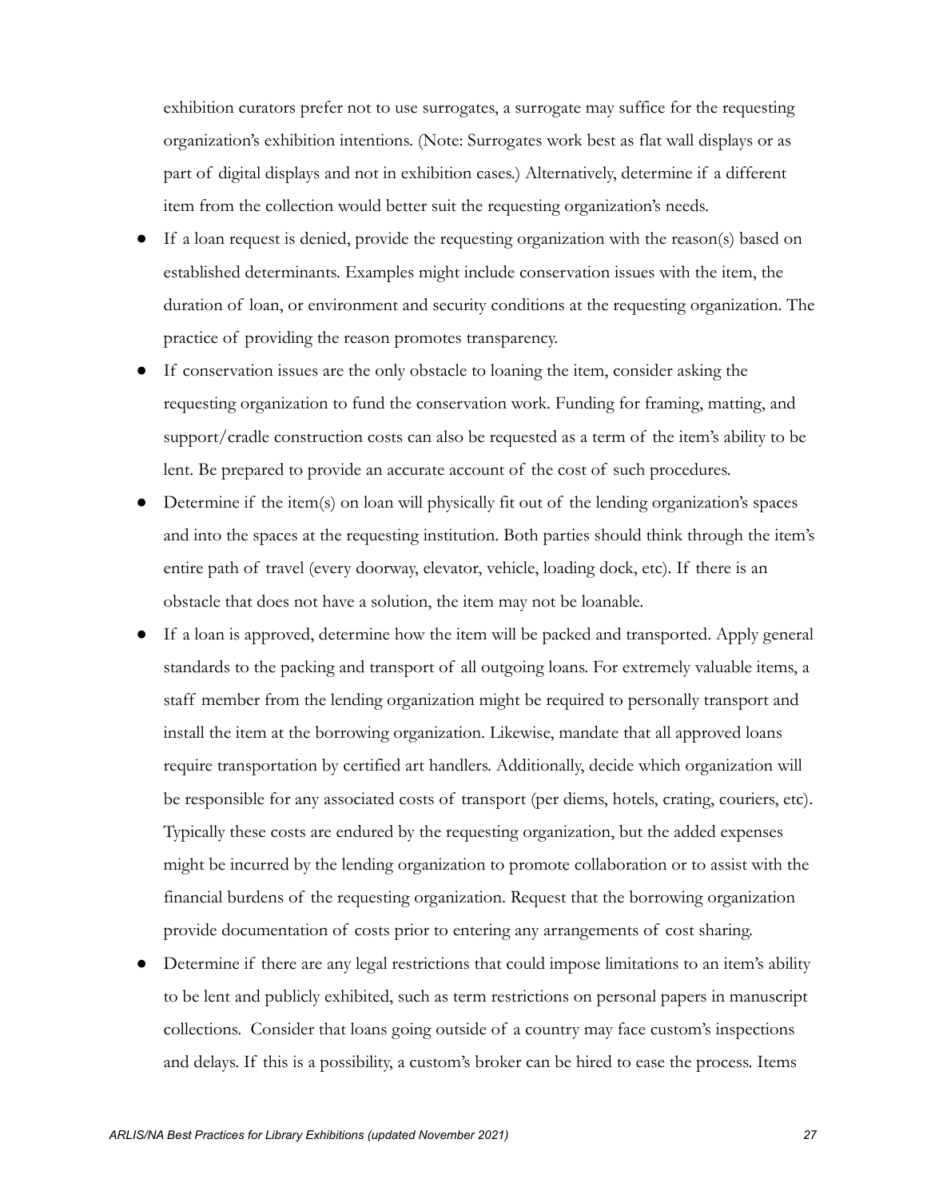exhibition curators prefer not to use surrogates, a surrogate may suffice for the requesting organization's exhibition intentions. (Note: Surrogates work best as flat wall displays or as part of digital displays and not in exhibition cases.) Alternatively, determine if a different item from the collection would better suit the requesting organization's needs.

- If a loan request is denied, provide the requesting organization with the reason(s) based on established determinants. Examples might include conservation issues with the item, the duration of loan, or environment and security conditions at the requesting organization. The practice of providing the reason promotes transparency.
- If conservation issues are the only obstacle to loaning the item, consider asking the requesting organization to fund the conservation work. Funding for framing, matting, and support/cradle construction costs can also be requested as a term of the item's ability to be lent. Be prepared to provide an accurate account of the cost of such procedures.
- Determine if the item(s) on loan will physically fit out of the lending organization's spaces and into the spaces at the requesting institution. Both parties should think through the item's entire path of travel (every doorway, elevator, vehicle, loading dock, etc). If there is an obstacle that does not have a solution, the item may not be loanable.
- If a loan is approved, determine how the item will be packed and transported. Apply general standards to the packing and transport of all outgoing loans. For extremely valuable items, a staff member from the lending organization might be required to personally transport and install the item at the borrowing organization. Likewise, mandate that all approved loans require transportation by certified art handlers. Additionally, decide which organization will be responsible for any associated costs of transport (per diems, hotels, crating, couriers, etc). Typically these costs are endured by the requesting organization, but the added expenses might be incurred by the lending organization to promote collaboration or to assist with the financial burdens of the requesting organization. Request that the borrowing organization provide documentation of costs prior to entering any arrangements of cost sharing.
- Determine if there are any legal restrictions that could impose limitations to an item's ability to be lent and publicly exhibited, such as term restrictions on personal papers in manuscript collections. Consider that loans going outside of a country may face custom's inspections and delays. If this is a possibility, a custom's broker can be hired to ease the process. Items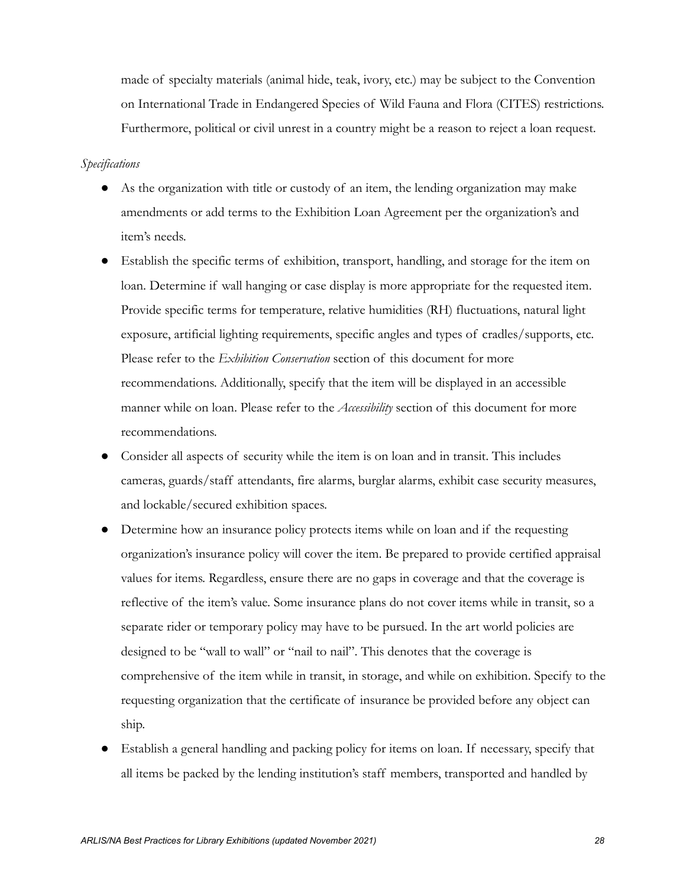made of specialty materials (animal hide, teak, ivory, etc.) may be subject to the Convention on International Trade in Endangered Species of Wild Fauna and Flora (CITES) restrictions. Furthermore, political or civil unrest in a country might be a reason to reject a loan request.

*Specifications*

- As the organization with title or custody of an item, the lending organization may make amendments or add terms to the Exhibition Loan Agreement per the organization's and item's needs.
- Establish the specific terms of exhibition, transport, handling, and storage for the item on loan. Determine if wall hanging or case display is more appropriate for the requested item. Provide specific terms for temperature, relative humidities (RH) fluctuations, natural light exposure, artificial lighting requirements, specific angles and types of cradles/supports, etc. Please refer to the *Exhibition Conservation* section of this document for more recommendations. Additionally, specify that the item will be displayed in an accessible manner while on loan. Please refer to the *Accessibility* section of this document for more recommendations.
- Consider all aspects of security while the item is on loan and in transit. This includes cameras, guards/staff attendants, fire alarms, burglar alarms, exhibit case security measures, and lockable/secured exhibition spaces.
- Determine how an insurance policy protects items while on loan and if the requesting organization's insurance policy will cover the item. Be prepared to provide certified appraisal values for items. Regardless, ensure there are no gaps in coverage and that the coverage is reflective of the item's value. Some insurance plans do not cover items while in transit, so a separate rider or temporary policy may have to be pursued. In the art world policies are designed to be "wall to wall" or "nail to nail". This denotes that the coverage is comprehensive of the item while in transit, in storage, and while on exhibition. Specify to the requesting organization that the certificate of insurance be provided before any object can ship.
- Establish a general handling and packing policy for items on loan. If necessary, specify that all items be packed by the lending institution's staff members, transported and handled by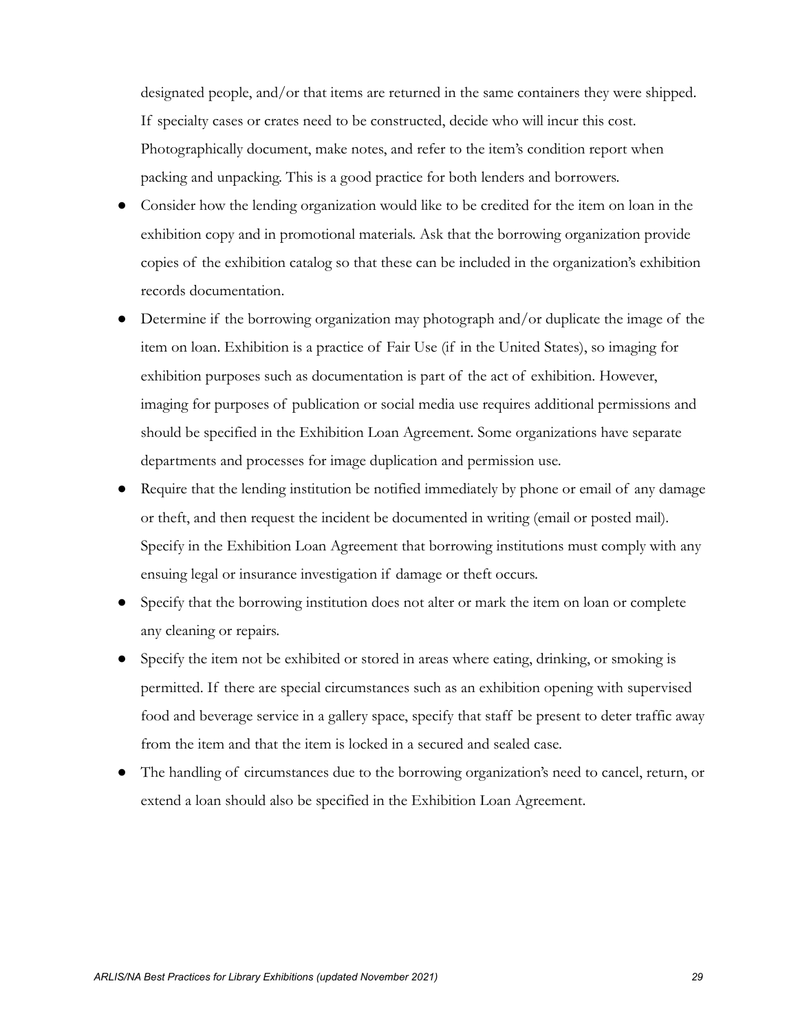designated people, and/or that items are returned in the same containers they were shipped. If specialty cases or crates need to be constructed, decide who will incur this cost. Photographically document, make notes, and refer to the item's condition report when packing and unpacking. This is a good practice for both lenders and borrowers.

- Consider how the lending organization would like to be credited for the item on loan in the exhibition copy and in promotional materials. Ask that the borrowing organization provide copies of the exhibition catalog so that these can be included in the organization's exhibition records documentation.
- Determine if the borrowing organization may photograph and/or duplicate the image of the item on loan. Exhibition is a practice of Fair Use (if in the United States), so imaging for exhibition purposes such as documentation is part of the act of exhibition. However, imaging for purposes of publication or social media use requires additional permissions and should be specified in the Exhibition Loan Agreement. Some organizations have separate departments and processes for image duplication and permission use.
- Require that the lending institution be notified immediately by phone or email of any damage or theft, and then request the incident be documented in writing (email or posted mail). Specify in the Exhibition Loan Agreement that borrowing institutions must comply with any ensuing legal or insurance investigation if damage or theft occurs.
- Specify that the borrowing institution does not alter or mark the item on loan or complete any cleaning or repairs.
- Specify the item not be exhibited or stored in areas where eating, drinking, or smoking is permitted. If there are special circumstances such as an exhibition opening with supervised food and beverage service in a gallery space, specify that staff be present to deter traffic away from the item and that the item is locked in a secured and sealed case.
- The handling of circumstances due to the borrowing organization's need to cancel, return, or extend a loan should also be specified in the Exhibition Loan Agreement.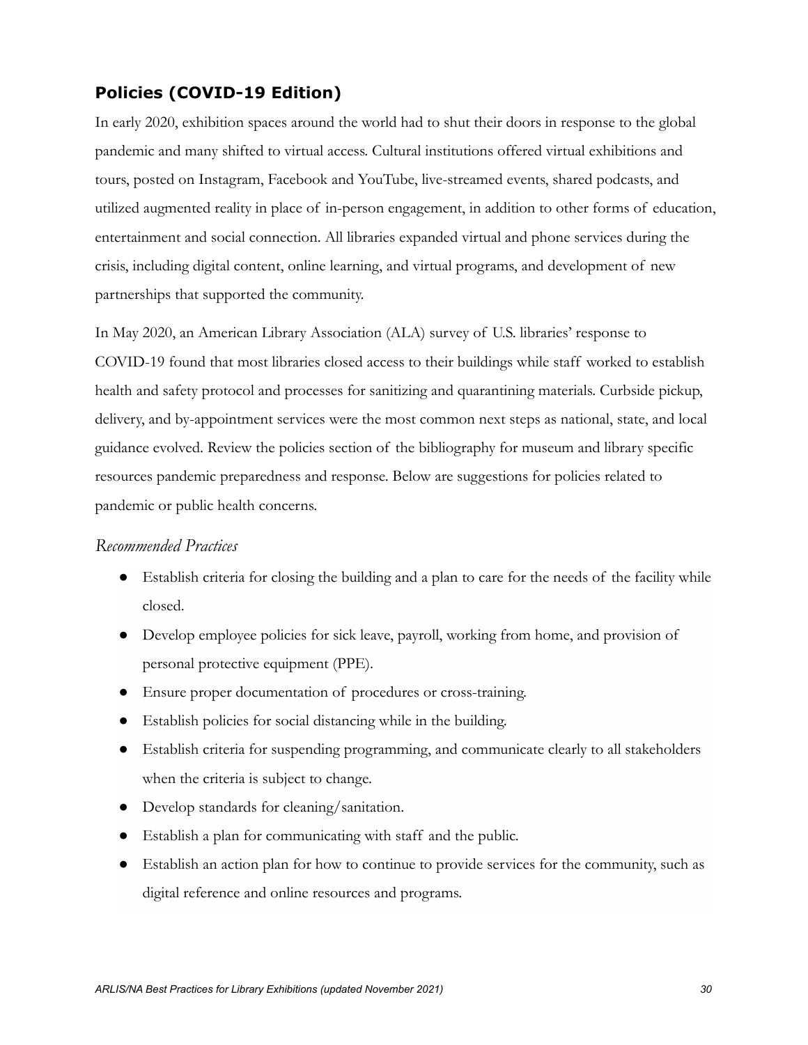## Policies (COVID-19 Edition)

In early 2020, exhibition spaces around the world had to shut their doors in response to the global pandemic and many shifted to virtual access. Cultural institutions offered virtual exhibitions and tours, posted on Instagram, Facebook and YouTube, live-streamed events, shared podcasts, and utilized augmented reality in place of in-person engagement, in addition to other forms of education, entertainment and social connection. All libraries expanded virtual and phone services during the crisis, including digital content, online learning, and virtual programs, and development of new partnerships that supported the community.

In May 2020, an American Library Association (ALA) survey of U.S. libraries' response to COVID-19 found that most libraries closed access to their buildings while staff worked to establish health and safety protocol and processes for sanitizing and quarantining materials. Curbside pickup, delivery, and by-appointment services were the most common next steps as national, state, and local guidance evolved. Review the policies section of the bibliography for museum and library specific resources pandemic preparedness and response. Below are suggestions for policies related to pandemic or public health concerns.

### *Recommended Practices*

- Establish criteria for closing the building and a plan to care for the needs of the facility while closed.
- Develop employee policies for sick leave, payroll, working from home, and provision of personal protective equipment (PPE).
- Ensure proper documentation of procedures or cross-training.
- Establish policies for social distancing while in the building.
- Establish criteria for suspending programming, and communicate clearly to all stakeholders when the criteria is subject to change.
- Develop standards for cleaning/sanitation.
- Establish a plan for communicating with staff and the public.
- Establish an action plan for how to continue to provide services for the community, such as digital reference and online resources and programs.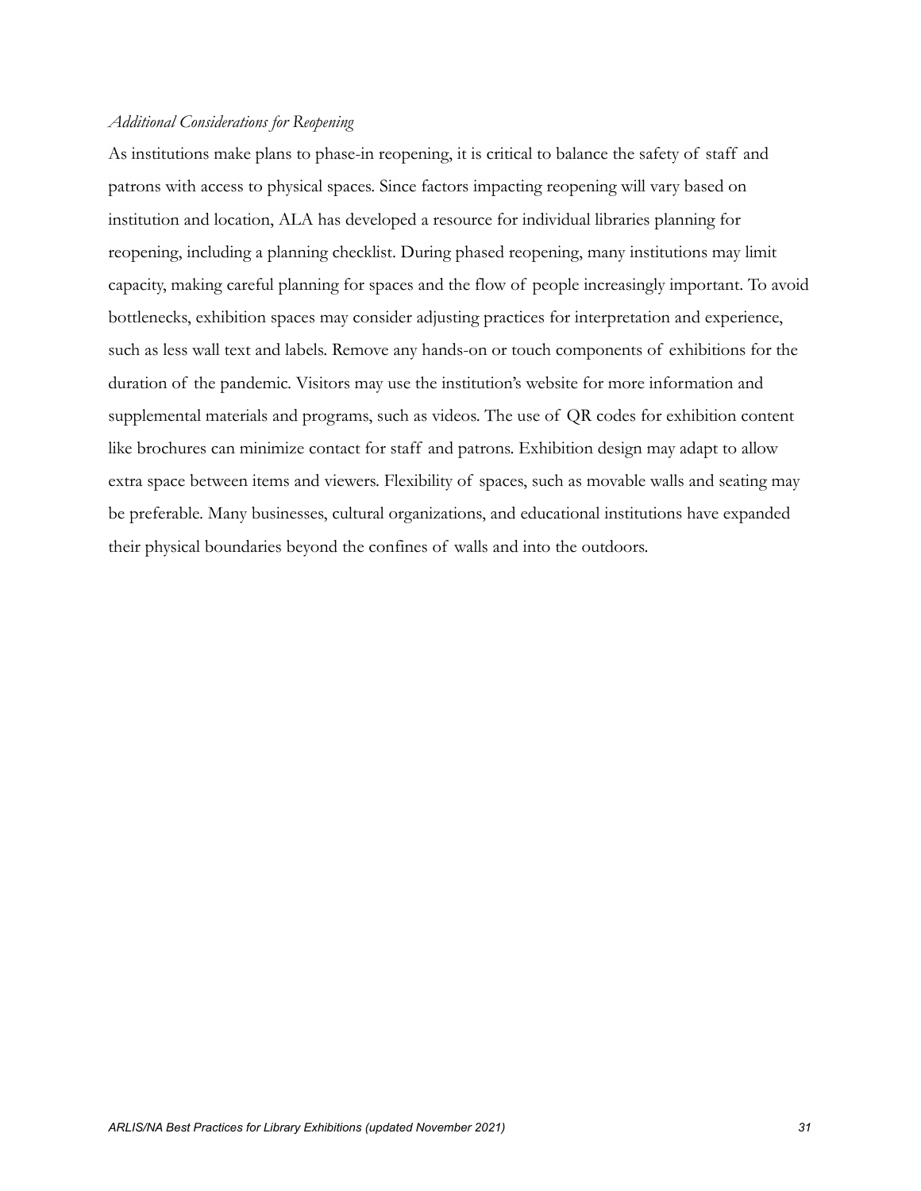*Additional Considerations for Reopening*

As institutions make plans to phase-in reopening, it is critical to balance the safety of staff and patrons with access to physical spaces. Since factors impacting reopening will vary based on institution and location, ALA has developed a resource for individual libraries planning for reopening, including a planning checklist. During phased reopening, many institutions may limit capacity, making careful planning for spaces and the flow of people increasingly important. To avoid bottlenecks, exhibition spaces may consider adjusting practices for interpretation and experience, such as less wall text and labels. Remove any hands-on or touch components of exhibitions for the duration of the pandemic. Visitors may use the institution's website for more information and supplemental materials and programs, such as videos. The use of QR codes for exhibition content like brochures can minimize contact for staff and patrons. Exhibition design may adapt to allow extra space between items and viewers. Flexibility of spaces, such as movable walls and seating may be preferable. Many businesses, cultural organizations, and educational institutions have expanded their physical boundaries beyond the confines of walls and into the outdoors.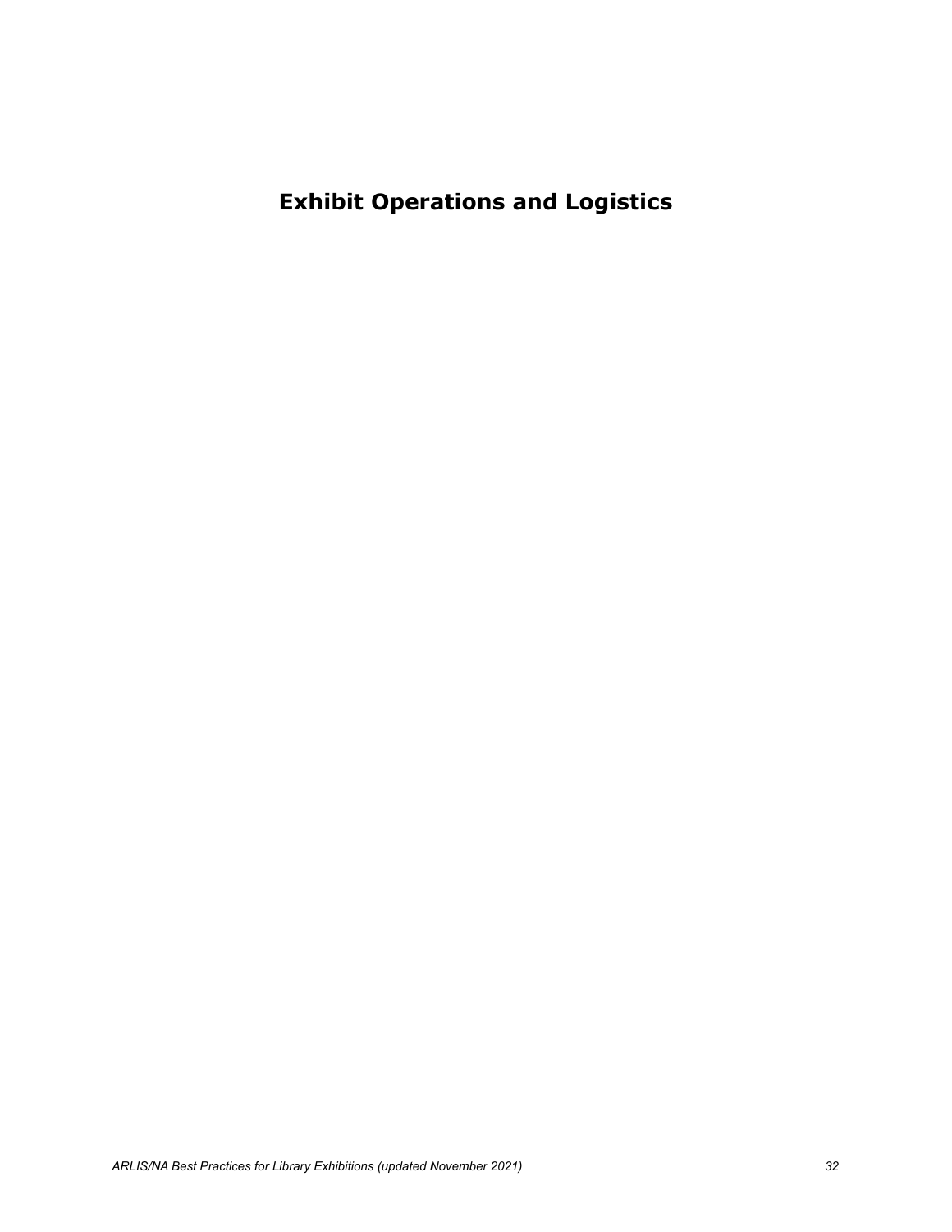# Exhibit Operations and Logistics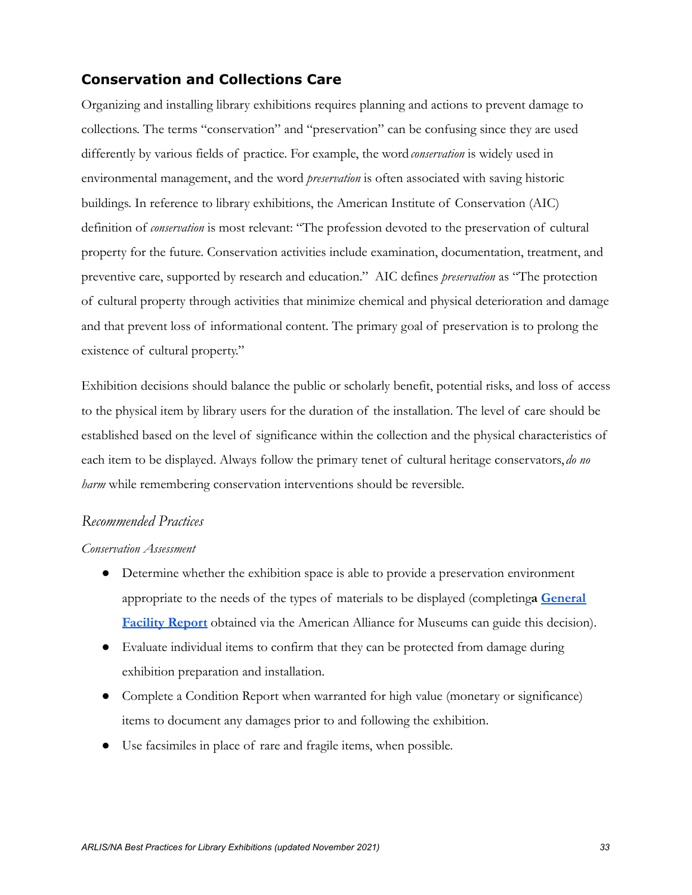## Conservation and Collections Care

Organizing and installing library exhibitions requires planning and actions to prevent damage to collections. The terms "conservation" and "preservation" can be confusing since they are used differently by various fields of practice. For example, the word *conservation* is widely used in environmental management, and the word *preservation* is often associated with saving historic buildings. In reference to library exhibitions, the American Institute of Conservation (AIC) definition of *conservation* is most relevant: "The profession devoted to the preservation of cultural property for the future. Conservation activities include examination, documentation, treatment, and preventive care, supported by research and education." AIC defines *preservation* as "The protection of cultural property through activities that minimize chemical and physical deterioration and damage and that prevent loss of informational content. The primary goal of preservation is to prolong the existence of cultural property."

Exhibition decisions should balance the public or scholarly benefit, potential risks, and loss of access to the physical item by library users for the duration of the installation. The level of care should be established based on the level of significance within the collection and the physical characteristics of each item to be displayed. Always follow the primary tenet of cultural heritage conservators, *do no harm* while remembering conservation interventions should be reversible.

### *Recommended Practices*

*Conservation Assessment*

- Determine whether the exhibition space is able to provide a preservation environment appropriate to the needs of the types of materials to be displayed (completing **a [General Facility Report](#)** obtained via the American Alliance for Museums can guide this decision).
- Evaluate individual items to confirm that they can be protected from damage during exhibition preparation and installation.
- Complete a Condition Report when warranted for high value (monetary or significance) items to document any damages prior to and following the exhibition.
- Use facsimiles in place of rare and fragile items, when possible.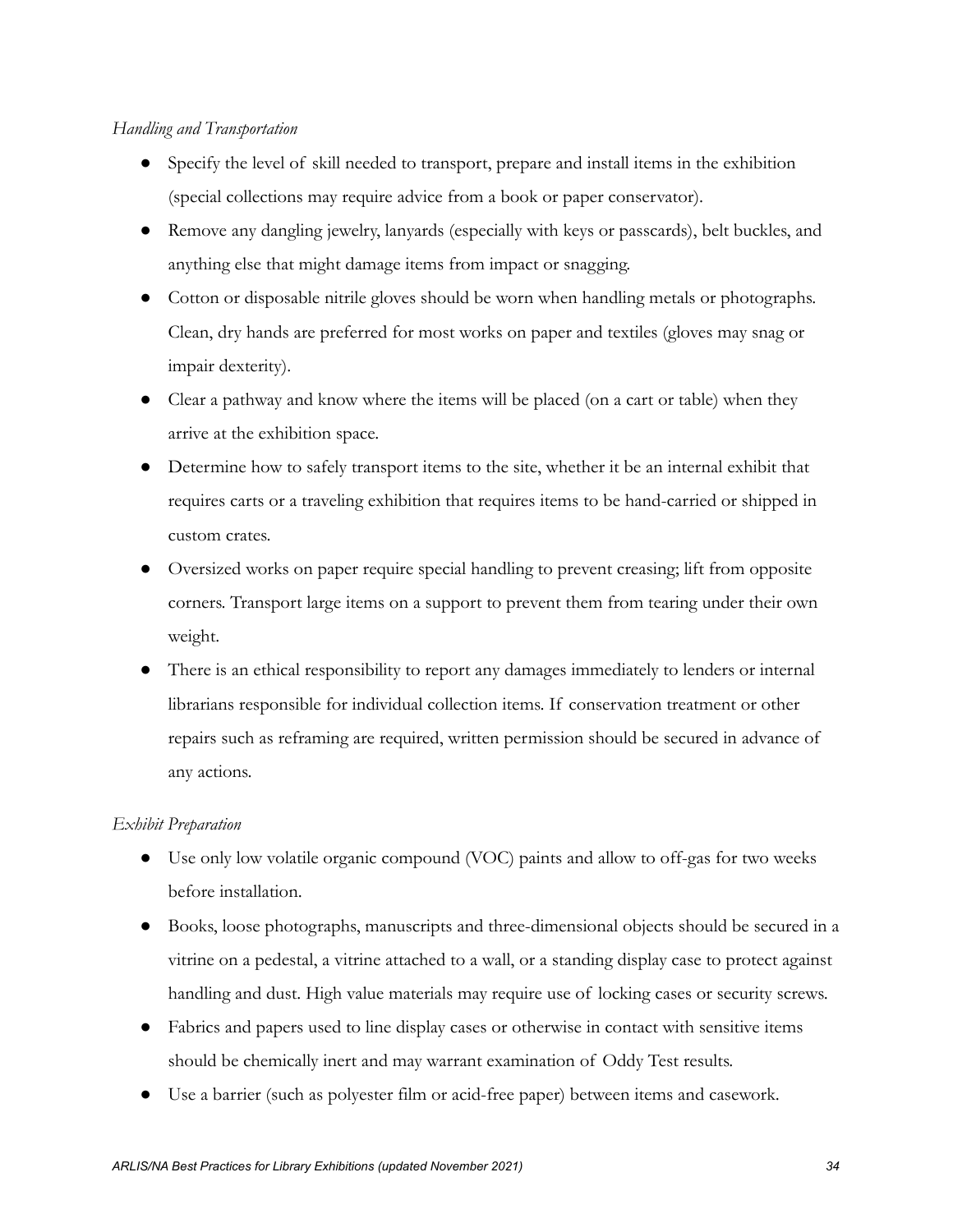*Handling and Transportation*

- Specify the level of skill needed to transport, prepare and install items in the exhibition (special collections may require advice from a book or paper conservator).
- Remove any dangling jewelry, lanyards (especially with keys or passcards), belt buckles, and anything else that might damage items from impact or snagging.
- Cotton or disposable nitrile gloves should be worn when handling metals or photographs. Clean, dry hands are preferred for most works on paper and textiles (gloves may snag or impair dexterity).
- Clear a pathway and know where the items will be placed (on a cart or table) when they arrive at the exhibition space.
- Determine how to safely transport items to the site, whether it be an internal exhibit that requires carts or a traveling exhibition that requires items to be hand-carried or shipped in custom crates.
- Oversized works on paper require special handling to prevent creasing; lift from opposite corners. Transport large items on a support to prevent them from tearing under their own weight.
- There is an ethical responsibility to report any damages immediately to lenders or internal librarians responsible for individual collection items. If conservation treatment or other repairs such as reframing are required, written permission should be secured in advance of any actions.

*Exhibit Preparation*

- Use only low volatile organic compound (VOC) paints and allow to off-gas for two weeks before installation.
- Books, loose photographs, manuscripts and three-dimensional objects should be secured in a vitrine on a pedestal, a vitrine attached to a wall, or a standing display case to protect against handling and dust. High value materials may require use of locking cases or security screws.
- Fabrics and papers used to line display cases or otherwise in contact with sensitive items should be chemically inert and may warrant examination of Oddy Test results.
- Use a barrier (such as polyester film or acid-free paper) between items and casework.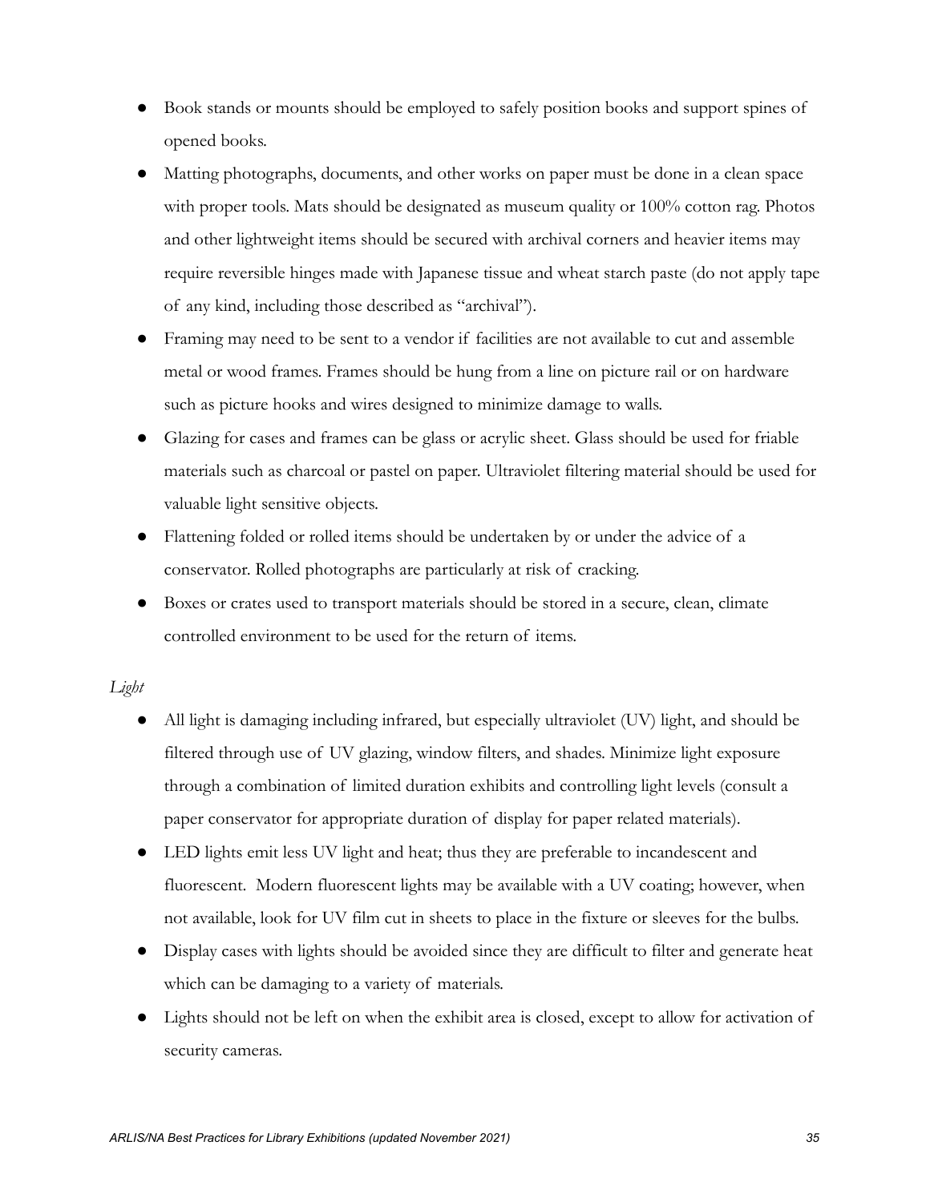- Book stands or mounts should be employed to safely position books and support spines of opened books.
- Matting photographs, documents, and other works on paper must be done in a clean space with proper tools. Mats should be designated as museum quality or 100% cotton rag. Photos and other lightweight items should be secured with archival corners and heavier items may require reversible hinges made with Japanese tissue and wheat starch paste (do not apply tape of any kind, including those described as "archival").
- Framing may need to be sent to a vendor if facilities are not available to cut and assemble metal or wood frames. Frames should be hung from a line on picture rail or on hardware such as picture hooks and wires designed to minimize damage to walls.
- Glazing for cases and frames can be glass or acrylic sheet. Glass should be used for friable materials such as charcoal or pastel on paper. Ultraviolet filtering material should be used for valuable light sensitive objects.
- Flattening folded or rolled items should be undertaken by or under the advice of a conservator. Rolled photographs are particularly at risk of cracking.
- Boxes or crates used to transport materials should be stored in a secure, clean, climate controlled environment to be used for the return of items.

*Light*

- All light is damaging including infrared, but especially ultraviolet (UV) light, and should be filtered through use of UV glazing, window filters, and shades. Minimize light exposure through a combination of limited duration exhibits and controlling light levels (consult a paper conservator for appropriate duration of display for paper related materials).
- LED lights emit less UV light and heat; thus they are preferable to incandescent and fluorescent. Modern fluorescent lights may be available with a UV coating; however, when not available, look for UV film cut in sheets to place in the fixture or sleeves for the bulbs.
- Display cases with lights should be avoided since they are difficult to filter and generate heat which can be damaging to a variety of materials.
- Lights should not be left on when the exhibit area is closed, except to allow for activation of security cameras.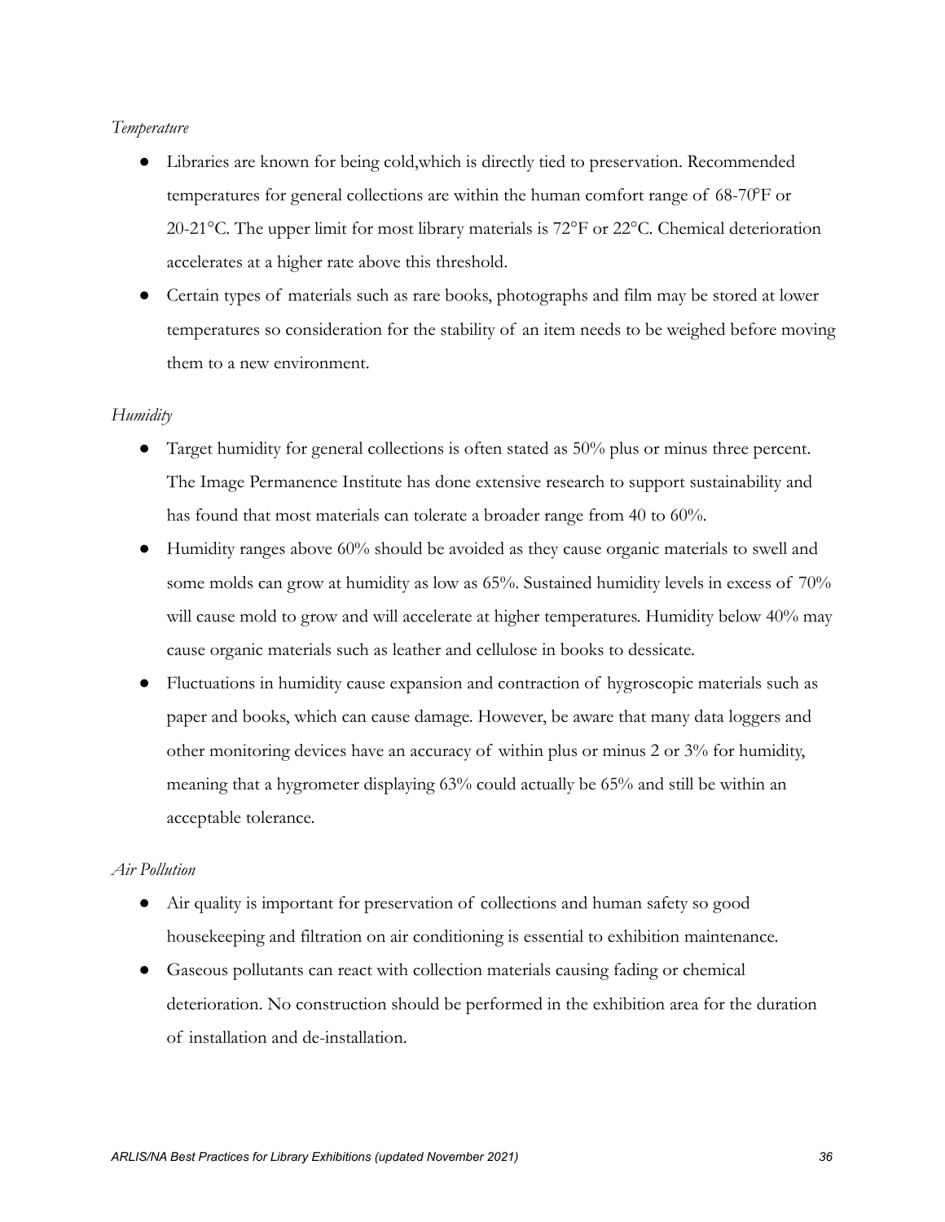*Temperature*

- Libraries are known for being cold,which is directly tied to preservation. Recommended temperatures for general collections are within the human comfort range of 68-70ºF or 20-21°C. The upper limit for most library materials is 72°F or 22°C. Chemical deterioration accelerates at a higher rate above this threshold.
- Certain types of materials such as rare books, photographs and film may be stored at lower temperatures so consideration for the stability of an item needs to be weighed before moving them to a new environment.

*Humidity*

- Target humidity for general collections is often stated as 50% plus or minus three percent. The Image Permanence Institute has done extensive research to support sustainability and has found that most materials can tolerate a broader range from 40 to 60%.
- Humidity ranges above 60% should be avoided as they cause organic materials to swell and some molds can grow at humidity as low as 65%. Sustained humidity levels in excess of 70% will cause mold to grow and will accelerate at higher temperatures. Humidity below 40% may cause organic materials such as leather and cellulose in books to dessicate.
- Fluctuations in humidity cause expansion and contraction of hygroscopic materials such as paper and books, which can cause damage. However, be aware that many data loggers and other monitoring devices have an accuracy of within plus or minus 2 or 3% for humidity, meaning that a hygrometer displaying 63% could actually be 65% and still be within an acceptable tolerance.

*Air Pollution*

- Air quality is important for preservation of collections and human safety so good housekeeping and filtration on air conditioning is essential to exhibition maintenance.
- Gaseous pollutants can react with collection materials causing fading or chemical deterioration. No construction should be performed in the exhibition area for the duration of installation and de-installation.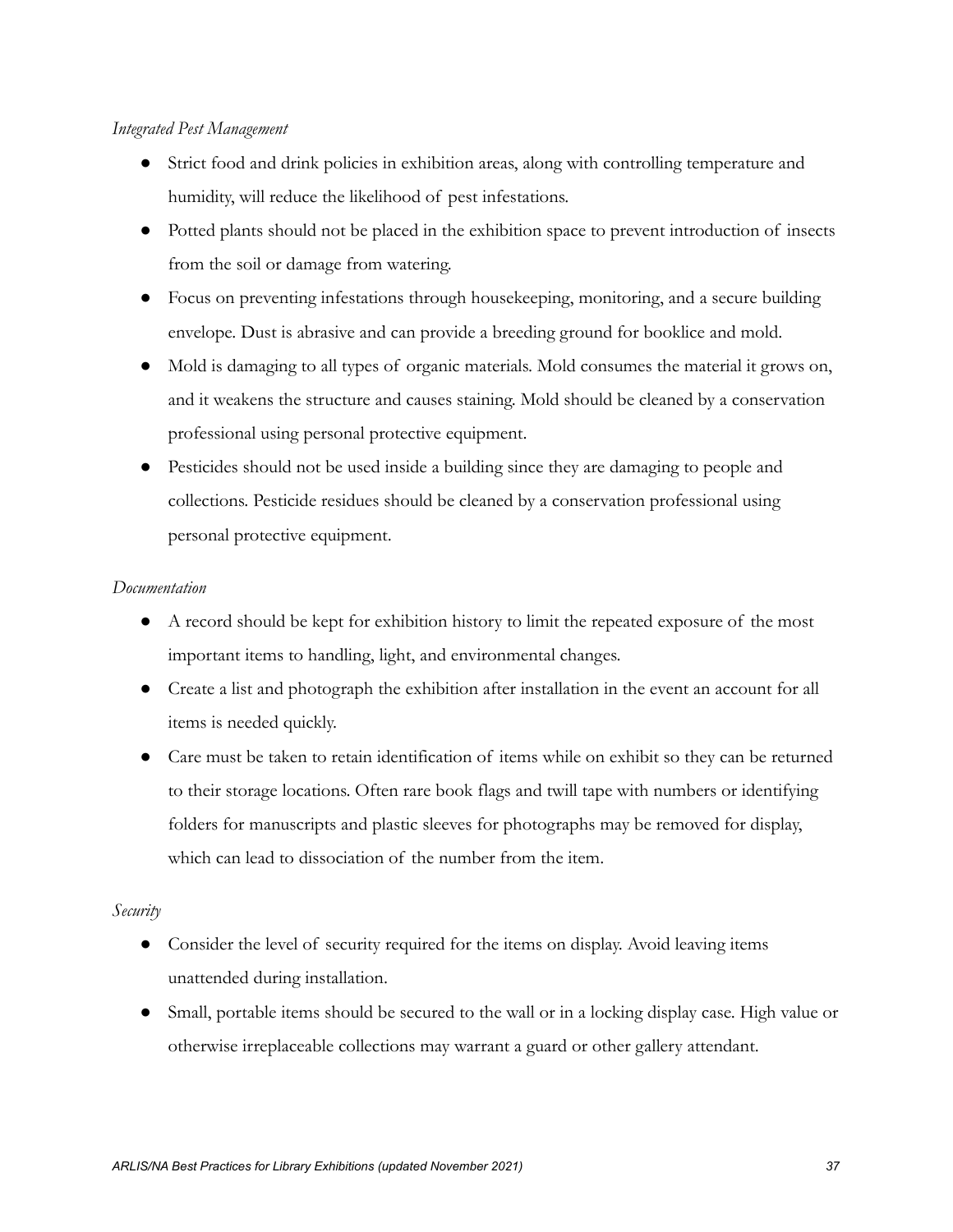*Integrated Pest Management*

- Strict food and drink policies in exhibition areas, along with controlling temperature and humidity, will reduce the likelihood of pest infestations.
- Potted plants should not be placed in the exhibition space to prevent introduction of insects from the soil or damage from watering.
- Focus on preventing infestations through housekeeping, monitoring, and a secure building envelope. Dust is abrasive and can provide a breeding ground for booklice and mold.
- Mold is damaging to all types of organic materials. Mold consumes the material it grows on, and it weakens the structure and causes staining. Mold should be cleaned by a conservation professional using personal protective equipment.
- Pesticides should not be used inside a building since they are damaging to people and collections. Pesticide residues should be cleaned by a conservation professional using personal protective equipment.

*Documentation*

- A record should be kept for exhibition history to limit the repeated exposure of the most important items to handling, light, and environmental changes.
- Create a list and photograph the exhibition after installation in the event an account for all items is needed quickly.
- Care must be taken to retain identification of items while on exhibit so they can be returned to their storage locations. Often rare book flags and twill tape with numbers or identifying folders for manuscripts and plastic sleeves for photographs may be removed for display, which can lead to dissociation of the number from the item.

*Security*

- Consider the level of security required for the items on display. Avoid leaving items unattended during installation.
- Small, portable items should be secured to the wall or in a locking display case. High value or otherwise irreplaceable collections may warrant a guard or other gallery attendant.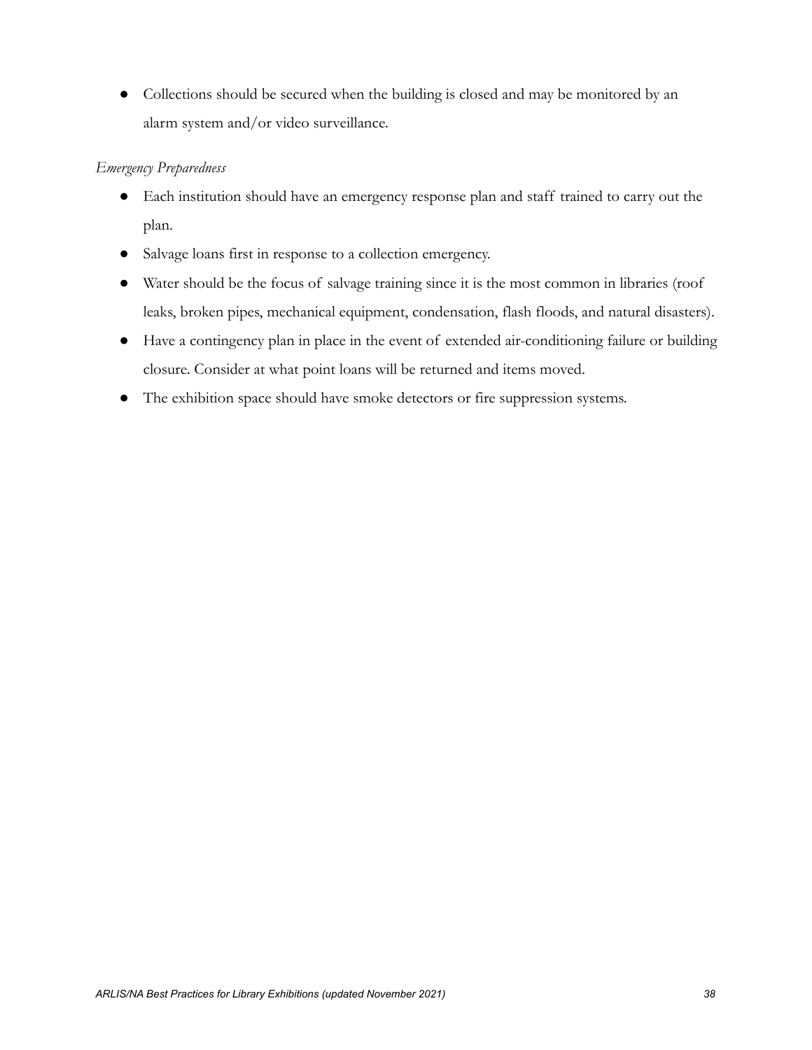- Collections should be secured when the building is closed and may be monitored by an alarm system and/or video surveillance.

*Emergency Preparedness*

- Each institution should have an emergency response plan and staff trained to carry out the plan.
- Salvage loans first in response to a collection emergency.
- Water should be the focus of salvage training since it is the most common in libraries (roof leaks, broken pipes, mechanical equipment, condensation, flash floods, and natural disasters).
- Have a contingency plan in place in the event of extended air-conditioning failure or building closure. Consider at what point loans will be returned and items moved.
- The exhibition space should have smoke detectors or fire suppression systems.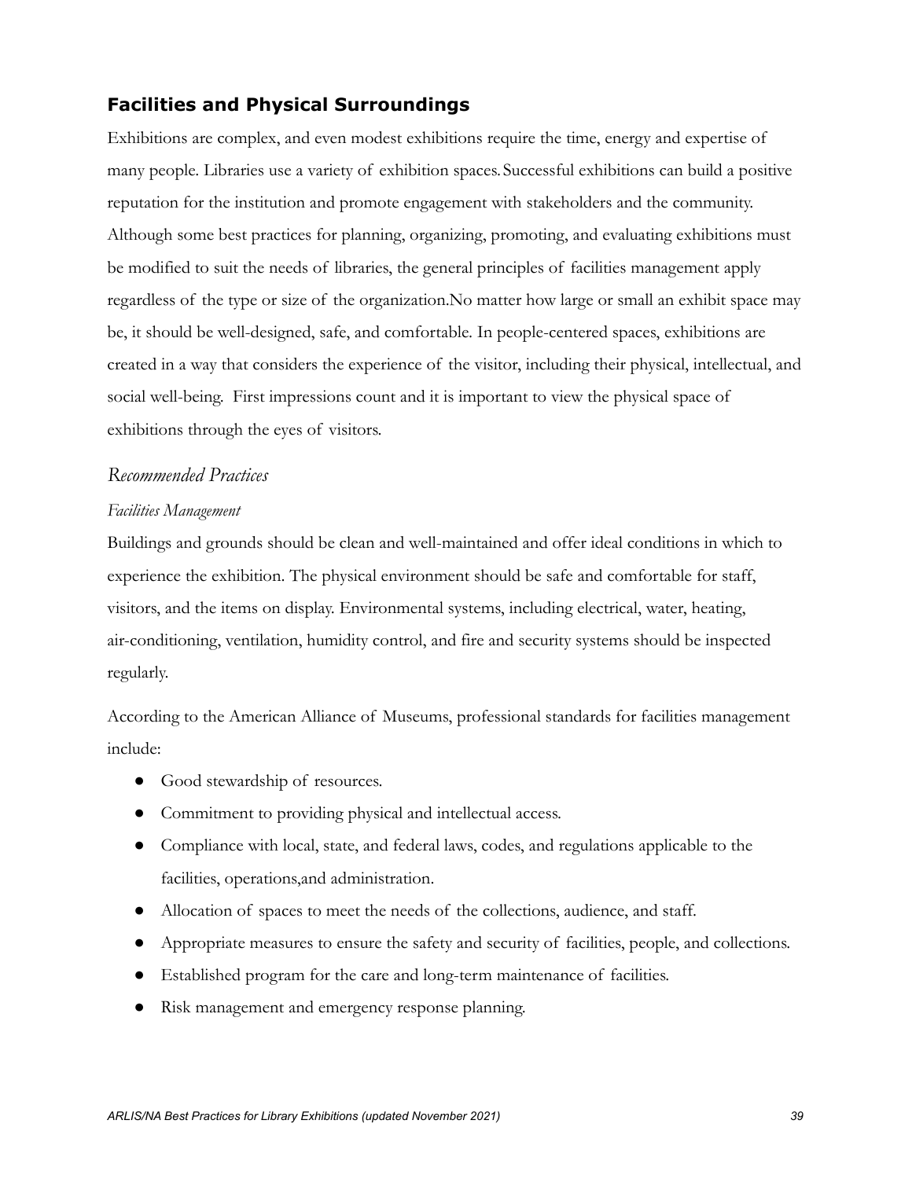## Facilities and Physical Surroundings

Exhibitions are complex, and even modest exhibitions require the time, energy and expertise of many people. Libraries use a variety of exhibition spaces. Successful exhibitions can build a positive reputation for the institution and promote engagement with stakeholders and the community. Although some best practices for planning, organizing, promoting, and evaluating exhibitions must be modified to suit the needs of libraries, the general principles of facilities management apply regardless of the type or size of the organization.No matter how large or small an exhibit space may be, it should be well-designed, safe, and comfortable. In people-centered spaces, exhibitions are created in a way that considers the experience of the visitor, including their physical, intellectual, and social well-being. First impressions count and it is important to view the physical space of exhibitions through the eyes of visitors.

### *Recommended Practices*

#### *Facilities Management*

Buildings and grounds should be clean and well-maintained and offer ideal conditions in which to experience the exhibition. The physical environment should be safe and comfortable for staff, visitors, and the items on display. Environmental systems, including electrical, water, heating, air-conditioning, ventilation, humidity control, and fire and security systems should be inspected regularly.

According to the American Alliance of Museums, professional standards for facilities management include:

- Good stewardship of resources.
- Commitment to providing physical and intellectual access.
- Compliance with local, state, and federal laws, codes, and regulations applicable to the facilities, operations,and administration.
- Allocation of spaces to meet the needs of the collections, audience, and staff.
- Appropriate measures to ensure the safety and security of facilities, people, and collections.
- Established program for the care and long-term maintenance of facilities.
- Risk management and emergency response planning.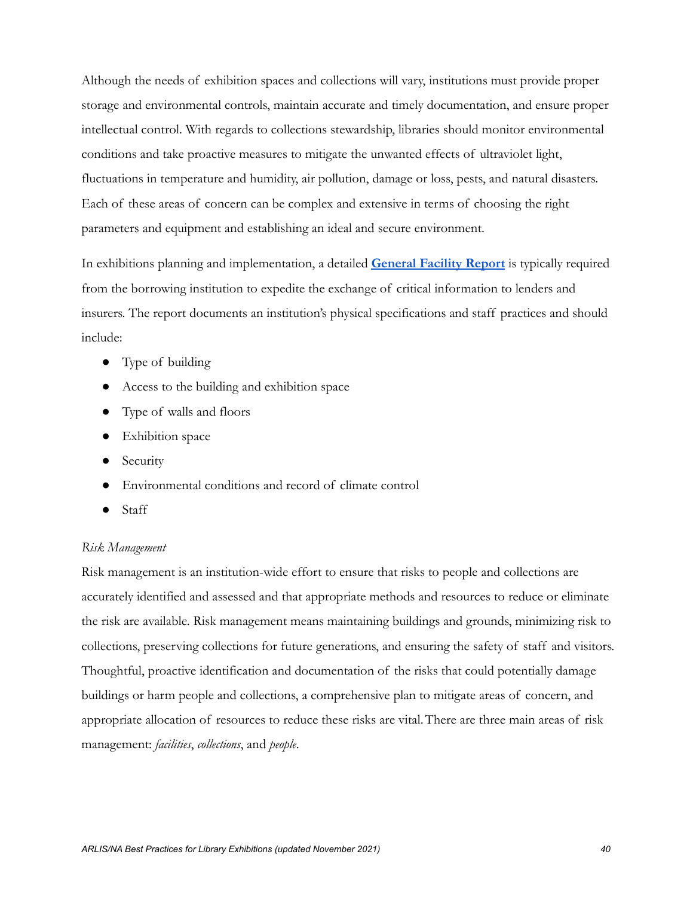Although the needs of exhibition spaces and collections will vary, institutions must provide proper storage and environmental controls, maintain accurate and timely documentation, and ensure proper intellectual control. With regards to collections stewardship, libraries should monitor environmental conditions and take proactive measures to mitigate the unwanted effects of ultraviolet light, fluctuations in temperature and humidity, air pollution, damage or loss, pests, and natural disasters. Each of these areas of concern can be complex and extensive in terms of choosing the right parameters and equipment and establishing an ideal and secure environment.

In exhibitions planning and implementation, a detailed **General Facility Report** is typically required from the borrowing institution to expedite the exchange of critical information to lenders and insurers. The report documents an institution's physical specifications and staff practices and should include:

- Type of building
- Access to the building and exhibition space
- Type of walls and floors
- Exhibition space
- Security
- Environmental conditions and record of climate control
- Staff

*Risk Management*

Risk management is an institution-wide effort to ensure that risks to people and collections are accurately identified and assessed and that appropriate methods and resources to reduce or eliminate the risk are available. Risk management means maintaining buildings and grounds, minimizing risk to collections, preserving collections for future generations, and ensuring the safety of staff and visitors. Thoughtful, proactive identification and documentation of the risks that could potentially damage buildings or harm people and collections, a comprehensive plan to mitigate areas of concern, and appropriate allocation of resources to reduce these risks are vital. There are three main areas of risk management: *facilities*, *collections*, and *people*.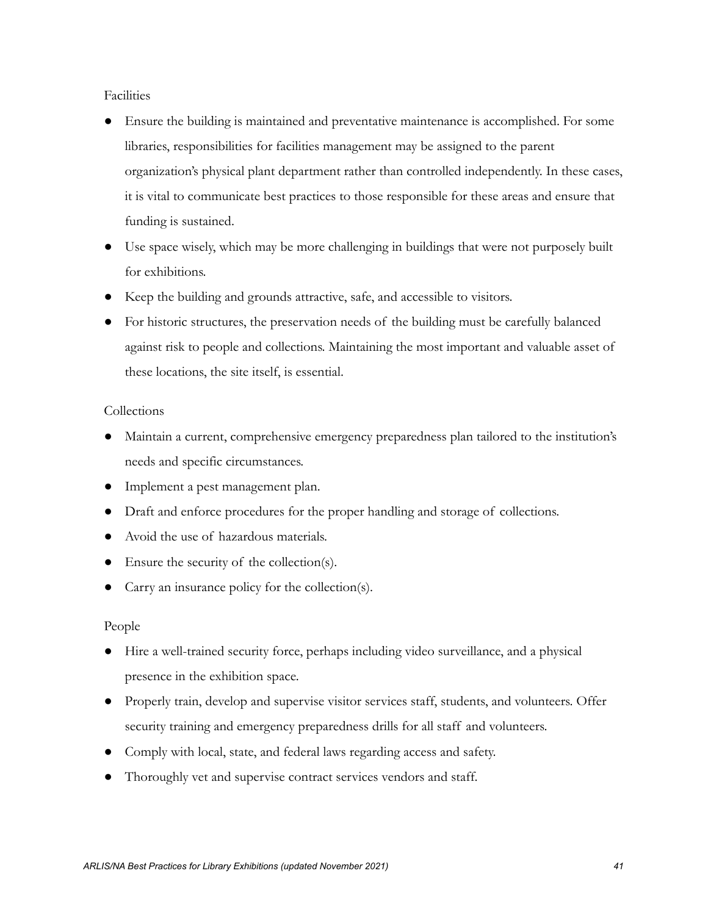Facilities

- Ensure the building is maintained and preventative maintenance is accomplished. For some libraries, responsibilities for facilities management may be assigned to the parent organization's physical plant department rather than controlled independently. In these cases, it is vital to communicate best practices to those responsible for these areas and ensure that funding is sustained.
- Use space wisely, which may be more challenging in buildings that were not purposely built for exhibitions.
- Keep the building and grounds attractive, safe, and accessible to visitors.
- For historic structures, the preservation needs of the building must be carefully balanced against risk to people and collections. Maintaining the most important and valuable asset of these locations, the site itself, is essential.

Collections

- Maintain a current, comprehensive emergency preparedness plan tailored to the institution's needs and specific circumstances.
- Implement a pest management plan.
- Draft and enforce procedures for the proper handling and storage of collections.
- Avoid the use of hazardous materials.
- Ensure the security of the collection(s).
- Carry an insurance policy for the collection(s).

People

- Hire a well-trained security force, perhaps including video surveillance, and a physical presence in the exhibition space.
- Properly train, develop and supervise visitor services staff, students, and volunteers. Offer security training and emergency preparedness drills for all staff and volunteers.
- Comply with local, state, and federal laws regarding access and safety.
- Thoroughly vet and supervise contract services vendors and staff.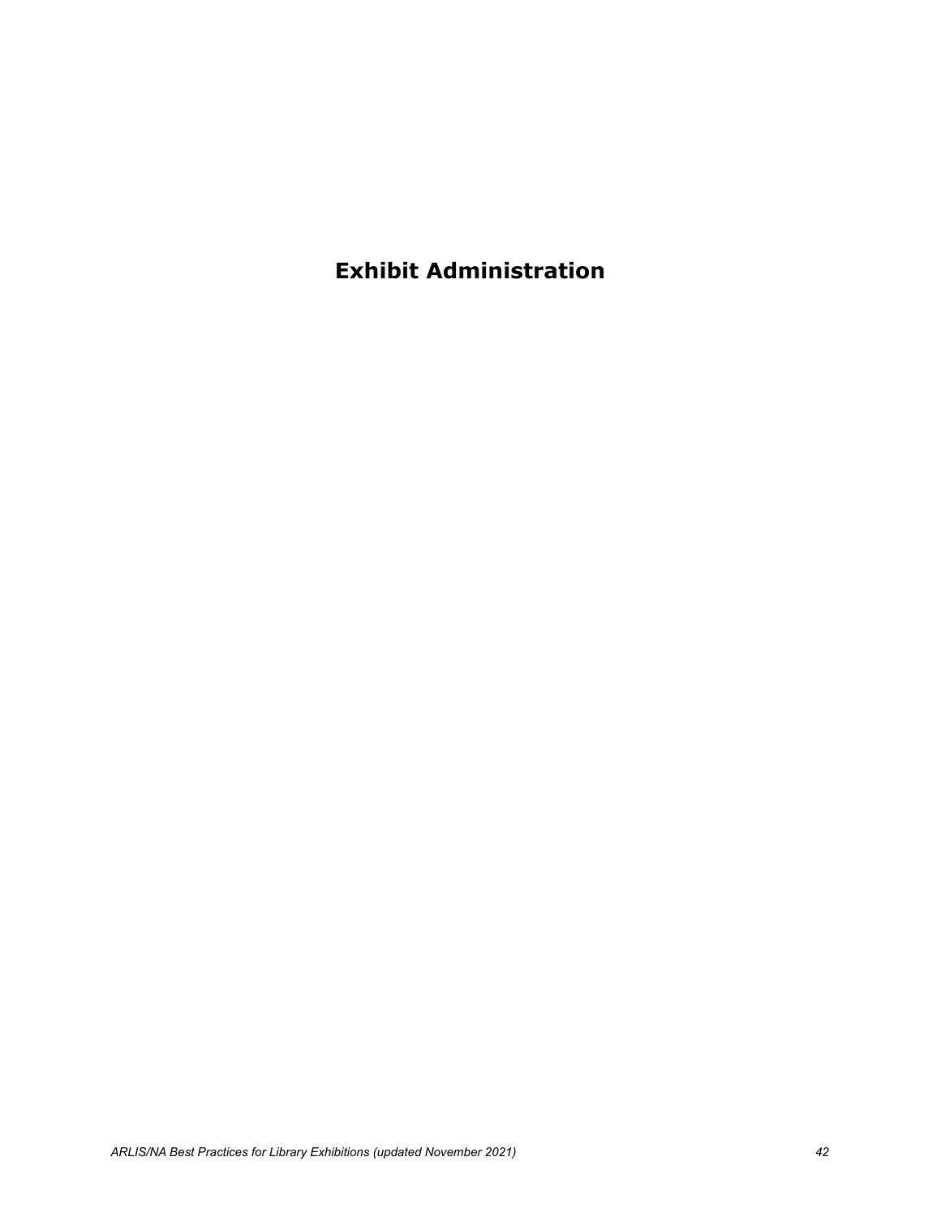# Exhibit Administration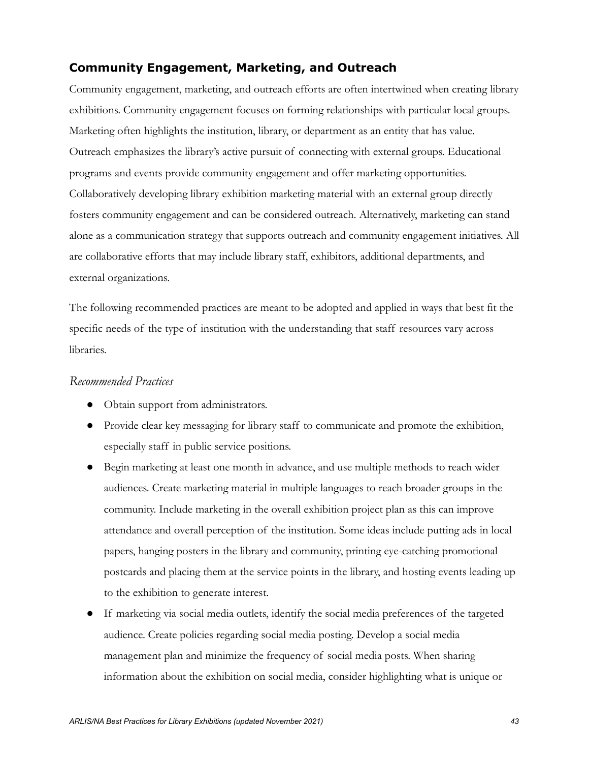## Community Engagement, Marketing, and Outreach

Community engagement, marketing, and outreach efforts are often intertwined when creating library exhibitions. Community engagement focuses on forming relationships with particular local groups. Marketing often highlights the institution, library, or department as an entity that has value. Outreach emphasizes the library's active pursuit of connecting with external groups. Educational programs and events provide community engagement and offer marketing opportunities. Collaboratively developing library exhibition marketing material with an external group directly fosters community engagement and can be considered outreach. Alternatively, marketing can stand alone as a communication strategy that supports outreach and community engagement initiatives. All are collaborative efforts that may include library staff, exhibitors, additional departments, and external organizations.

The following recommended practices are meant to be adopted and applied in ways that best fit the specific needs of the type of institution with the understanding that staff resources vary across libraries.

### *Recommended Practices*

- Obtain support from administrators.
- Provide clear key messaging for library staff to communicate and promote the exhibition, especially staff in public service positions.
- Begin marketing at least one month in advance, and use multiple methods to reach wider audiences. Create marketing material in multiple languages to reach broader groups in the community. Include marketing in the overall exhibition project plan as this can improve attendance and overall perception of the institution. Some ideas include putting ads in local papers, hanging posters in the library and community, printing eye-catching promotional postcards and placing them at the service points in the library, and hosting events leading up to the exhibition to generate interest.
- If marketing via social media outlets, identify the social media preferences of the targeted audience. Create policies regarding social media posting. Develop a social media management plan and minimize the frequency of social media posts. When sharing information about the exhibition on social media, consider highlighting what is unique or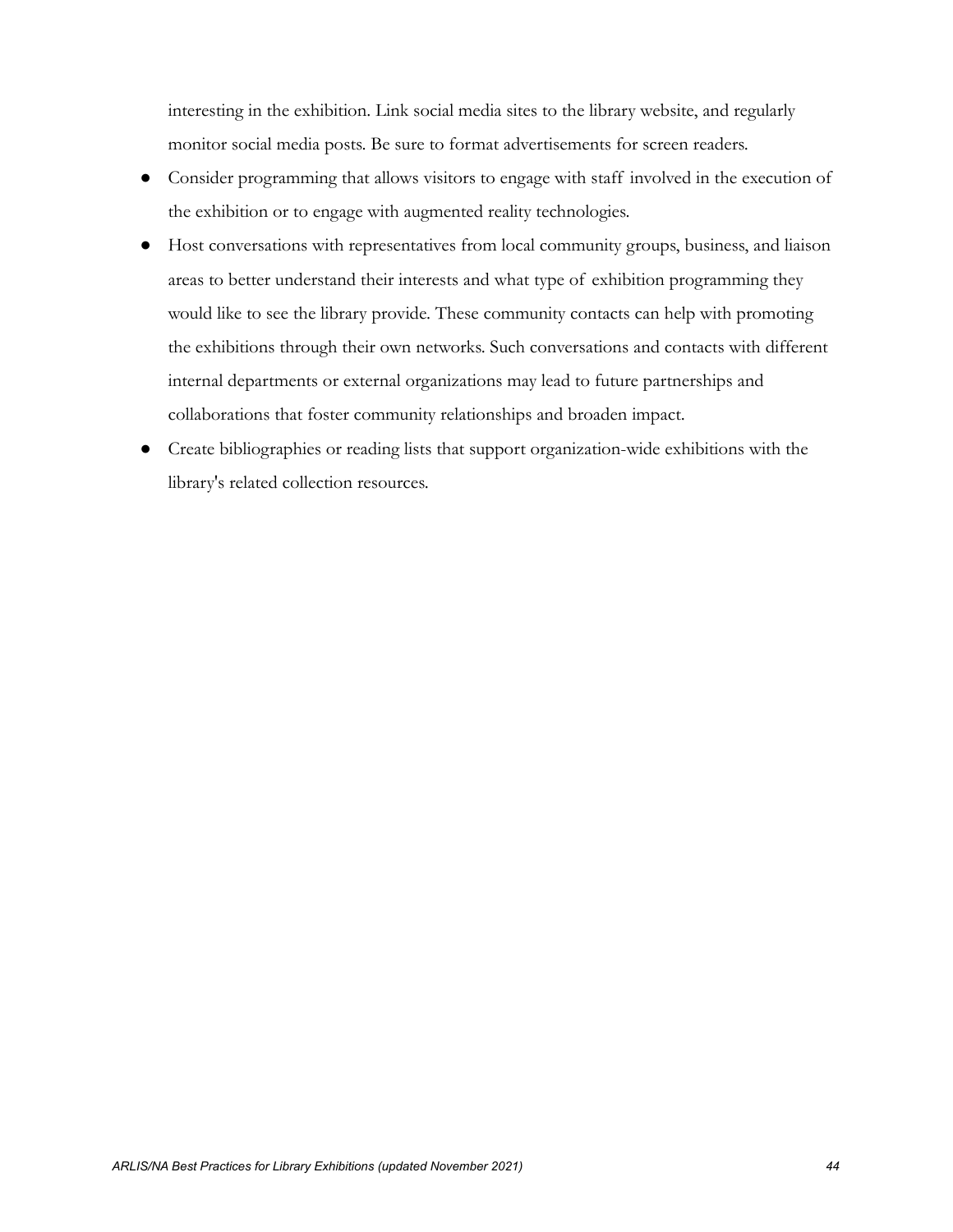interesting in the exhibition. Link social media sites to the library website, and regularly monitor social media posts. Be sure to format advertisements for screen readers.

- Consider programming that allows visitors to engage with staff involved in the execution of the exhibition or to engage with augmented reality technologies.
- Host conversations with representatives from local community groups, business, and liaison areas to better understand their interests and what type of exhibition programming they would like to see the library provide. These community contacts can help with promoting the exhibitions through their own networks. Such conversations and contacts with different internal departments or external organizations may lead to future partnerships and collaborations that foster community relationships and broaden impact.
- Create bibliographies or reading lists that support organization-wide exhibitions with the library's related collection resources.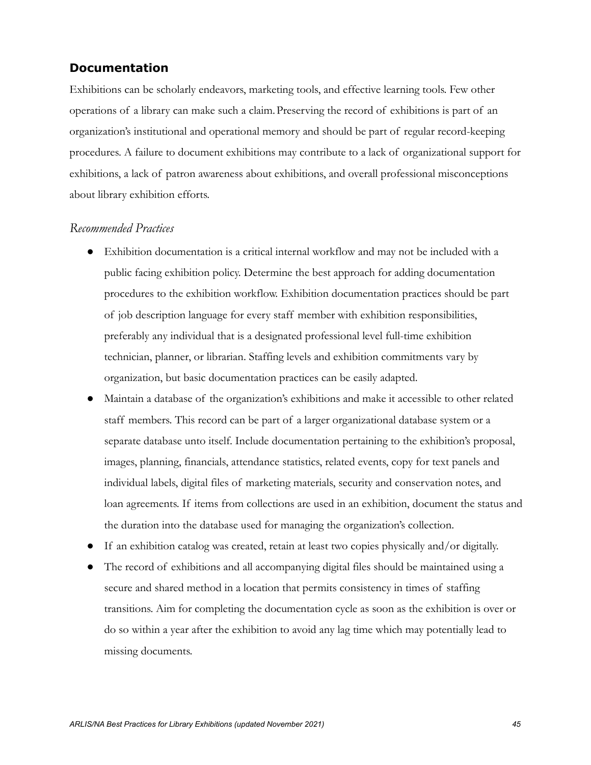## Documentation

Exhibitions can be scholarly endeavors, marketing tools, and effective learning tools. Few other operations of a library can make such a claim. Preserving the record of exhibitions is part of an organization's institutional and operational memory and should be part of regular record-keeping procedures. A failure to document exhibitions may contribute to a lack of organizational support for exhibitions, a lack of patron awareness about exhibitions, and overall professional misconceptions about library exhibition efforts.

### *Recommended Practices*

- Exhibition documentation is a critical internal workflow and may not be included with a public facing exhibition policy. Determine the best approach for adding documentation procedures to the exhibition workflow. Exhibition documentation practices should be part of job description language for every staff member with exhibition responsibilities, preferably any individual that is a designated professional level full-time exhibition technician, planner, or librarian. Staffing levels and exhibition commitments vary by organization, but basic documentation practices can be easily adapted.
- Maintain a database of the organization's exhibitions and make it accessible to other related staff members. This record can be part of a larger organizational database system or a separate database unto itself. Include documentation pertaining to the exhibition's proposal, images, planning, financials, attendance statistics, related events, copy for text panels and individual labels, digital files of marketing materials, security and conservation notes, and loan agreements. If items from collections are used in an exhibition, document the status and the duration into the database used for managing the organization's collection.
- If an exhibition catalog was created, retain at least two copies physically and/or digitally.
- The record of exhibitions and all accompanying digital files should be maintained using a secure and shared method in a location that permits consistency in times of staffing transitions. Aim for completing the documentation cycle as soon as the exhibition is over or do so within a year after the exhibition to avoid any lag time which may potentially lead to missing documents.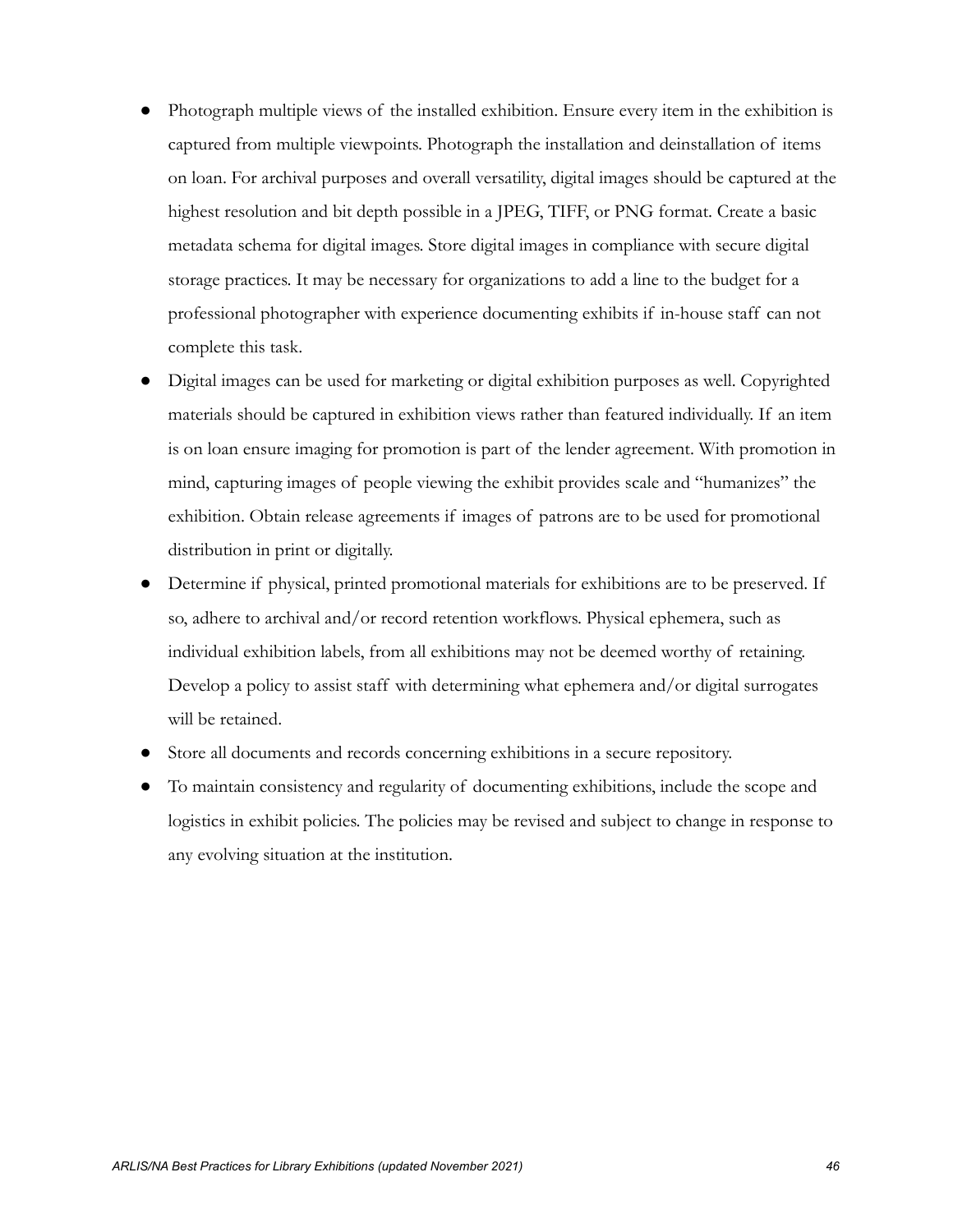- Photograph multiple views of the installed exhibition. Ensure every item in the exhibition is captured from multiple viewpoints. Photograph the installation and deinstallation of items on loan. For archival purposes and overall versatility, digital images should be captured at the highest resolution and bit depth possible in a JPEG, TIFF, or PNG format. Create a basic metadata schema for digital images. Store digital images in compliance with secure digital storage practices. It may be necessary for organizations to add a line to the budget for a professional photographer with experience documenting exhibits if in-house staff can not complete this task.
- Digital images can be used for marketing or digital exhibition purposes as well. Copyrighted materials should be captured in exhibition views rather than featured individually. If an item is on loan ensure imaging for promotion is part of the lender agreement. With promotion in mind, capturing images of people viewing the exhibit provides scale and "humanizes" the exhibition. Obtain release agreements if images of patrons are to be used for promotional distribution in print or digitally.
- Determine if physical, printed promotional materials for exhibitions are to be preserved. If so, adhere to archival and/or record retention workflows. Physical ephemera, such as individual exhibition labels, from all exhibitions may not be deemed worthy of retaining. Develop a policy to assist staff with determining what ephemera and/or digital surrogates will be retained.
- Store all documents and records concerning exhibitions in a secure repository.
- To maintain consistency and regularity of documenting exhibitions, include the scope and logistics in exhibit policies. The policies may be revised and subject to change in response to any evolving situation at the institution.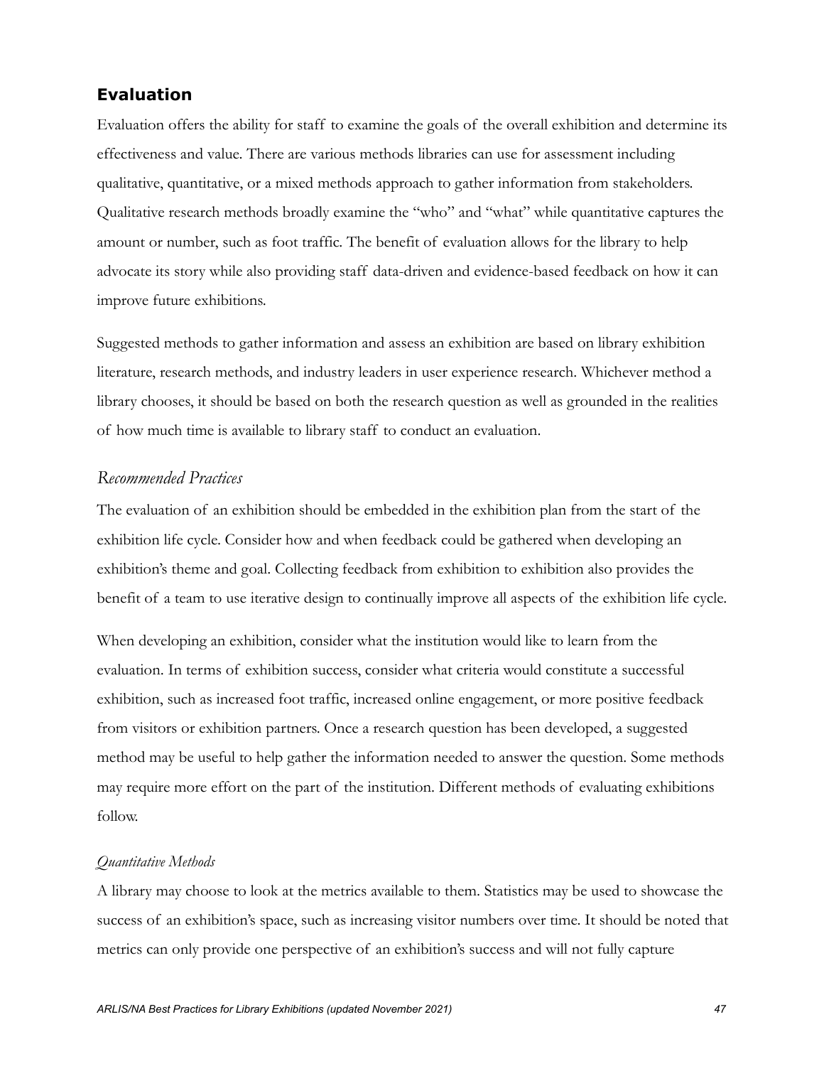## Evaluation

Evaluation offers the ability for staff to examine the goals of the overall exhibition and determine its effectiveness and value. There are various methods libraries can use for assessment including qualitative, quantitative, or a mixed methods approach to gather information from stakeholders. Qualitative research methods broadly examine the "who" and "what" while quantitative captures the amount or number, such as foot traffic. The benefit of evaluation allows for the library to help advocate its story while also providing staff data-driven and evidence-based feedback on how it can improve future exhibitions.

Suggested methods to gather information and assess an exhibition are based on library exhibition literature, research methods, and industry leaders in user experience research. Whichever method a library chooses, it should be based on both the research question as well as grounded in the realities of how much time is available to library staff to conduct an evaluation.

### *Recommended Practices*

The evaluation of an exhibition should be embedded in the exhibition plan from the start of the exhibition life cycle. Consider how and when feedback could be gathered when developing an exhibition's theme and goal. Collecting feedback from exhibition to exhibition also provides the benefit of a team to use iterative design to continually improve all aspects of the exhibition life cycle.

When developing an exhibition, consider what the institution would like to learn from the evaluation. In terms of exhibition success, consider what criteria would constitute a successful exhibition, such as increased foot traffic, increased online engagement, or more positive feedback from visitors or exhibition partners. Once a research question has been developed, a suggested method may be useful to help gather the information needed to answer the question. Some methods may require more effort on the part of the institution. Different methods of evaluating exhibitions follow.

#### *Quantitative Methods*

A library may choose to look at the metrics available to them. Statistics may be used to showcase the success of an exhibition's space, such as increasing visitor numbers over time. It should be noted that metrics can only provide one perspective of an exhibition's success and will not fully capture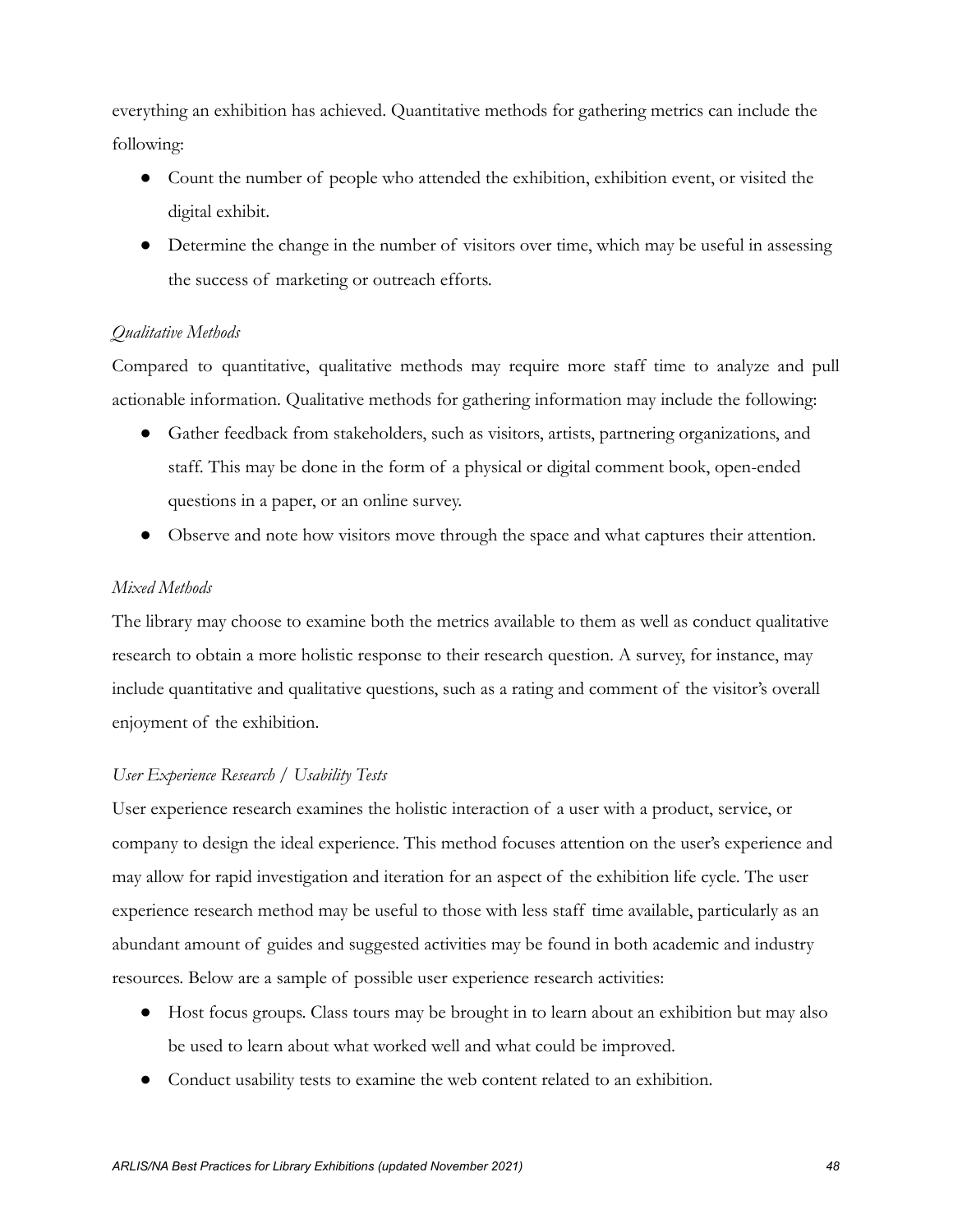everything an exhibition has achieved. Quantitative methods for gathering metrics can include the following:

- Count the number of people who attended the exhibition, exhibition event, or visited the digital exhibit.
- Determine the change in the number of visitors over time, which may be useful in assessing the success of marketing or outreach efforts.

*Qualitative Methods*

Compared to quantitative, qualitative methods may require more staff time to analyze and pull actionable information. Qualitative methods for gathering information may include the following:

- Gather feedback from stakeholders, such as visitors, artists, partnering organizations, and staff. This may be done in the form of a physical or digital comment book, open-ended questions in a paper, or an online survey.
- Observe and note how visitors move through the space and what captures their attention.

*Mixed Methods*

The library may choose to examine both the metrics available to them as well as conduct qualitative research to obtain a more holistic response to their research question. A survey, for instance, may include quantitative and qualitative questions, such as a rating and comment of the visitor's overall enjoyment of the exhibition.

*User Experience Research / Usability Tests*

User experience research examines the holistic interaction of a user with a product, service, or company to design the ideal experience. This method focuses attention on the user's experience and may allow for rapid investigation and iteration for an aspect of the exhibition life cycle. The user experience research method may be useful to those with less staff time available, particularly as an abundant amount of guides and suggested activities may be found in both academic and industry resources. Below are a sample of possible user experience research activities:

- Host focus groups. Class tours may be brought in to learn about an exhibition but may also be used to learn about what worked well and what could be improved.
- Conduct usability tests to examine the web content related to an exhibition.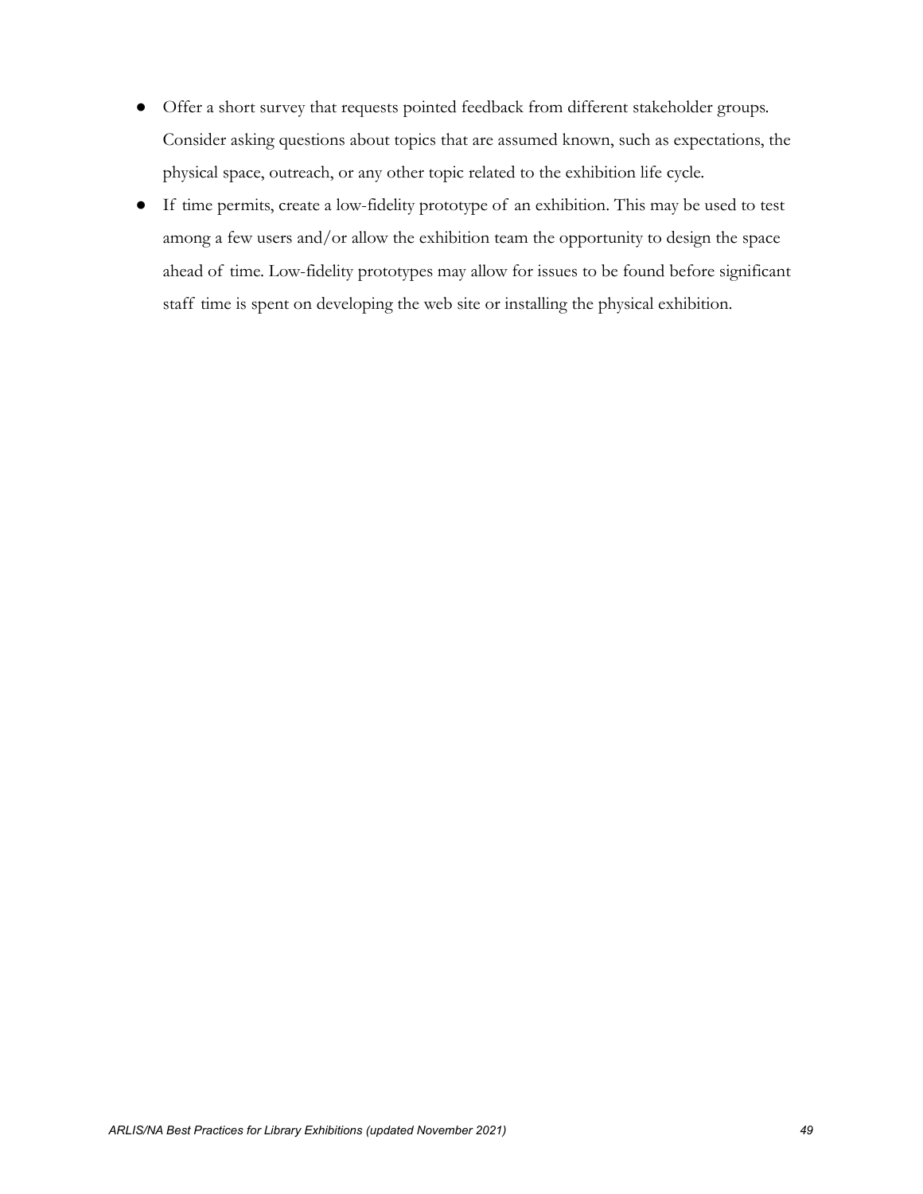- Offer a short survey that requests pointed feedback from different stakeholder groups. Consider asking questions about topics that are assumed known, such as expectations, the physical space, outreach, or any other topic related to the exhibition life cycle.
- If time permits, create a low-fidelity prototype of an exhibition. This may be used to test among a few users and/or allow the exhibition team the opportunity to design the space ahead of time. Low-fidelity prototypes may allow for issues to be found before significant staff time is spent on developing the web site or installing the physical exhibition.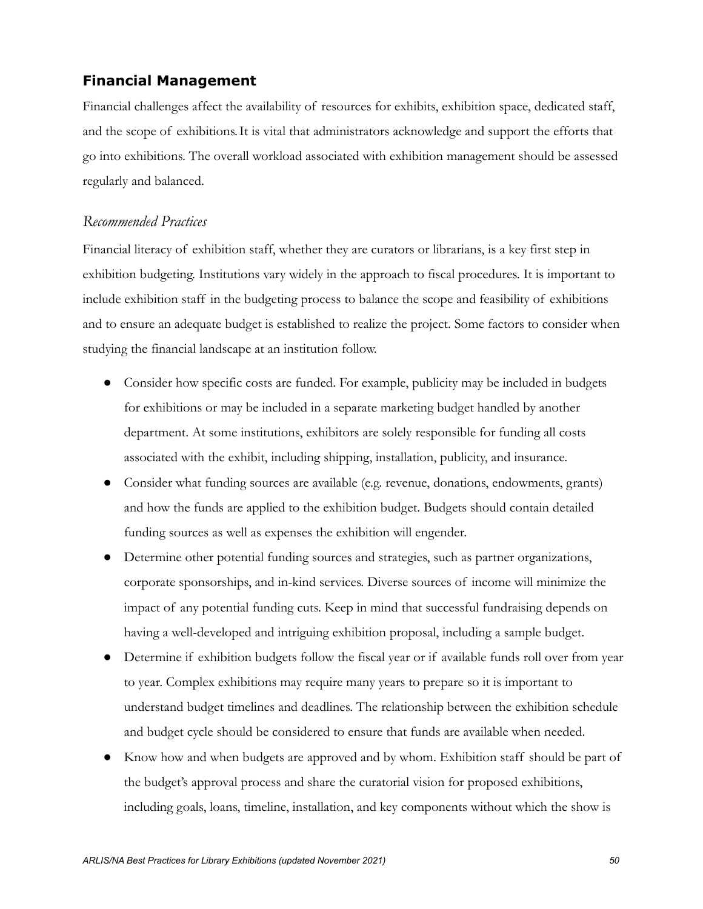## Financial Management

Financial challenges affect the availability of resources for exhibits, exhibition space, dedicated staff, and the scope of exhibitions. It is vital that administrators acknowledge and support the efforts that go into exhibitions. The overall workload associated with exhibition management should be assessed regularly and balanced.

### *Recommended Practices*

Financial literacy of exhibition staff, whether they are curators or librarians, is a key first step in exhibition budgeting. Institutions vary widely in the approach to fiscal procedures. It is important to include exhibition staff in the budgeting process to balance the scope and feasibility of exhibitions and to ensure an adequate budget is established to realize the project. Some factors to consider when studying the financial landscape at an institution follow.

- Consider how specific costs are funded. For example, publicity may be included in budgets for exhibitions or may be included in a separate marketing budget handled by another department. At some institutions, exhibitors are solely responsible for funding all costs associated with the exhibit, including shipping, installation, publicity, and insurance.
- Consider what funding sources are available (e.g. revenue, donations, endowments, grants) and how the funds are applied to the exhibition budget. Budgets should contain detailed funding sources as well as expenses the exhibition will engender.
- Determine other potential funding sources and strategies, such as partner organizations, corporate sponsorships, and in-kind services. Diverse sources of income will minimize the impact of any potential funding cuts. Keep in mind that successful fundraising depends on having a well-developed and intriguing exhibition proposal, including a sample budget.
- Determine if exhibition budgets follow the fiscal year or if available funds roll over from year to year. Complex exhibitions may require many years to prepare so it is important to understand budget timelines and deadlines. The relationship between the exhibition schedule and budget cycle should be considered to ensure that funds are available when needed.
- Know how and when budgets are approved and by whom. Exhibition staff should be part of the budget's approval process and share the curatorial vision for proposed exhibitions, including goals, loans, timeline, installation, and key components without which the show is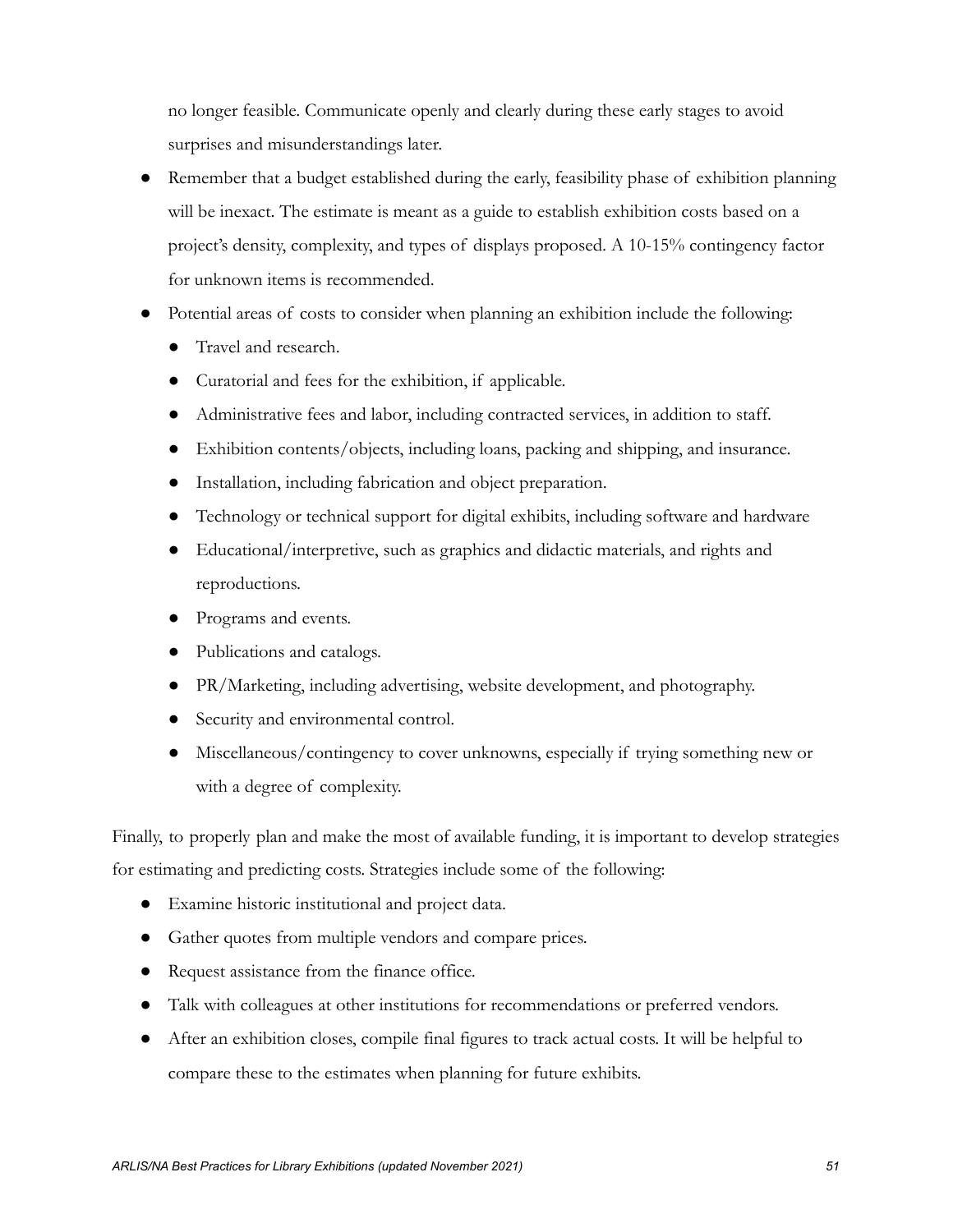no longer feasible. Communicate openly and clearly during these early stages to avoid surprises and misunderstandings later.

- Remember that a budget established during the early, feasibility phase of exhibition planning will be inexact. The estimate is meant as a guide to establish exhibition costs based on a project's density, complexity, and types of displays proposed. A 10-15% contingency factor for unknown items is recommended.
- Potential areas of costs to consider when planning an exhibition include the following:
  - Travel and research.
  - Curatorial and fees for the exhibition, if applicable.
  - Administrative fees and labor, including contracted services, in addition to staff.
  - Exhibition contents/objects, including loans, packing and shipping, and insurance.
  - Installation, including fabrication and object preparation.
  - Technology or technical support for digital exhibits, including software and hardware
  - Educational/interpretive, such as graphics and didactic materials, and rights and reproductions.
  - Programs and events.
  - Publications and catalogs.
  - PR/Marketing, including advertising, website development, and photography.
  - Security and environmental control.
  - Miscellaneous/contingency to cover unknowns, especially if trying something new or with a degree of complexity.

Finally, to properly plan and make the most of available funding, it is important to develop strategies for estimating and predicting costs. Strategies include some of the following:

- Examine historic institutional and project data.
- Gather quotes from multiple vendors and compare prices.
- Request assistance from the finance office.
- Talk with colleagues at other institutions for recommendations or preferred vendors.
- After an exhibition closes, compile final figures to track actual costs. It will be helpful to compare these to the estimates when planning for future exhibits.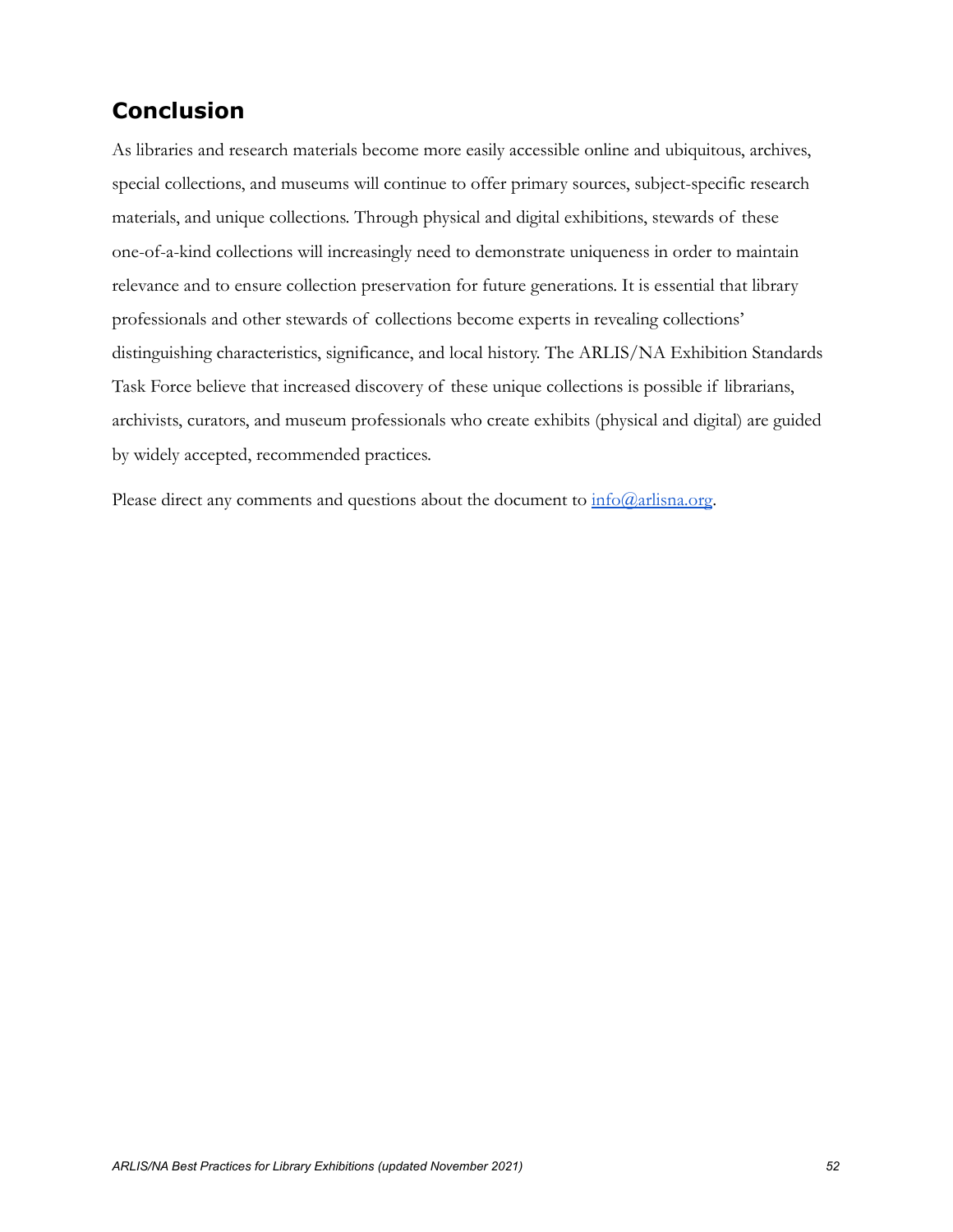## Conclusion

As libraries and research materials become more easily accessible online and ubiquitous, archives, special collections, and museums will continue to offer primary sources, subject-specific research materials, and unique collections. Through physical and digital exhibitions, stewards of these one-of-a-kind collections will increasingly need to demonstrate uniqueness in order to maintain relevance and to ensure collection preservation for future generations. It is essential that library professionals and other stewards of collections become experts in revealing collections' distinguishing characteristics, significance, and local history. The ARLIS/NA Exhibition Standards Task Force believe that increased discovery of these unique collections is possible if librarians, archivists, curators, and museum professionals who create exhibits (physical and digital) are guided by widely accepted, recommended practices.

Please direct any comments and questions about the document to [info@arlisna.org](mailto:info@arlisna.org).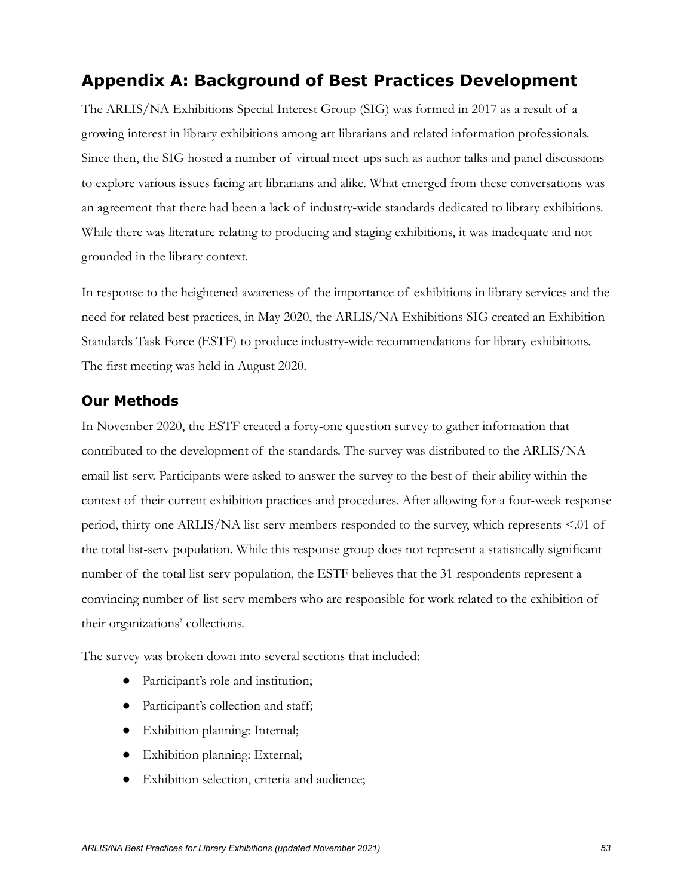## Appendix A: Background of Best Practices Development

The ARLIS/NA Exhibitions Special Interest Group (SIG) was formed in 2017 as a result of a growing interest in library exhibitions among art librarians and related information professionals. Since then, the SIG hosted a number of virtual meet-ups such as author talks and panel discussions to explore various issues facing art librarians and alike. What emerged from these conversations was an agreement that there had been a lack of industry-wide standards dedicated to library exhibitions. While there was literature relating to producing and staging exhibitions, it was inadequate and not grounded in the library context.

In response to the heightened awareness of the importance of exhibitions in library services and the need for related best practices, in May 2020, the ARLIS/NA Exhibitions SIG created an Exhibition Standards Task Force (ESTF) to produce industry-wide recommendations for library exhibitions. The first meeting was held in August 2020.

### Our Methods

In November 2020, the ESTF created a forty-one question survey to gather information that contributed to the development of the standards. The survey was distributed to the ARLIS/NA email list-serv. Participants were asked to answer the survey to the best of their ability within the context of their current exhibition practices and procedures. After allowing for a four-week response period, thirty-one ARLIS/NA list-serv members responded to the survey, which represents <.01 of the total list-serv population. While this response group does not represent a statistically significant number of the total list-serv population, the ESTF believes that the 31 respondents represent a convincing number of list-serv members who are responsible for work related to the exhibition of their organizations' collections.

The survey was broken down into several sections that included:

- Participant's role and institution;
- Participant's collection and staff;
- Exhibition planning: Internal;
- Exhibition planning: External;
- Exhibition selection, criteria and audience;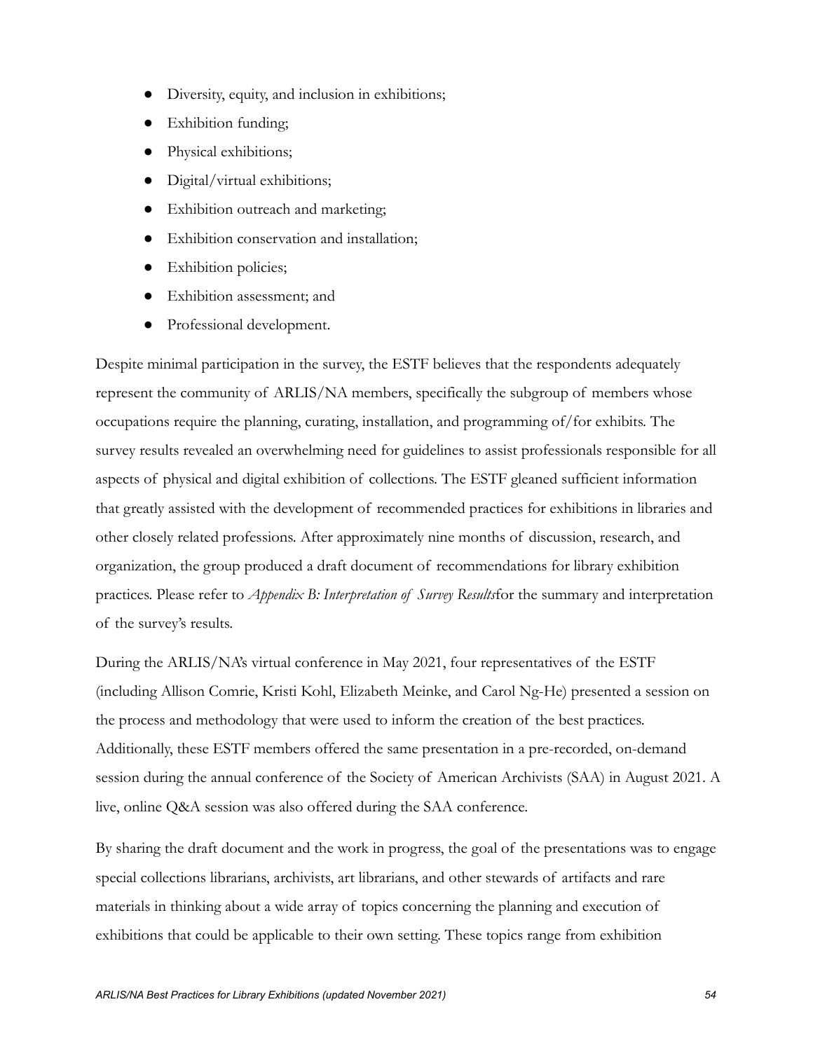- Diversity, equity, and inclusion in exhibitions;
- Exhibition funding;
- Physical exhibitions;
- Digital/virtual exhibitions;
- Exhibition outreach and marketing;
- Exhibition conservation and installation;
- Exhibition policies;
- Exhibition assessment; and
- Professional development.

Despite minimal participation in the survey, the ESTF believes that the respondents adequately represent the community of ARLIS/NA members, specifically the subgroup of members whose occupations require the planning, curating, installation, and programming of/for exhibits. The survey results revealed an overwhelming need for guidelines to assist professionals responsible for all aspects of physical and digital exhibition of collections. The ESTF gleaned sufficient information that greatly assisted with the development of recommended practices for exhibitions in libraries and other closely related professions. After approximately nine months of discussion, research, and organization, the group produced a draft document of recommendations for library exhibition practices. Please refer to *Appendix B: Interpretation of Survey Results*for the summary and interpretation of the survey's results.

During the ARLIS/NA's virtual conference in May 2021, four representatives of the ESTF (including Allison Comrie, Kristi Kohl, Elizabeth Meinke, and Carol Ng-He) presented a session on the process and methodology that were used to inform the creation of the best practices. Additionally, these ESTF members offered the same presentation in a pre-recorded, on-demand session during the annual conference of the Society of American Archivists (SAA) in August 2021. A live, online Q&A session was also offered during the SAA conference.

By sharing the draft document and the work in progress, the goal of the presentations was to engage special collections librarians, archivists, art librarians, and other stewards of artifacts and rare materials in thinking about a wide array of topics concerning the planning and execution of exhibitions that could be applicable to their own setting. These topics range from exhibition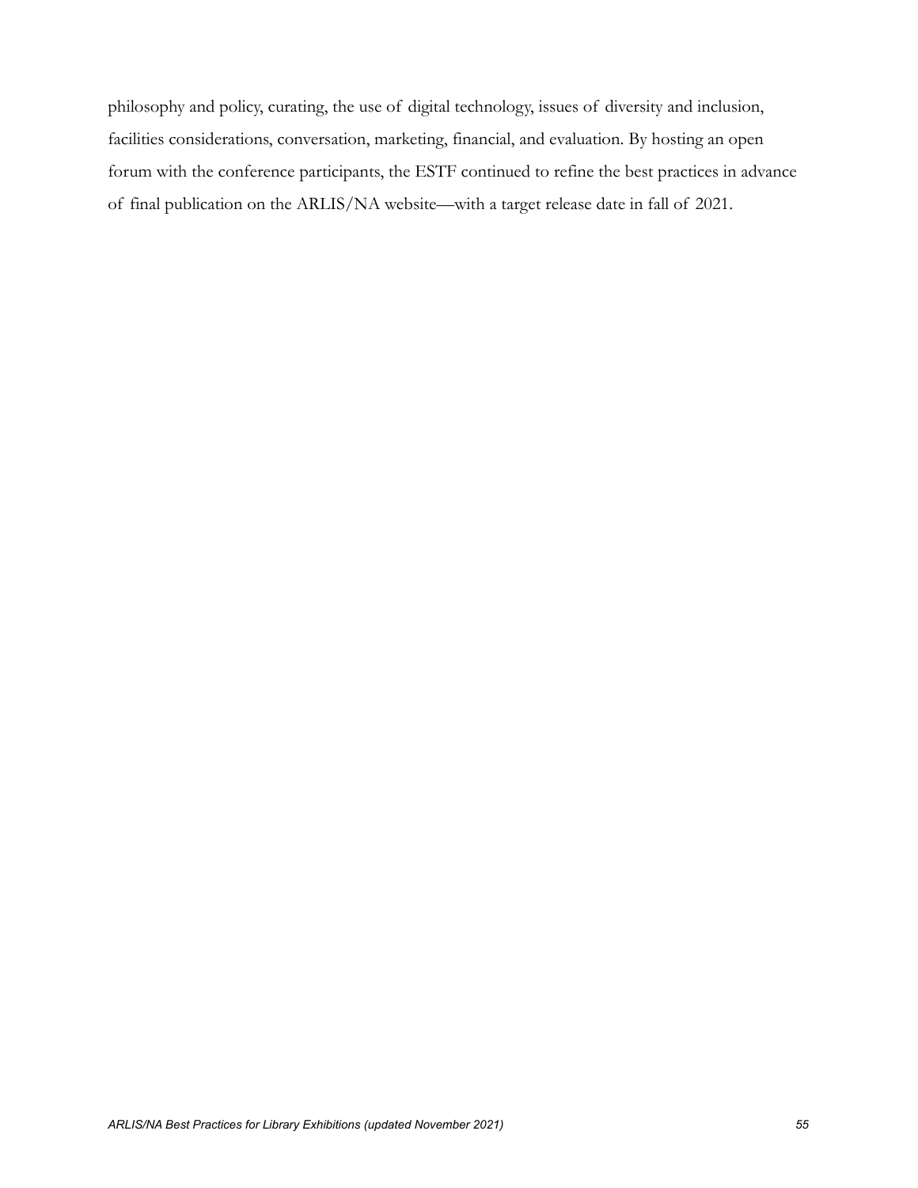philosophy and policy, curating, the use of digital technology, issues of diversity and inclusion, facilities considerations, conversation, marketing, financial, and evaluation. By hosting an open forum with the conference participants, the ESTF continued to refine the best practices in advance of final publication on the ARLIS/NA website—with a target release date in fall of 2021.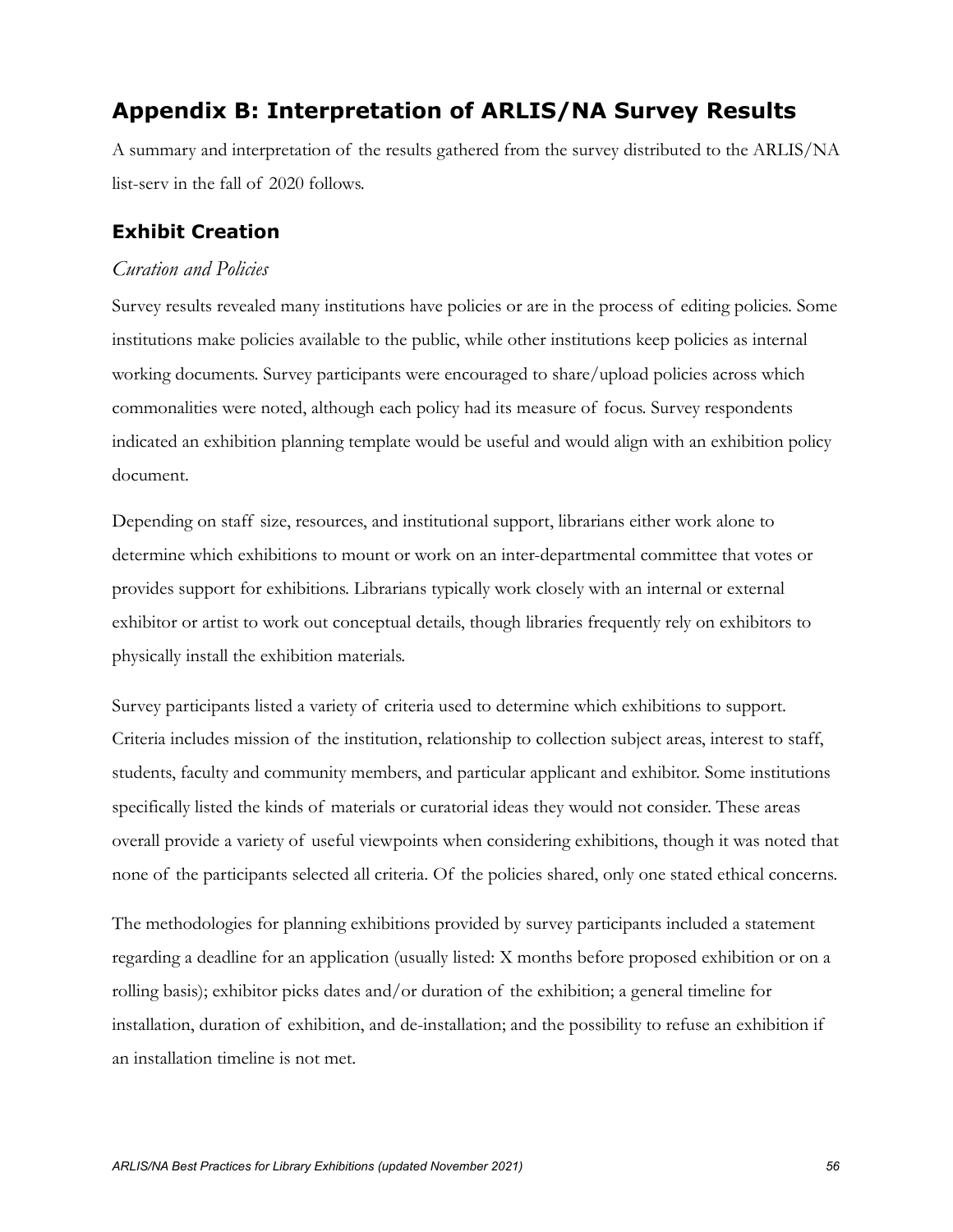## Appendix B: Interpretation of ARLIS/NA Survey Results

A summary and interpretation of the results gathered from the survey distributed to the ARLIS/NA list-serv in the fall of 2020 follows.

### Exhibit Creation

#### *Curation and Policies*

Survey results revealed many institutions have policies or are in the process of editing policies. Some institutions make policies available to the public, while other institutions keep policies as internal working documents. Survey participants were encouraged to share/upload policies across which commonalities were noted, although each policy had its measure of focus. Survey respondents indicated an exhibition planning template would be useful and would align with an exhibition policy document.

Depending on staff size, resources, and institutional support, librarians either work alone to determine which exhibitions to mount or work on an inter-departmental committee that votes or provides support for exhibitions. Librarians typically work closely with an internal or external exhibitor or artist to work out conceptual details, though libraries frequently rely on exhibitors to physically install the exhibition materials.

Survey participants listed a variety of criteria used to determine which exhibitions to support. Criteria includes mission of the institution, relationship to collection subject areas, interest to staff, students, faculty and community members, and particular applicant and exhibitor. Some institutions specifically listed the kinds of materials or curatorial ideas they would not consider. These areas overall provide a variety of useful viewpoints when considering exhibitions, though it was noted that none of the participants selected all criteria. Of the policies shared, only one stated ethical concerns.

The methodologies for planning exhibitions provided by survey participants included a statement regarding a deadline for an application (usually listed: X months before proposed exhibition or on a rolling basis); exhibitor picks dates and/or duration of the exhibition; a general timeline for installation, duration of exhibition, and de-installation; and the possibility to refuse an exhibition if an installation timeline is not met.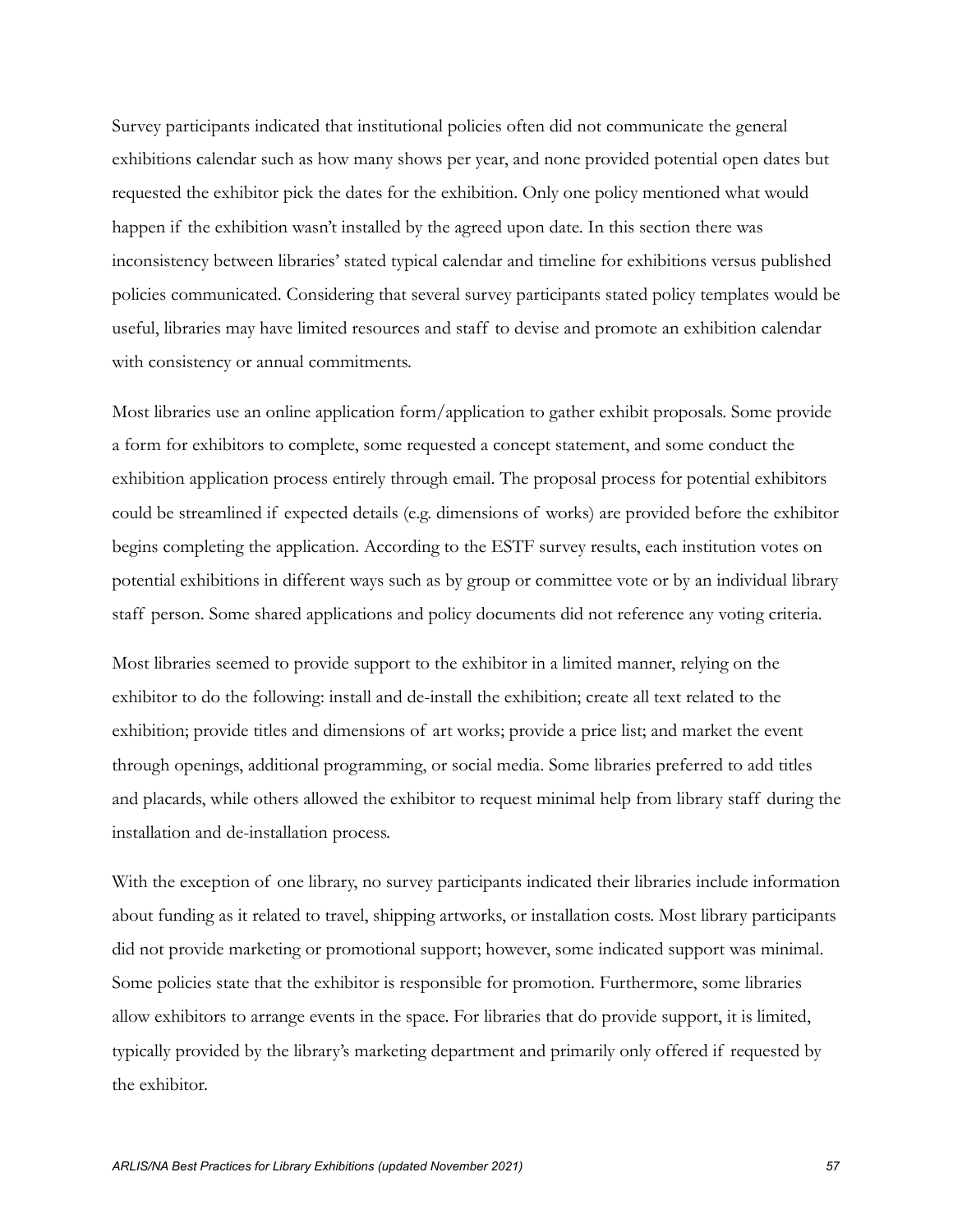Survey participants indicated that institutional policies often did not communicate the general exhibitions calendar such as how many shows per year, and none provided potential open dates but requested the exhibitor pick the dates for the exhibition. Only one policy mentioned what would happen if the exhibition wasn't installed by the agreed upon date. In this section there was inconsistency between libraries' stated typical calendar and timeline for exhibitions versus published policies communicated. Considering that several survey participants stated policy templates would be useful, libraries may have limited resources and staff to devise and promote an exhibition calendar with consistency or annual commitments.

Most libraries use an online application form/application to gather exhibit proposals. Some provide a form for exhibitors to complete, some requested a concept statement, and some conduct the exhibition application process entirely through email. The proposal process for potential exhibitors could be streamlined if expected details (e.g. dimensions of works) are provided before the exhibitor begins completing the application. According to the ESTF survey results, each institution votes on potential exhibitions in different ways such as by group or committee vote or by an individual library staff person. Some shared applications and policy documents did not reference any voting criteria.

Most libraries seemed to provide support to the exhibitor in a limited manner, relying on the exhibitor to do the following: install and de-install the exhibition; create all text related to the exhibition; provide titles and dimensions of art works; provide a price list; and market the event through openings, additional programming, or social media. Some libraries preferred to add titles and placards, while others allowed the exhibitor to request minimal help from library staff during the installation and de-installation process.

With the exception of one library, no survey participants indicated their libraries include information about funding as it related to travel, shipping artworks, or installation costs. Most library participants did not provide marketing or promotional support; however, some indicated support was minimal. Some policies state that the exhibitor is responsible for promotion. Furthermore, some libraries allow exhibitors to arrange events in the space. For libraries that do provide support, it is limited, typically provided by the library's marketing department and primarily only offered if requested by the exhibitor.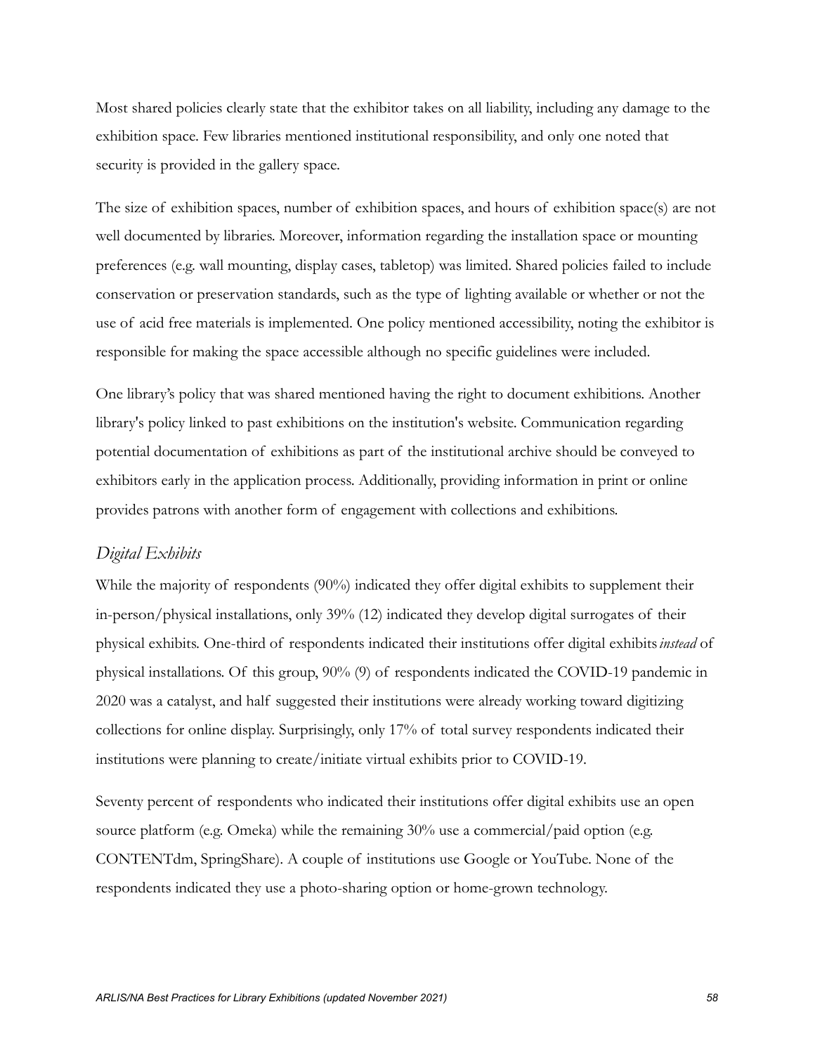Most shared policies clearly state that the exhibitor takes on all liability, including any damage to the exhibition space. Few libraries mentioned institutional responsibility, and only one noted that security is provided in the gallery space.

The size of exhibition spaces, number of exhibition spaces, and hours of exhibition space(s) are not well documented by libraries. Moreover, information regarding the installation space or mounting preferences (e.g. wall mounting, display cases, tabletop) was limited. Shared policies failed to include conservation or preservation standards, such as the type of lighting available or whether or not the use of acid free materials is implemented. One policy mentioned accessibility, noting the exhibitor is responsible for making the space accessible although no specific guidelines were included.

One library's policy that was shared mentioned having the right to document exhibitions. Another library's policy linked to past exhibitions on the institution's website. Communication regarding potential documentation of exhibitions as part of the institutional archive should be conveyed to exhibitors early in the application process. Additionally, providing information in print or online provides patrons with another form of engagement with collections and exhibitions.

### *Digital Exhibits*

While the majority of respondents (90%) indicated they offer digital exhibits to supplement their in-person/physical installations, only 39% (12) indicated they develop digital surrogates of their physical exhibits. One-third of respondents indicated their institutions offer digital exhibits *instead* of physical installations. Of this group, 90% (9) of respondents indicated the COVID-19 pandemic in 2020 was a catalyst, and half suggested their institutions were already working toward digitizing collections for online display. Surprisingly, only 17% of total survey respondents indicated their institutions were planning to create/initiate virtual exhibits prior to COVID-19.

Seventy percent of respondents who indicated their institutions offer digital exhibits use an open source platform (e.g. Omeka) while the remaining 30% use a commercial/paid option (e.g. CONTENTdm, SpringShare). A couple of institutions use Google or YouTube. None of the respondents indicated they use a photo-sharing option or home-grown technology.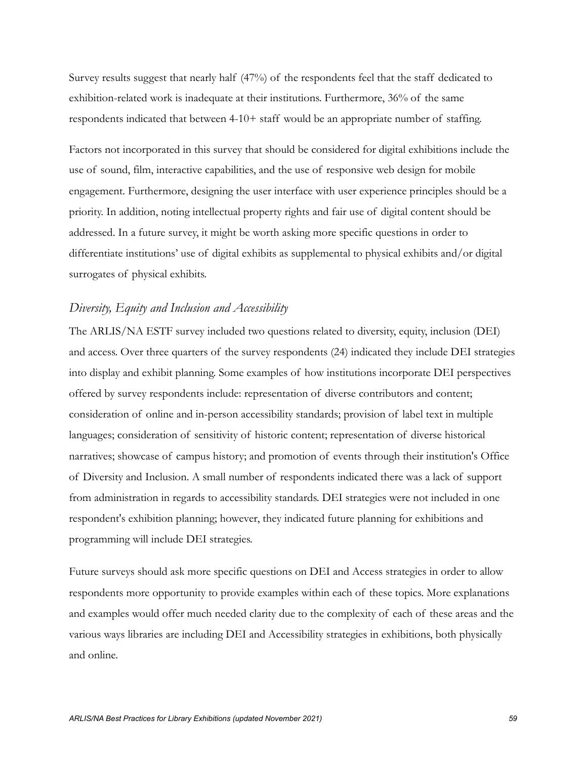Survey results suggest that nearly half (47%) of the respondents feel that the staff dedicated to exhibition-related work is inadequate at their institutions. Furthermore, 36% of the same respondents indicated that between 4-10+ staff would be an appropriate number of staffing.

Factors not incorporated in this survey that should be considered for digital exhibitions include the use of sound, film, interactive capabilities, and the use of responsive web design for mobile engagement. Furthermore, designing the user interface with user experience principles should be a priority. In addition, noting intellectual property rights and fair use of digital content should be addressed. In a future survey, it might be worth asking more specific questions in order to differentiate institutions' use of digital exhibits as supplemental to physical exhibits and/or digital surrogates of physical exhibits.

### *Diversity, Equity and Inclusion and Accessibility*

The ARLIS/NA ESTF survey included two questions related to diversity, equity, inclusion (DEI) and access. Over three quarters of the survey respondents (24) indicated they include DEI strategies into display and exhibit planning. Some examples of how institutions incorporate DEI perspectives offered by survey respondents include: representation of diverse contributors and content; consideration of online and in-person accessibility standards; provision of label text in multiple languages; consideration of sensitivity of historic content; representation of diverse historical narratives; showcase of campus history; and promotion of events through their institution's Office of Diversity and Inclusion. A small number of respondents indicated there was a lack of support from administration in regards to accessibility standards. DEI strategies were not included in one respondent's exhibition planning; however, they indicated future planning for exhibitions and programming will include DEI strategies.

Future surveys should ask more specific questions on DEI and Access strategies in order to allow respondents more opportunity to provide examples within each of these topics. More explanations and examples would offer much needed clarity due to the complexity of each of these areas and the various ways libraries are including DEI and Accessibility strategies in exhibitions, both physically and online.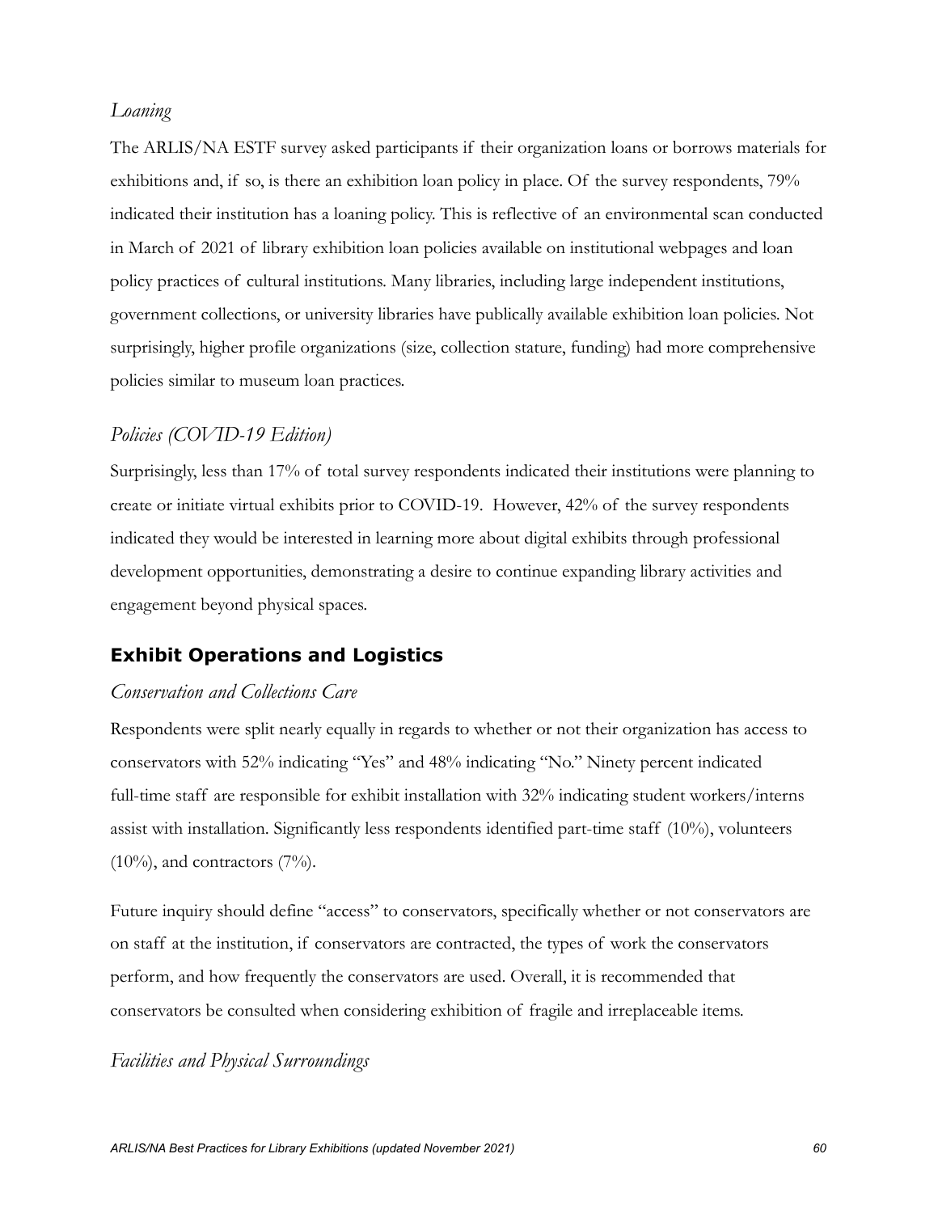*Loaning*

The ARLIS/NA ESTF survey asked participants if their organization loans or borrows materials for exhibitions and, if so, is there an exhibition loan policy in place. Of the survey respondents, 79% indicated their institution has a loaning policy. This is reflective of an environmental scan conducted in March of 2021 of library exhibition loan policies available on institutional webpages and loan policy practices of cultural institutions. Many libraries, including large independent institutions, government collections, or university libraries have publically available exhibition loan policies. Not surprisingly, higher profile organizations (size, collection stature, funding) had more comprehensive policies similar to museum loan practices.

*Policies (COVID-19 Edition)*

Surprisingly, less than 17% of total survey respondents indicated their institutions were planning to create or initiate virtual exhibits prior to COVID-19. However, 42% of the survey respondents indicated they would be interested in learning more about digital exhibits through professional development opportunities, demonstrating a desire to continue expanding library activities and engagement beyond physical spaces.

## Exhibit Operations and Logistics

*Conservation and Collections Care*

Respondents were split nearly equally in regards to whether or not their organization has access to conservators with 52% indicating "Yes" and 48% indicating "No." Ninety percent indicated full-time staff are responsible for exhibit installation with 32% indicating student workers/interns assist with installation. Significantly less respondents identified part-time staff (10%), volunteers (10%), and contractors (7%).

Future inquiry should define "access" to conservators, specifically whether or not conservators are on staff at the institution, if conservators are contracted, the types of work the conservators perform, and how frequently the conservators are used. Overall, it is recommended that conservators be consulted when considering exhibition of fragile and irreplaceable items.

*Facilities and Physical Surroundings*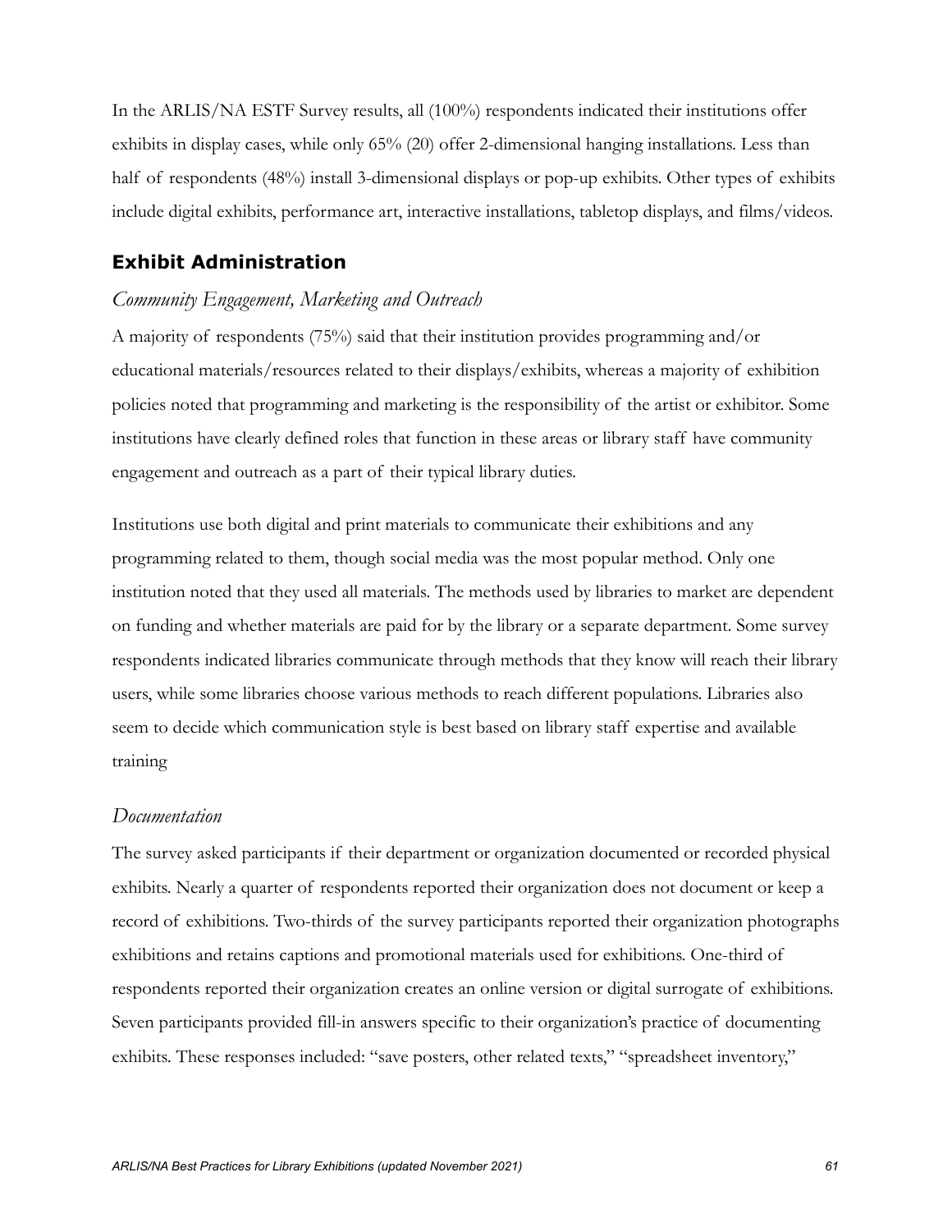In the ARLIS/NA ESTF Survey results, all (100%) respondents indicated their institutions offer exhibits in display cases, while only 65% (20) offer 2-dimensional hanging installations. Less than half of respondents (48%) install 3-dimensional displays or pop-up exhibits. Other types of exhibits include digital exhibits, performance art, interactive installations, tabletop displays, and films/videos.

## Exhibit Administration

### *Community Engagement, Marketing and Outreach*

A majority of respondents (75%) said that their institution provides programming and/or educational materials/resources related to their displays/exhibits, whereas a majority of exhibition policies noted that programming and marketing is the responsibility of the artist or exhibitor. Some institutions have clearly defined roles that function in these areas or library staff have community engagement and outreach as a part of their typical library duties.

Institutions use both digital and print materials to communicate their exhibitions and any programming related to them, though social media was the most popular method. Only one institution noted that they used all materials. The methods used by libraries to market are dependent on funding and whether materials are paid for by the library or a separate department. Some survey respondents indicated libraries communicate through methods that they know will reach their library users, while some libraries choose various methods to reach different populations. Libraries also seem to decide which communication style is best based on library staff expertise and available training

### *Documentation*

The survey asked participants if their department or organization documented or recorded physical exhibits. Nearly a quarter of respondents reported their organization does not document or keep a record of exhibitions. Two-thirds of the survey participants reported their organization photographs exhibitions and retains captions and promotional materials used for exhibitions. One-third of respondents reported their organization creates an online version or digital surrogate of exhibitions. Seven participants provided fill-in answers specific to their organization's practice of documenting exhibits. These responses included: "save posters, other related texts," "spreadsheet inventory,"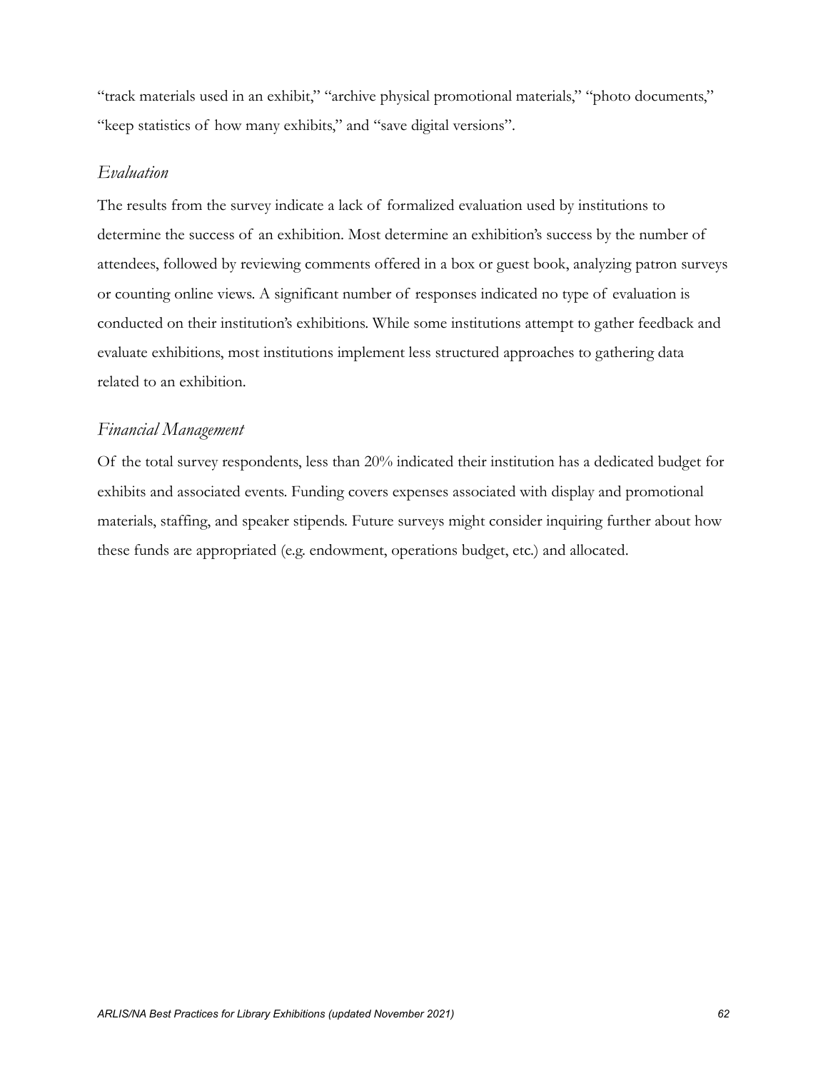"track materials used in an exhibit," "archive physical promotional materials," "photo documents," "keep statistics of how many exhibits," and "save digital versions".

### *Evaluation*

The results from the survey indicate a lack of formalized evaluation used by institutions to determine the success of an exhibition. Most determine an exhibition's success by the number of attendees, followed by reviewing comments offered in a box or guest book, analyzing patron surveys or counting online views. A significant number of responses indicated no type of evaluation is conducted on their institution's exhibitions. While some institutions attempt to gather feedback and evaluate exhibitions, most institutions implement less structured approaches to gathering data related to an exhibition.

### *Financial Management*

Of the total survey respondents, less than 20% indicated their institution has a dedicated budget for exhibits and associated events. Funding covers expenses associated with display and promotional materials, staffing, and speaker stipends. Future surveys might consider inquiring further about how these funds are appropriated (e.g. endowment, operations budget, etc.) and allocated.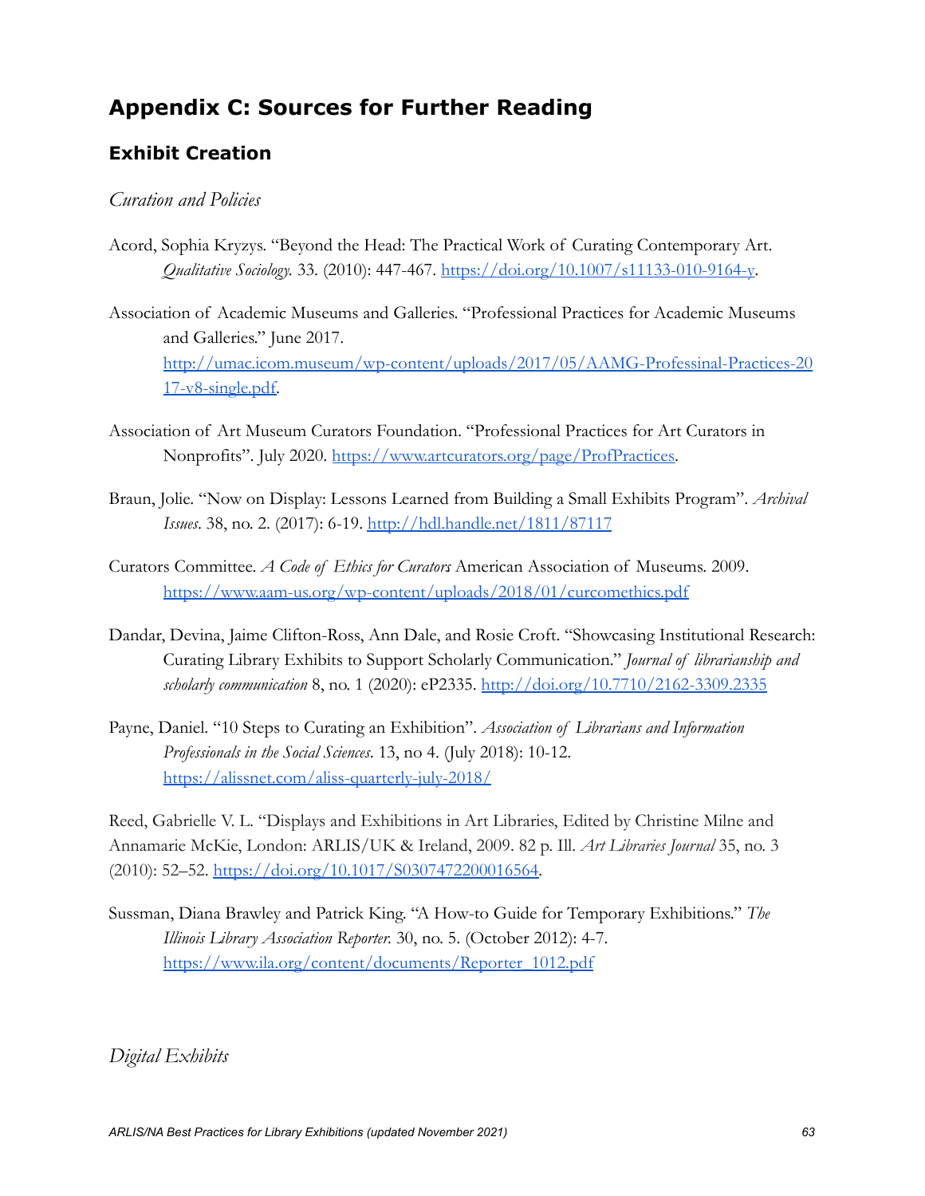## Appendix C: Sources for Further Reading

### Exhibit Creation

*Curation and Policies*

Acord, Sophia Kryzys. "Beyond the Head: The Practical Work of Curating Contemporary Art. *Qualitative Sociology.* 33. (2010): 447-467. https://doi.org/10.1007/s11133-010-9164-y.

Association of Academic Museums and Galleries. "Professional Practices for Academic Museums and Galleries." June 2017. http://umac.icom.museum/wp-content/uploads/2017/05/AAMG-Professinal-Practices-2017-v8-single.pdf.

Association of Art Museum Curators Foundation. "Professional Practices for Art Curators in Nonprofits". July 2020. https://www.artcurators.org/page/ProfPractices.

Braun, Jolie. "Now on Display: Lessons Learned from Building a Small Exhibits Program". *Archival Issues*. 38, no. 2. (2017): 6-19. http://hdl.handle.net/1811/87117

Curators Committee. *A Code of Ethics for Curators* American Association of Museums. 2009. https://www.aam-us.org/wp-content/uploads/2018/01/curcomethics.pdf

Dandar, Devina, Jaime Clifton-Ross, Ann Dale, and Rosie Croft. "Showcasing Institutional Research: Curating Library Exhibits to Support Scholarly Communication." *Journal of librarianship and scholarly communication* 8, no. 1 (2020): eP2335. http://doi.org/10.7710/2162-3309.2335

Payne, Daniel. "10 Steps to Curating an Exhibition". *Association of Librarians and Information Professionals in the Social Sciences.* 13, no 4. (July 2018): 10-12. https://alissnet.com/aliss-quarterly-july-2018/

Reed, Gabrielle V. L. "Displays and Exhibitions in Art Libraries, Edited by Christine Milne and Annamarie McKie, London: ARLIS/UK & Ireland, 2009. 82 p. Ill. *Art Libraries Journal* 35, no. 3 (2010): 52–52. https://doi.org/10.1017/S0307472200016564.

Sussman, Diana Brawley and Patrick King. "A How-to Guide for Temporary Exhibitions." *The Illinois Library Association Reporter.* 30, no. 5. (October 2012): 4-7. https://www.ila.org/content/documents/Reporter_1012.pdf

*Digital Exhibits*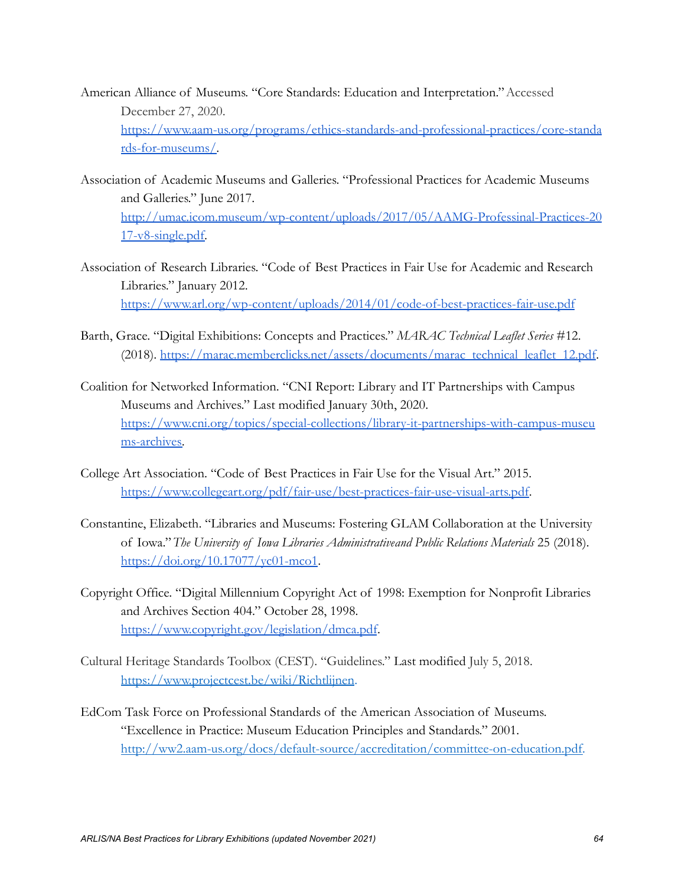American Alliance of Museums. "Core Standards: Education and Interpretation." Accessed December 27, 2020. https://www.aam-us.org/programs/ethics-standards-and-professional-practices/core-standards-for-museums/.

Association of Academic Museums and Galleries. "Professional Practices for Academic Museums and Galleries." June 2017. http://umac.icom.museum/wp-content/uploads/2017/05/AAMG-Professinal-Practices-2017-v8-single.pdf.

Association of Research Libraries. "Code of Best Practices in Fair Use for Academic and Research Libraries." January 2012. https://www.arl.org/wp-content/uploads/2014/01/code-of-best-practices-fair-use.pdf

Barth, Grace. "Digital Exhibitions: Concepts and Practices." *MARAC Technical Leaflet Series* #12. (2018). https://marac.memberclicks.net/assets/documents/marac_technical_leaflet_12.pdf.

Coalition for Networked Information. "CNI Report: Library and IT Partnerships with Campus Museums and Archives." Last modified January 30th, 2020. https://www.cni.org/topics/special-collections/library-it-partnerships-with-campus-museums-archives.

College Art Association. "Code of Best Practices in Fair Use for the Visual Art." 2015. https://www.collegeart.org/pdf/fair-use/best-practices-fair-use-visual-arts.pdf.

Constantine, Elizabeth. "Libraries and Museums: Fostering GLAM Collaboration at the University of Iowa." *The University of Iowa Libraries Administrativeand Public Relations Materials* 25 (2018). https://doi.org/10.17077/yc01-mco1.

Copyright Office. "Digital Millennium Copyright Act of 1998: Exemption for Nonprofit Libraries and Archives Section 404." October 28, 1998. https://www.copyright.gov/legislation/dmca.pdf.

Cultural Heritage Standards Toolbox (CEST). "Guidelines." Last modified July 5, 2018. https://www.projectcest.be/wiki/Richtlijnen.

EdCom Task Force on Professional Standards of the American Association of Museums. "Excellence in Practice: Museum Education Principles and Standards." 2001. http://ww2.aam-us.org/docs/default-source/accreditation/committee-on-education.pdf.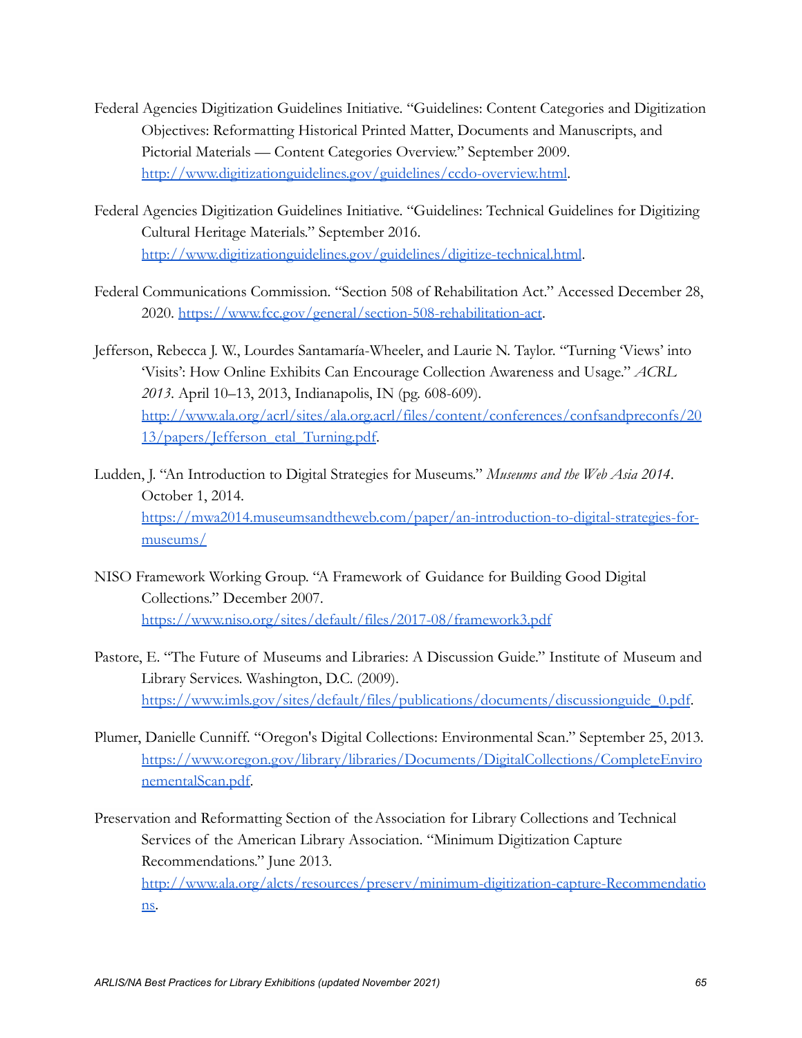Federal Agencies Digitization Guidelines Initiative. "Guidelines: Content Categories and Digitization Objectives: Reformatting Historical Printed Matter, Documents and Manuscripts, and Pictorial Materials — Content Categories Overview." September 2009. http://www.digitizationguidelines.gov/guidelines/ccdo-overview.html.

Federal Agencies Digitization Guidelines Initiative. "Guidelines: Technical Guidelines for Digitizing Cultural Heritage Materials." September 2016. http://www.digitizationguidelines.gov/guidelines/digitize-technical.html.

Federal Communications Commission. "Section 508 of Rehabilitation Act." Accessed December 28, 2020. https://www.fcc.gov/general/section-508-rehabilitation-act.

Jefferson, Rebecca J. W., Lourdes Santamaría-Wheeler, and Laurie N. Taylor. "Turning 'Views' into 'Visits': How Online Exhibits Can Encourage Collection Awareness and Usage." *ACRL 2013*. April 10–13, 2013, Indianapolis, IN (pg. 608-609). http://www.ala.org/acrl/sites/ala.org.acrl/files/content/conferences/confsandpreconfs/2013/papers/Jefferson_etal_Turning.pdf.

Ludden, J. "An Introduction to Digital Strategies for Museums." *Museums and the Web Asia 2014*. October 1, 2014. https://mwa2014.museumsandtheweb.com/paper/an-introduction-to-digital-strategies-for-museums/

NISO Framework Working Group. "A Framework of Guidance for Building Good Digital Collections." December 2007. https://www.niso.org/sites/default/files/2017-08/framework3.pdf

Pastore, E. "The Future of Museums and Libraries: A Discussion Guide." Institute of Museum and Library Services. Washington, D.C. (2009). https://www.imls.gov/sites/default/files/publications/documents/discussionguide_0.pdf.

Plumer, Danielle Cunniff. "Oregon's Digital Collections: Environmental Scan." September 25, 2013. https://www.oregon.gov/library/libraries/Documents/DigitalCollections/CompleteEnvironementalScan.pdf.

Preservation and Reformatting Section of the Association for Library Collections and Technical Services of the American Library Association. "Minimum Digitization Capture Recommendations." June 2013. http://www.ala.org/alcts/resources/preserv/minimum-digitization-capture-Recommendations.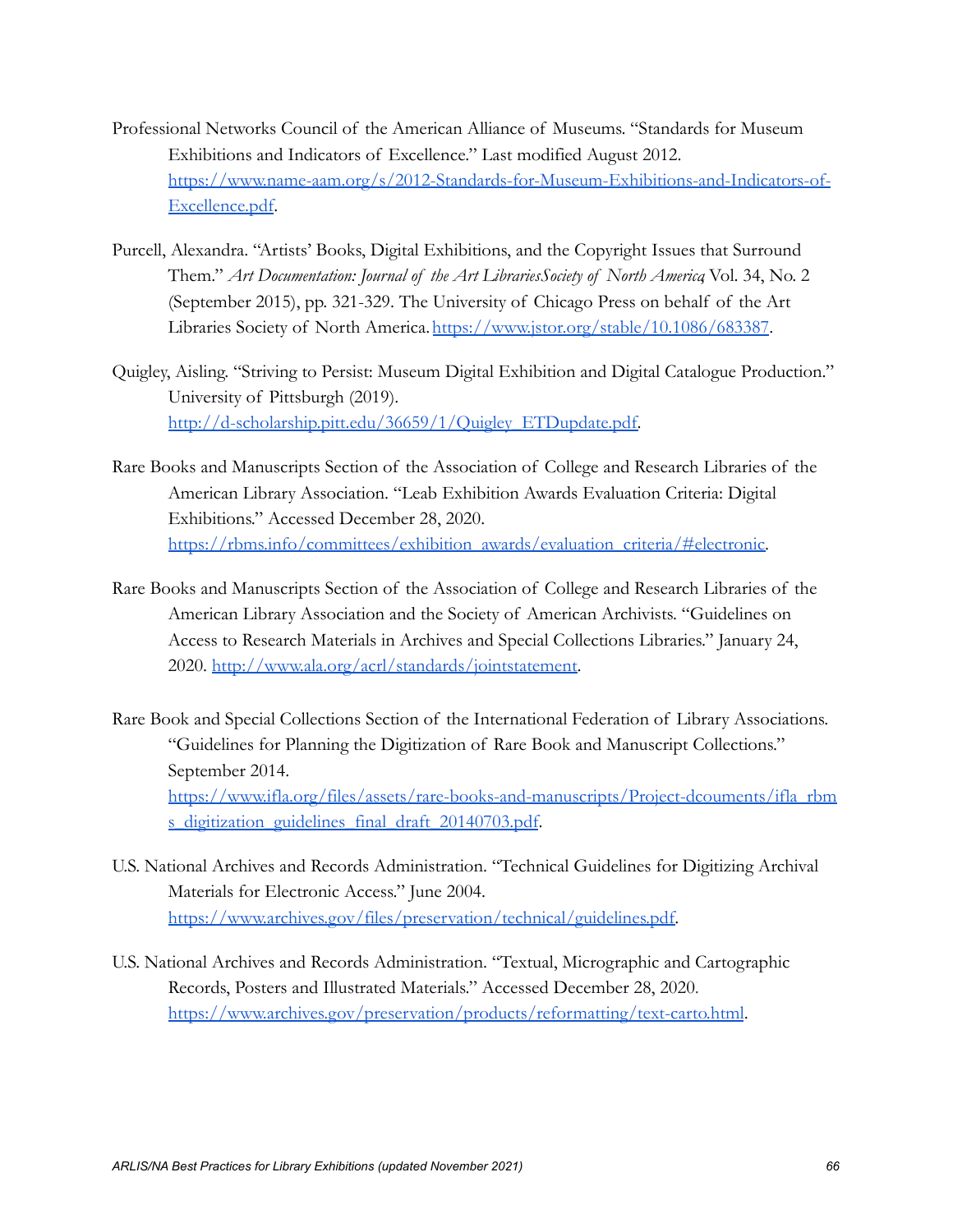Professional Networks Council of the American Alliance of Museums. "Standards for Museum Exhibitions and Indicators of Excellence." Last modified August 2012. https://www.name-aam.org/s/2012-Standards-for-Museum-Exhibitions-and-Indicators-of-Excellence.pdf.

Purcell, Alexandra. "Artists' Books, Digital Exhibitions, and the Copyright Issues that Surround Them." *Art Documentation: Journal of the Art Libraries Society of North America*, Vol. 34, No. 2 (September 2015), pp. 321-329. The University of Chicago Press on behalf of the Art Libraries Society of North America. https://www.jstor.org/stable/10.1086/683387.

Quigley, Aisling. "Striving to Persist: Museum Digital Exhibition and Digital Catalogue Production." University of Pittsburgh (2019). http://d-scholarship.pitt.edu/36659/1/Quigley_ETDupdate.pdf.

Rare Books and Manuscripts Section of the Association of College and Research Libraries of the American Library Association. "Leab Exhibition Awards Evaluation Criteria: Digital Exhibitions." Accessed December 28, 2020. https://rbms.info/committees/exhibition_awards/evaluation_criteria/#electronic.

Rare Books and Manuscripts Section of the Association of College and Research Libraries of the American Library Association and the Society of American Archivists. "Guidelines on Access to Research Materials in Archives and Special Collections Libraries." January 24, 2020. http://www.ala.org/acrl/standards/jointstatement.

Rare Book and Special Collections Section of the International Federation of Library Associations. "Guidelines for Planning the Digitization of Rare Book and Manuscript Collections." September 2014. https://www.ifla.org/files/assets/rare-books-and-manuscripts/Project-dcouments/ifla_rbms_digitization_guidelines_final_draft_20140703.pdf.

U.S. National Archives and Records Administration. "Technical Guidelines for Digitizing Archival Materials for Electronic Access." June 2004. https://www.archives.gov/files/preservation/technical/guidelines.pdf.

U.S. National Archives and Records Administration. "Textual, Micrographic and Cartographic Records, Posters and Illustrated Materials." Accessed December 28, 2020. https://www.archives.gov/preservation/products/reformatting/text-carto.html.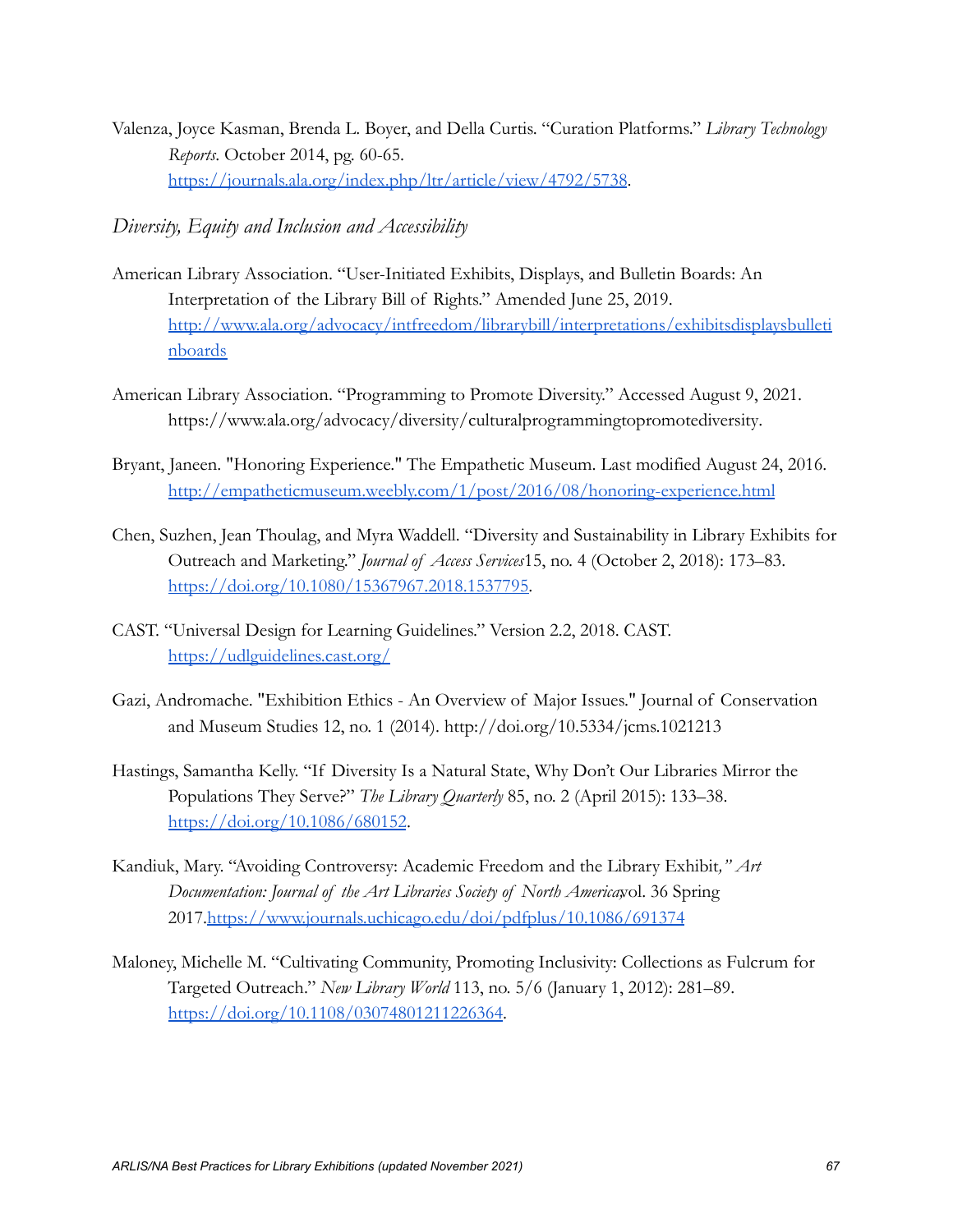Valenza, Joyce Kasman, Brenda L. Boyer, and Della Curtis. "Curation Platforms." *Library Technology Reports*. October 2014, pg. 60-65. https://journals.ala.org/index.php/ltr/article/view/4792/5738.

*Diversity, Equity and Inclusion and Accessibility*

American Library Association. "User-Initiated Exhibits, Displays, and Bulletin Boards: An Interpretation of the Library Bill of Rights." Amended June 25, 2019. http://www.ala.org/advocacy/intfreedom/librarybill/interpretations/exhibitsdisplaysbulletinboards

American Library Association. "Programming to Promote Diversity." Accessed August 9, 2021. https://www.ala.org/advocacy/diversity/culturalprogrammingtopromotediversity.

Bryant, Janeen. "Honoring Experience." The Empathetic Museum. Last modified August 24, 2016. http://empatheticmuseum.weebly.com/1/post/2016/08/honoring-experience.html

Chen, Suzhen, Jean Thoulag, and Myra Waddell. "Diversity and Sustainability in Library Exhibits for Outreach and Marketing." *Journal of Access Services* 15, no. 4 (October 2, 2018): 173–83. https://doi.org/10.1080/15367967.2018.1537795.

CAST. "Universal Design for Learning Guidelines." Version 2.2, 2018. CAST. https://udlguidelines.cast.org/

Gazi, Andromache. "Exhibition Ethics - An Overview of Major Issues." Journal of Conservation and Museum Studies 12, no. 1 (2014). http://doi.org/10.5334/jcms.1021213

Hastings, Samantha Kelly. "If Diversity Is a Natural State, Why Don't Our Libraries Mirror the Populations They Serve?" *The Library Quarterly* 85, no. 2 (April 2015): 133–38. https://doi.org/10.1086/680152.

Kandiuk, Mary. "Avoiding Controversy: Academic Freedom and the Library Exhibit*," Art Documentation: Journal of the Art Libraries Society of North America* vol. 36 Spring 2017. https://www.journals.uchicago.edu/doi/pdfplus/10.1086/691374

Maloney, Michelle M. "Cultivating Community, Promoting Inclusivity: Collections as Fulcrum for Targeted Outreach." *New Library World* 113, no. 5/6 (January 1, 2012): 281–89. https://doi.org/10.1108/03074801211226364.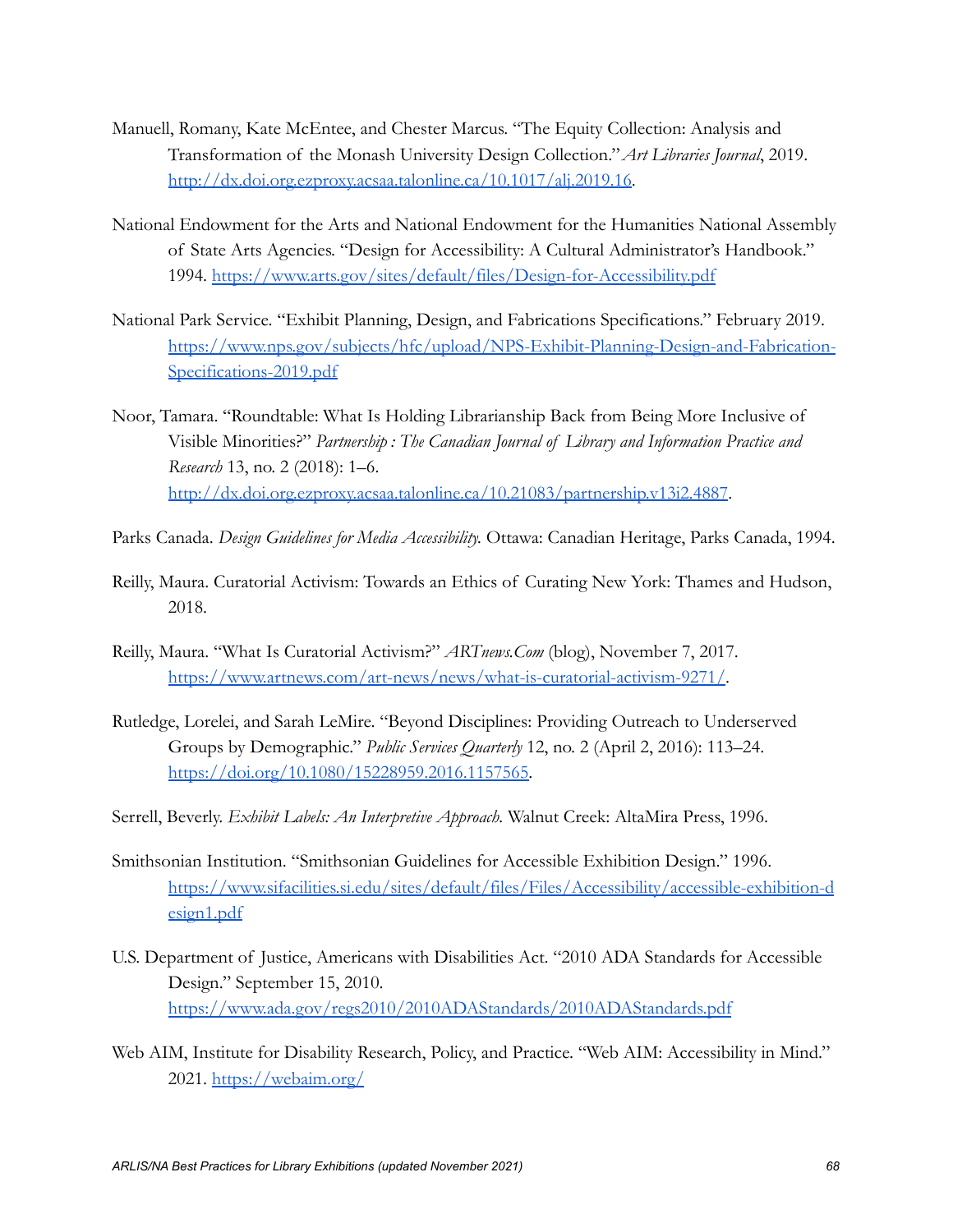Manuell, Romany, Kate McEntee, and Chester Marcus. "The Equity Collection: Analysis and Transformation of the Monash University Design Collection." *Art Libraries Journal*, 2019. http://dx.doi.org.ezproxy.acsaa.talonline.ca/10.1017/alj.2019.16.

National Endowment for the Arts and National Endowment for the Humanities National Assembly of State Arts Agencies. "Design for Accessibility: A Cultural Administrator's Handbook." 1994. https://www.arts.gov/sites/default/files/Design-for-Accessibility.pdf

National Park Service. "Exhibit Planning, Design, and Fabrications Specifications." February 2019. https://www.nps.gov/subjects/hfc/upload/NPS-Exhibit-Planning-Design-and-Fabrication-Specifications-2019.pdf

Noor, Tamara. "Roundtable: What Is Holding Librarianship Back from Being More Inclusive of Visible Minorities?" *Partnership : The Canadian Journal of Library and Information Practice and Research* 13, no. 2 (2018): 1–6. http://dx.doi.org.ezproxy.acsaa.talonline.ca/10.21083/partnership.v13i2.4887.

Parks Canada. *Design Guidelines for Media Accessibility.* Ottawa: Canadian Heritage, Parks Canada, 1994.

Reilly, Maura. Curatorial Activism: Towards an Ethics of Curating New York: Thames and Hudson, 2018.

Reilly, Maura. "What Is Curatorial Activism?" *ARTnews.Com* (blog), November 7, 2017. https://www.artnews.com/art-news/news/what-is-curatorial-activism-9271/.

Rutledge, Lorelei, and Sarah LeMire. "Beyond Disciplines: Providing Outreach to Underserved Groups by Demographic." *Public Services Quarterly* 12, no. 2 (April 2, 2016): 113–24. https://doi.org/10.1080/15228959.2016.1157565.

Serrell, Beverly. *Exhibit Labels: An Interpretive Approach.* Walnut Creek: AltaMira Press, 1996.

Smithsonian Institution. "Smithsonian Guidelines for Accessible Exhibition Design." 1996. https://www.sifacilities.si.edu/sites/default/files/Files/Accessibility/accessible-exhibition-design1.pdf

U.S. Department of Justice, Americans with Disabilities Act. "2010 ADA Standards for Accessible Design." September 15, 2010. https://www.ada.gov/regs2010/2010ADAStandards/2010ADAStandards.pdf

Web AIM, Institute for Disability Research, Policy, and Practice. "Web AIM: Accessibility in Mind." 2021. https://webaim.org/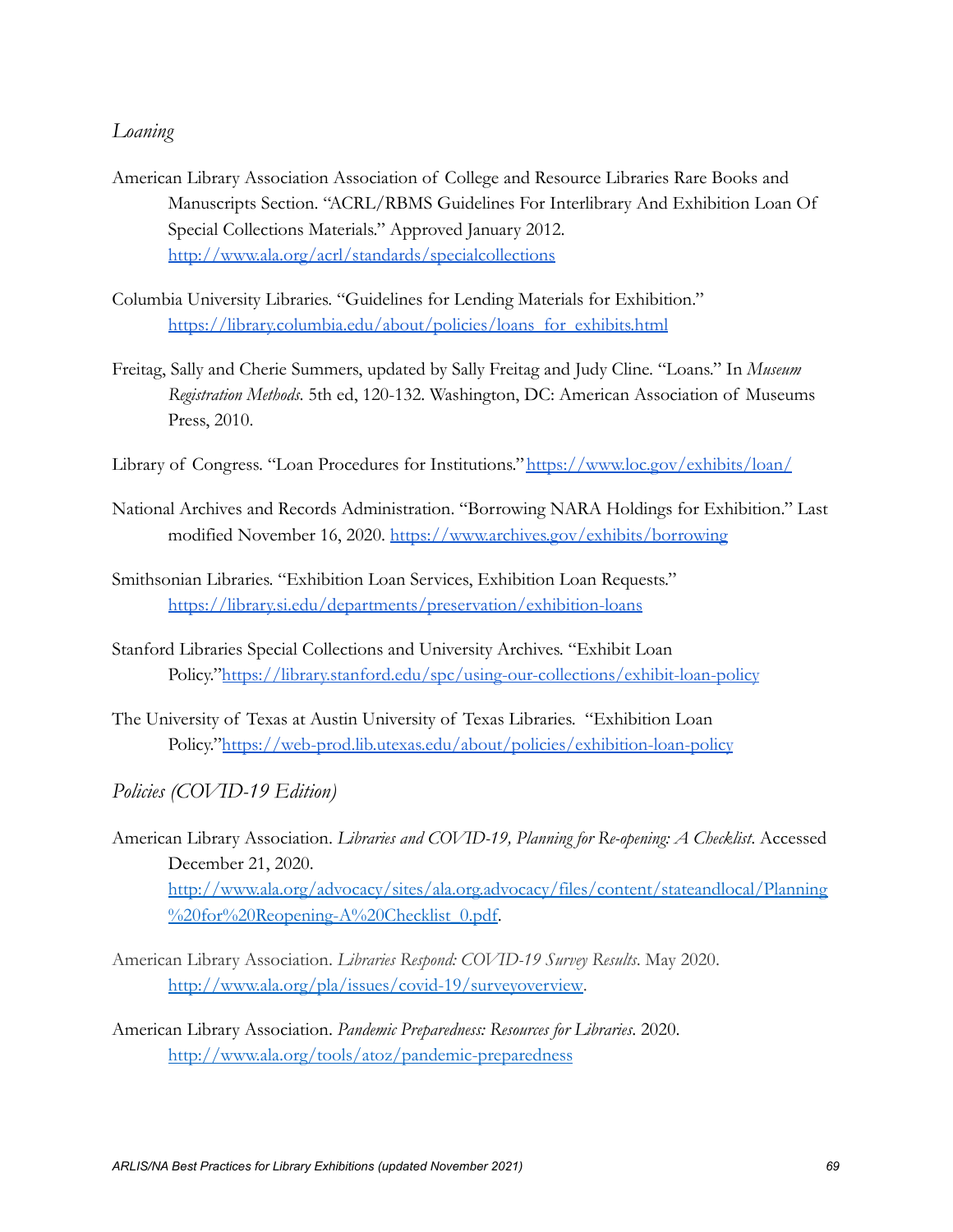*Loaning*

American Library Association Association of College and Resource Libraries Rare Books and Manuscripts Section. "ACRL/RBMS Guidelines For Interlibrary And Exhibition Loan Of Special Collections Materials." Approved January 2012. http://www.ala.org/acrl/standards/specialcollections

Columbia University Libraries. "Guidelines for Lending Materials for Exhibition." https://library.columbia.edu/about/policies/loans_for_exhibits.html

Freitag, Sally and Cherie Summers, updated by Sally Freitag and Judy Cline. "Loans." In *Museum Registration Methods*. 5th ed, 120-132. Washington, DC: American Association of Museums Press, 2010.

Library of Congress. "Loan Procedures for Institutions." https://www.loc.gov/exhibits/loan/

National Archives and Records Administration. "Borrowing NARA Holdings for Exhibition." Last modified November 16, 2020. https://www.archives.gov/exhibits/borrowing

Smithsonian Libraries. "Exhibition Loan Services, Exhibition Loan Requests." https://library.si.edu/departments/preservation/exhibition-loans

Stanford Libraries Special Collections and University Archives. "Exhibit Loan Policy." https://library.stanford.edu/spc/using-our-collections/exhibit-loan-policy

The University of Texas at Austin University of Texas Libraries. "Exhibition Loan Policy." https://web-prod.lib.utexas.edu/about/policies/exhibition-loan-policy

*Policies (COVID-19 Edition)*

American Library Association. *Libraries and COVID-19, Planning for Re-opening: A Checklist*. Accessed December 21, 2020. http://www.ala.org/advocacy/sites/ala.org.advocacy/files/content/stateandlocal/Planning%20for%20Reopening-A%20Checklist_0.pdf.

American Library Association. *Libraries Respond: COVID-19 Survey Results*. May 2020. http://www.ala.org/pla/issues/covid-19/surveyoverview.

American Library Association. *Pandemic Preparedness: Resources for Libraries*. 2020. http://www.ala.org/tools/atoz/pandemic-preparedness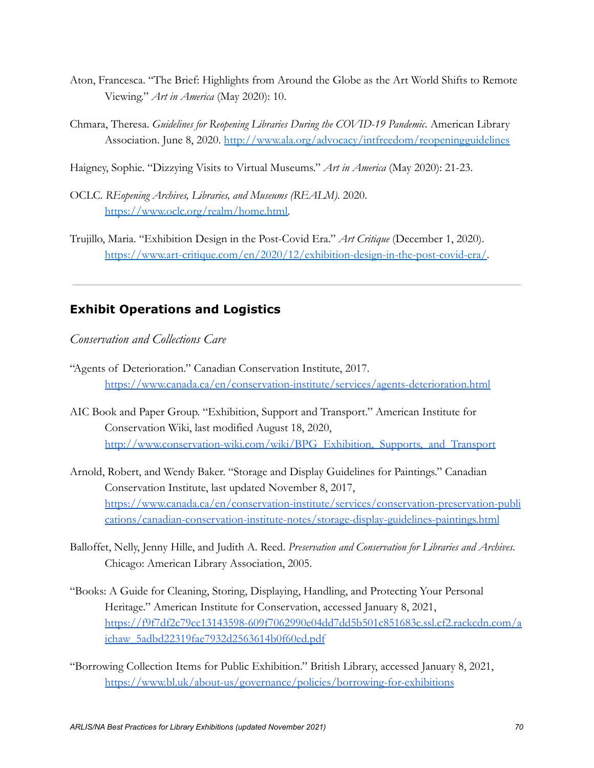Aton, Francesca. "The Brief: Highlights from Around the Globe as the Art World Shifts to Remote Viewing." *Art in America* (May 2020): 10.

Chmara, Theresa. *Guidelines for Reopening Libraries During the COVID-19 Pandemic.* American Library Association. June 8, 2020. http://www.ala.org/advocacy/intfreedom/reopeningguidelines

Haigney, Sophie. "Dizzying Visits to Virtual Museums." *Art in America* (May 2020): 21-23.

OCLC. *REopening Archives, Libraries, and Museums (REALM).* 2020. https://www.oclc.org/realm/home.html.

Trujillo, Maria. "Exhibition Design in the Post-Covid Era." *Art Critique* (December 1, 2020). https://www.art-critique.com/en/2020/12/exhibition-design-in-the-post-covid-era/.

---

## Exhibit Operations and Logistics

*Conservation and Collections Care*

"Agents of Deterioration." Canadian Conservation Institute, 2017. https://www.canada.ca/en/conservation-institute/services/agents-deterioration.html

AIC Book and Paper Group. "Exhibition, Support and Transport." American Institute for Conservation Wiki, last modified August 18, 2020, http://www.conservation-wiki.com/wiki/BPG_Exhibition,_Supports,_and_Transport

Arnold, Robert, and Wendy Baker. "Storage and Display Guidelines for Paintings." Canadian Conservation Institute, last updated November 8, 2017, https://www.canada.ca/en/conservation-institute/services/conservation-preservation-publications/canadian-conservation-institute-notes/storage-display-guidelines-paintings.html

Balloffet, Nelly, Jenny Hille, and Judith A. Reed. *Preservation and Conservation for Libraries and Archives.* Chicago: American Library Association, 2005.

"Books: A Guide for Cleaning, Storing, Displaying, Handling, and Protecting Your Personal Heritage." American Institute for Conservation, accessed January 8, 2021, https://f9f7df2c79cc13143598-609f7062990e04dd7dd5b501c851683c.ssl.cf2.rackcdn.com/aichaw_5adbd22319fae7932d2563614b0f60ed.pdf

"Borrowing Collection Items for Public Exhibition." British Library, accessed January 8, 2021, https://www.bl.uk/about-us/governance/policies/borrowing-for-exhibitions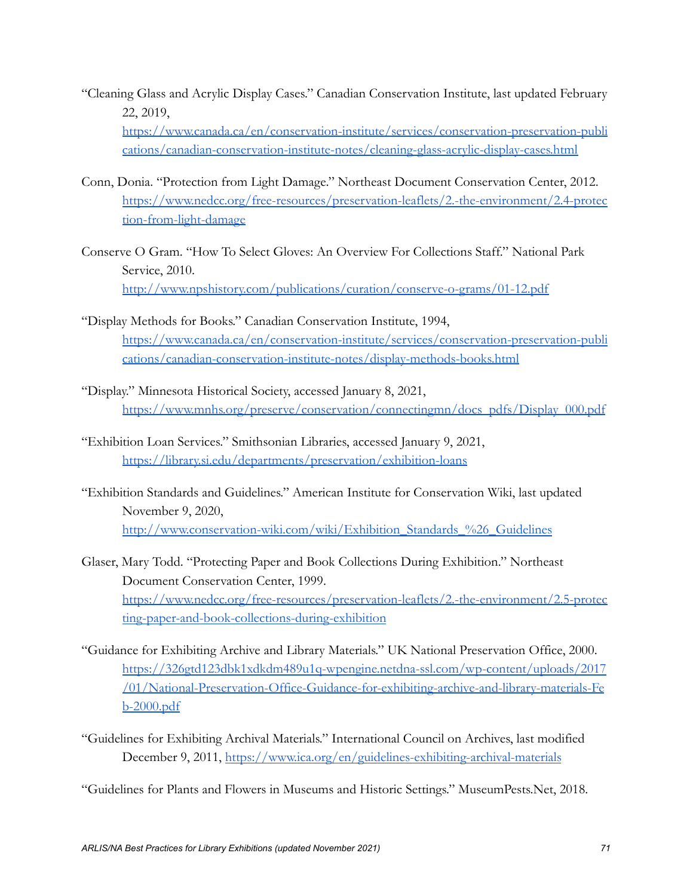“Cleaning Glass and Acrylic Display Cases.” Canadian Conservation Institute, last updated February 22, 2019, https://www.canada.ca/en/conservation-institute/services/conservation-preservation-publications/canadian-conservation-institute-notes/cleaning-glass-acrylic-display-cases.html

Conn, Donia. “Protection from Light Damage.” Northeast Document Conservation Center, 2012. https://www.nedcc.org/free-resources/preservation-leaflets/2.-the-environment/2.4-protection-from-light-damage

Conserve O Gram. “How To Select Gloves: An Overview For Collections Staff.” National Park Service, 2010. http://www.npshistory.com/publications/curation/conserve-o-grams/01-12.pdf

“Display Methods for Books.” Canadian Conservation Institute, 1994, https://www.canada.ca/en/conservation-institute/services/conservation-preservation-publications/canadian-conservation-institute-notes/display-methods-books.html

“Display.” Minnesota Historical Society, accessed January 8, 2021, https://www.mnhs.org/preserve/conservation/connectingmn/docs_pdfs/Display_000.pdf

“Exhibition Loan Services.” Smithsonian Libraries, accessed January 9, 2021, https://library.si.edu/departments/preservation/exhibition-loans

“Exhibition Standards and Guidelines.” American Institute for Conservation Wiki, last updated November 9, 2020, http://www.conservation-wiki.com/wiki/Exhibition_Standards_%26_Guidelines

Glaser, Mary Todd. “Protecting Paper and Book Collections During Exhibition.” Northeast Document Conservation Center, 1999. https://www.nedcc.org/free-resources/preservation-leaflets/2.-the-environment/2.5-protecting-paper-and-book-collections-during-exhibition

“Guidance for Exhibiting Archive and Library Materials.” UK National Preservation Office, 2000. https://326gtd123dbk1xdkdm489u1q-wpengine.netdna-ssl.com/wp-content/uploads/2017/01/National-Preservation-Office-Guidance-for-exhibiting-archive-and-library-materials-Feb-2000.pdf

“Guidelines for Exhibiting Archival Materials.” International Council on Archives, last modified December 9, 2011, https://www.ica.org/en/guidelines-exhibiting-archival-materials

“Guidelines for Plants and Flowers in Museums and Historic Settings.” MuseumPests.Net, 2018.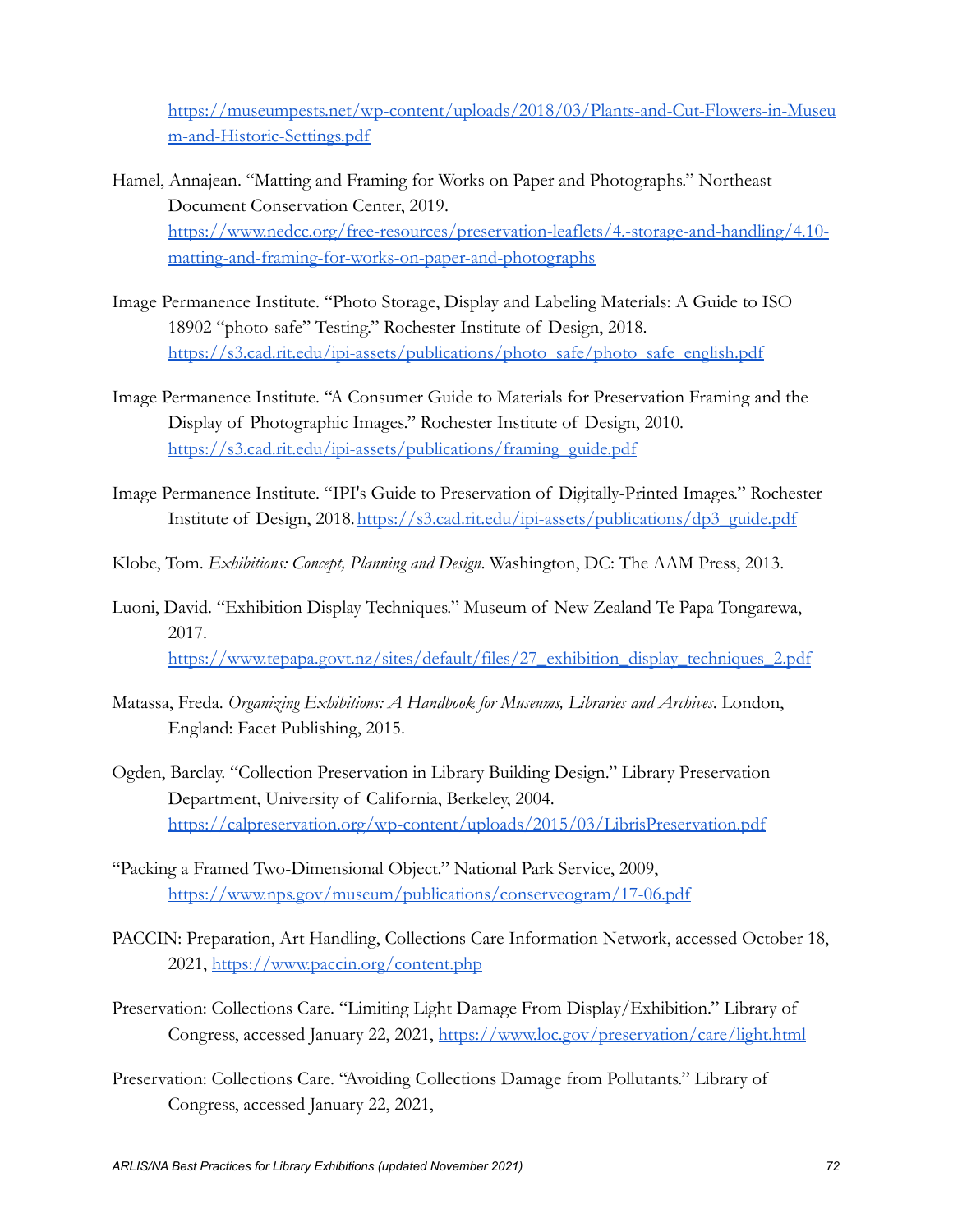https://museumpests.net/wp-content/uploads/2018/03/Plants-and-Cut-Flowers-in-Museum-and-Historic-Settings.pdf

Hamel, Annajean. "Matting and Framing for Works on Paper and Photographs." Northeast Document Conservation Center, 2019. https://www.nedcc.org/free-resources/preservation-leaflets/4.-storage-and-handling/4.10-matting-and-framing-for-works-on-paper-and-photographs

Image Permanence Institute. "Photo Storage, Display and Labeling Materials: A Guide to ISO 18902 "photo-safe" Testing." Rochester Institute of Design, 2018. https://s3.cad.rit.edu/ipi-assets/publications/photo_safe/photo_safe_english.pdf

Image Permanence Institute. "A Consumer Guide to Materials for Preservation Framing and the Display of Photographic Images." Rochester Institute of Design, 2010. https://s3.cad.rit.edu/ipi-assets/publications/framing_guide.pdf

Image Permanence Institute. "IPI's Guide to Preservation of Digitally-Printed Images." Rochester Institute of Design, 2018. https://s3.cad.rit.edu/ipi-assets/publications/dp3_guide.pdf

Klobe, Tom. *Exhibitions: Concept, Planning and Design*. Washington, DC: The AAM Press, 2013.

Luoni, David. "Exhibition Display Techniques." Museum of New Zealand Te Papa Tongarewa, 2017. https://www.tepapa.govt.nz/sites/default/files/27_exhibition_display_techniques_2.pdf

Matassa, Freda. *Organizing Exhibitions: A Handbook for Museums, Libraries and Archives*. London, England: Facet Publishing, 2015.

Ogden, Barclay. "Collection Preservation in Library Building Design." Library Preservation Department, University of California, Berkeley, 2004. https://calpreservation.org/wp-content/uploads/2015/03/LibrisPreservation.pdf

"Packing a Framed Two-Dimensional Object." National Park Service, 2009, https://www.nps.gov/museum/publications/conserveogram/17-06.pdf

PACCIN: Preparation, Art Handling, Collections Care Information Network, accessed October 18, 2021, https://www.paccin.org/content.php

Preservation: Collections Care. "Limiting Light Damage From Display/Exhibition." Library of Congress, accessed January 22, 2021, https://www.loc.gov/preservation/care/light.html

Preservation: Collections Care. "Avoiding Collections Damage from Pollutants." Library of Congress, accessed January 22, 2021,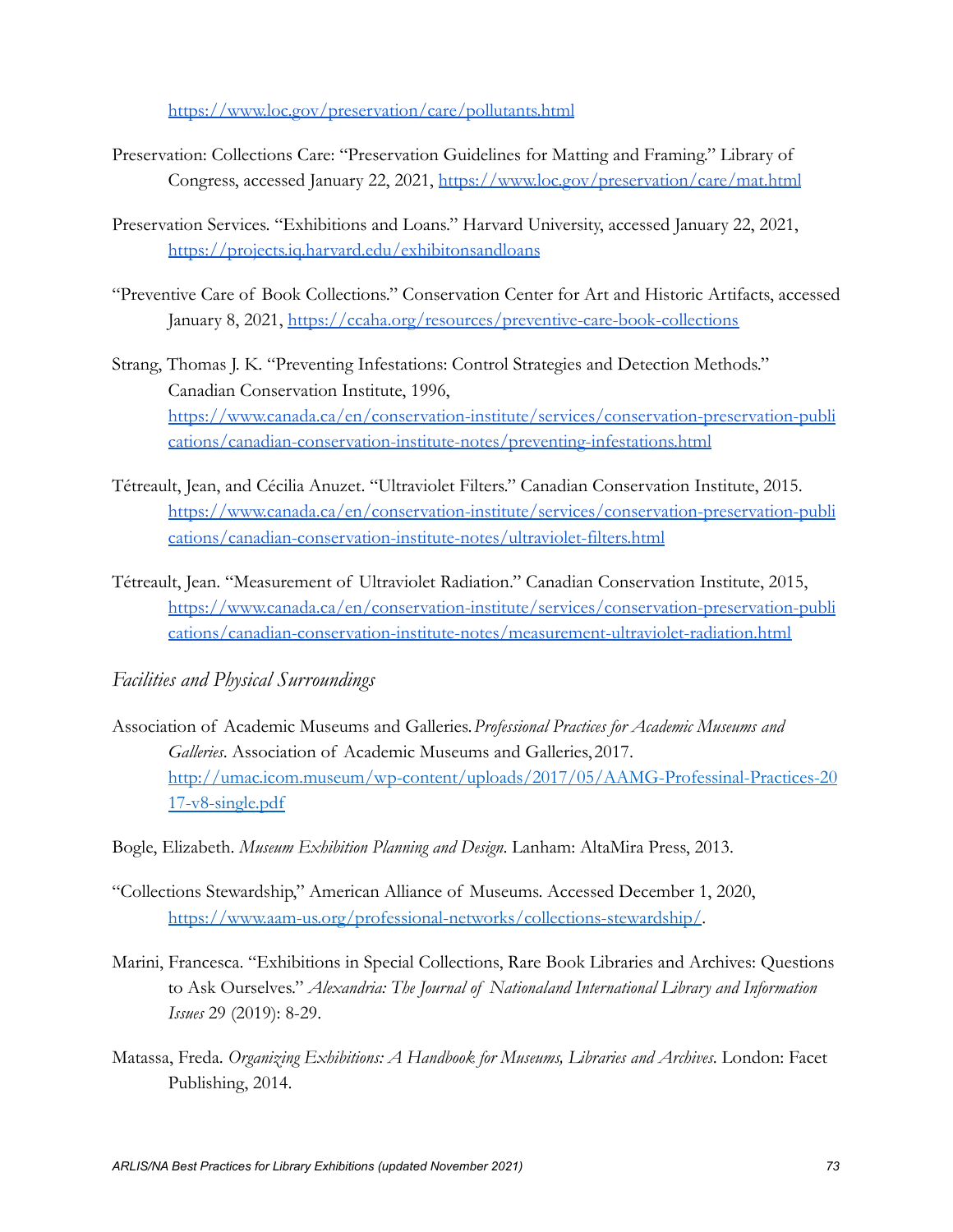https://www.loc.gov/preservation/care/pollutants.html

Preservation: Collections Care: "Preservation Guidelines for Matting and Framing." Library of Congress, accessed January 22, 2021, https://www.loc.gov/preservation/care/mat.html

Preservation Services. "Exhibitions and Loans." Harvard University, accessed January 22, 2021, https://projects.iq.harvard.edu/exhibitonsandloans

"Preventive Care of Book Collections." Conservation Center for Art and Historic Artifacts, accessed January 8, 2021, https://ccaha.org/resources/preventive-care-book-collections

Strang, Thomas J. K. "Preventing Infestations: Control Strategies and Detection Methods." Canadian Conservation Institute, 1996, https://www.canada.ca/en/conservation-institute/services/conservation-preservation-publications/canadian-conservation-institute-notes/preventing-infestations.html

Tétreault, Jean, and Cécilia Anuzet. "Ultraviolet Filters." Canadian Conservation Institute, 2015. https://www.canada.ca/en/conservation-institute/services/conservation-preservation-publications/canadian-conservation-institute-notes/ultraviolet-filters.html

Tétreault, Jean. "Measurement of Ultraviolet Radiation." Canadian Conservation Institute, 2015, https://www.canada.ca/en/conservation-institute/services/conservation-preservation-publications/canadian-conservation-institute-notes/measurement-ultraviolet-radiation.html

### *Facilities and Physical Surroundings*

Association of Academic Museums and Galleries. *Professional Practices for Academic Museums and Galleries*. Association of Academic Museums and Galleries, 2017. http://umac.icom.museum/wp-content/uploads/2017/05/AAMG-Professinal-Practices-2017-v8-single.pdf

Bogle, Elizabeth. *Museum Exhibition Planning and Design*. Lanham: AltaMira Press, 2013.

"Collections Stewardship," American Alliance of Museums. Accessed December 1, 2020, https://www.aam-us.org/professional-networks/collections-stewardship/.

Marini, Francesca. "Exhibitions in Special Collections, Rare Book Libraries and Archives: Questions to Ask Ourselves." *Alexandria: The Journal of Nationaland International Library and Information Issues* 29 (2019): 8-29.

Matassa, Freda. *Organizing Exhibitions: A Handbook for Museums, Libraries and Archives*. London: Facet Publishing, 2014.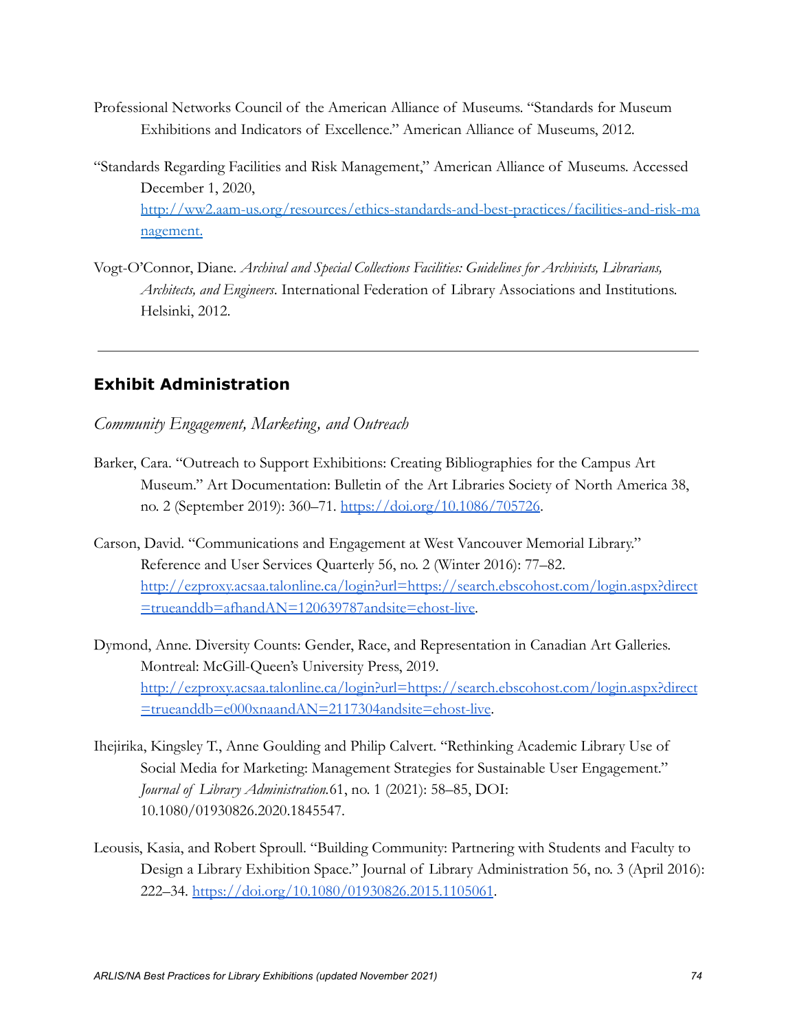Professional Networks Council of the American Alliance of Museums. "Standards for Museum Exhibitions and Indicators of Excellence." American Alliance of Museums, 2012.

"Standards Regarding Facilities and Risk Management," American Alliance of Museums. Accessed December 1, 2020, [http://ww2.aam-us.org/resources/ethics-standards-and-best-practices/facilities-and-risk-management.](http://ww2.aam-us.org/resources/ethics-standards-and-best-practices/facilities-and-risk-management)

Vogt-O'Connor, Diane. *Archival and Special Collections Facilities: Guidelines for Archivists, Librarians, Architects, and Engineers*. International Federation of Library Associations and Institutions. Helsinki, 2012.

---

## Exhibit Administration

*Community Engagement, Marketing, and Outreach*

Barker, Cara. "Outreach to Support Exhibitions: Creating Bibliographies for the Campus Art Museum." Art Documentation: Bulletin of the Art Libraries Society of North America 38, no. 2 (September 2019): 360–71. [https://doi.org/10.1086/705726](https://doi.org/10.1086/705726).

Carson, David. "Communications and Engagement at West Vancouver Memorial Library." Reference and User Services Quarterly 56, no. 2 (Winter 2016): 77–82. [http://ezproxy.acsaa.talonline.ca/login?url=https://search.ebscohost.com/login.aspx?direct=trueanddb=afhandAN=120639787andsite=ehost-live](http://ezproxy.acsaa.talonline.ca/login?url=https://search.ebscohost.com/login.aspx?direct=trueanddb=afhandAN=120639787andsite=ehost-live).

Dymond, Anne. Diversity Counts: Gender, Race, and Representation in Canadian Art Galleries. Montreal: McGill-Queen's University Press, 2019. [http://ezproxy.acsaa.talonline.ca/login?url=https://search.ebscohost.com/login.aspx?direct=trueanddb=e000xnaandAN=2117304andsite=ehost-live](http://ezproxy.acsaa.talonline.ca/login?url=https://search.ebscohost.com/login.aspx?direct=trueanddb=e000xnaandAN=2117304andsite=ehost-live).

Ihejirika, Kingsley T., Anne Goulding and Philip Calvert. "Rethinking Academic Library Use of Social Media for Marketing: Management Strategies for Sustainable User Engagement." *Journal of Library Administration.*61, no. 1 (2021): 58–85, DOI: 10.1080/01930826.2020.1845547.

Leousis, Kasia, and Robert Sproull. "Building Community: Partnering with Students and Faculty to Design a Library Exhibition Space." Journal of Library Administration 56, no. 3 (April 2016): 222–34. [https://doi.org/10.1080/01930826.2015.1105061](https://doi.org/10.1080/01930826.2015.1105061).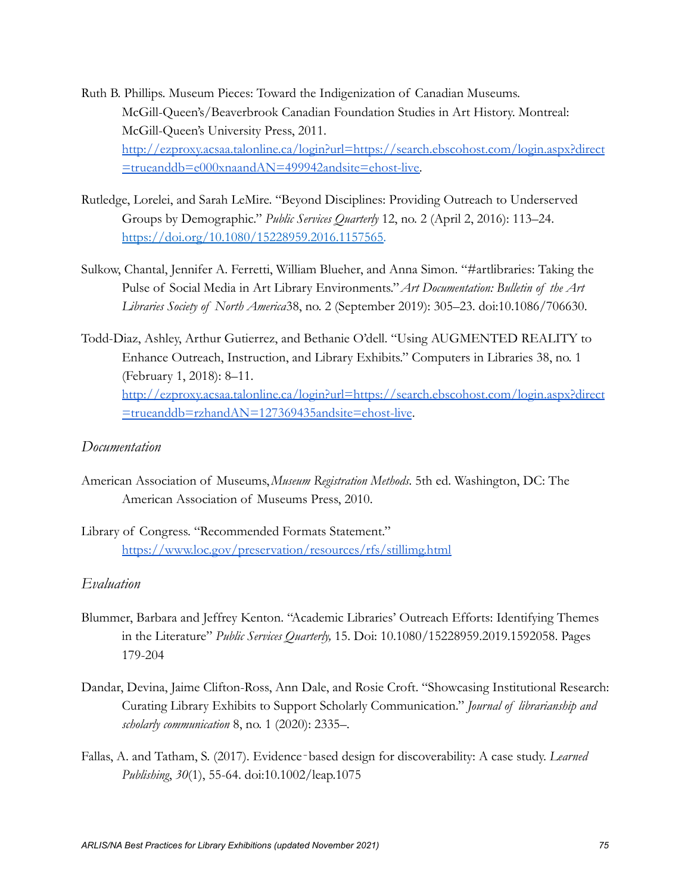Ruth B. Phillips. Museum Pieces: Toward the Indigenization of Canadian Museums. McGill-Queen's/Beaverbrook Canadian Foundation Studies in Art History. Montreal: McGill-Queen's University Press, 2011. [http://ezproxy.acsaa.talonline.ca/login?url=https://search.ebscohost.com/login.aspx?direct=trueanddb=e000xnaandAN=499942andsite=ehost-live](http://ezproxy.acsaa.talonline.ca/login?url=https://search.ebscohost.com/login.aspx?direct=trueanddb=e000xnaandAN=499942andsite=ehost-live).

Rutledge, Lorelei, and Sarah LeMire. "Beyond Disciplines: Providing Outreach to Underserved Groups by Demographic." *Public Services Quarterly* 12, no. 2 (April 2, 2016): 113–24. [https://doi.org/10.1080/15228959.2016.1157565](https://doi.org/10.1080/15228959.2016.1157565).

Sulkow, Chantal, Jennifer A. Ferretti, William Blueher, and Anna Simon. "#artlibraries: Taking the Pulse of Social Media in Art Library Environments."*Art Documentation: Bulletin of the Art Libraries Society of North America*38, no. 2 (September 2019): 305–23. doi:10.1086/706630.

Todd-Diaz, Ashley, Arthur Gutierrez, and Bethanie O'dell. "Using AUGMENTED REALITY to Enhance Outreach, Instruction, and Library Exhibits." Computers in Libraries 38, no. 1 (February 1, 2018): 8–11. [http://ezproxy.acsaa.talonline.ca/login?url=https://search.ebscohost.com/login.aspx?direct=trueanddb=rzhandAN=127369435andsite=ehost-live](http://ezproxy.acsaa.talonline.ca/login?url=https://search.ebscohost.com/login.aspx?direct=trueanddb=rzhandAN=127369435andsite=ehost-live).

### *Documentation*

American Association of Museums,*Museum Registration Methods.* 5th ed. Washington, DC: The American Association of Museums Press, 2010.

Library of Congress. "Recommended Formats Statement." [https://www.loc.gov/preservation/resources/rfs/stillimg.html](https://www.loc.gov/preservation/resources/rfs/stillimg.html)

### *Evaluation*

Blummer, Barbara and Jeffrey Kenton. "Academic Libraries' Outreach Efforts: Identifying Themes in the Literature" *Public Services Quarterly,* 15. Doi: 10.1080/15228959.2019.1592058. Pages 179-204

Dandar, Devina, Jaime Clifton-Ross, Ann Dale, and Rosie Croft. "Showcasing Institutional Research: Curating Library Exhibits to Support Scholarly Communication." *Journal of librarianship and scholarly communication* 8, no. 1 (2020): 2335–.

Fallas, A. and Tatham, S. (2017). Evidence‐based design for discoverability: A case study. *Learned Publishing*, *30*(1), 55-64. doi:10.1002/leap.1075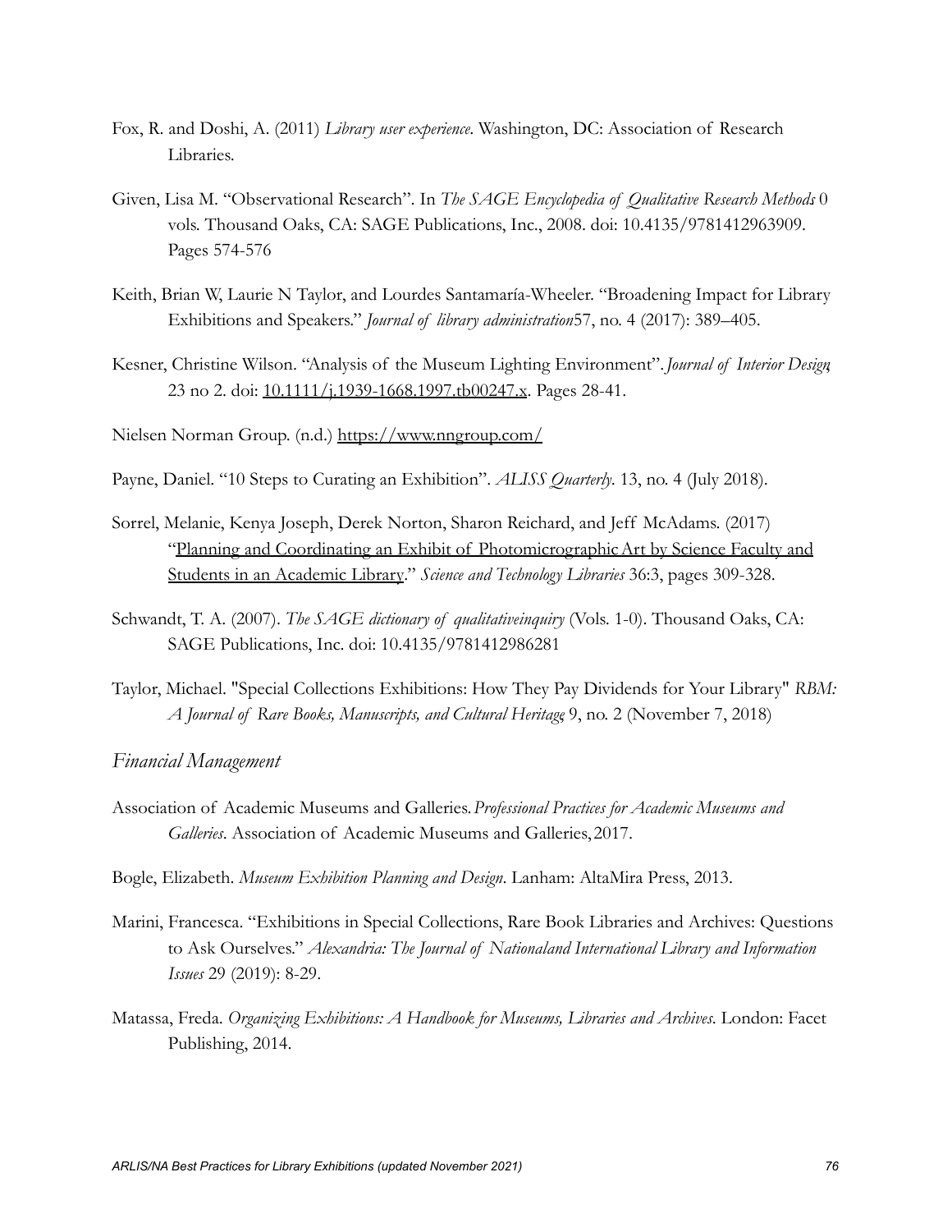Fox, R. and Doshi, A. (2011) *Library user experience*. Washington, DC: Association of Research Libraries.

Given, Lisa M. "Observational Research". In *The SAGE Encyclopedia of Qualitative Research Methods* 0 vols. Thousand Oaks, CA: SAGE Publications, Inc., 2008. doi: 10.4135/9781412963909. Pages 574-576

Keith, Brian W, Laurie N Taylor, and Lourdes Santamaría-Wheeler. "Broadening Impact for Library Exhibitions and Speakers." *Journal of library administration* 57, no. 4 (2017): 389–405.

Kesner, Christine Wilson. "Analysis of the Museum Lighting Environment". *Journal of Interior Design*, 23 no 2. doi: [10.1111/j.1939-1668.1997.tb00247.x](10.1111/j.1939-1668.1997.tb00247.x). Pages 28-41.

Nielsen Norman Group. (n.d.) [https://www.nngroup.com/](https://www.nngroup.com/)

Payne, Daniel. "10 Steps to Curating an Exhibition". *ALISS Quarterly*. 13, no. 4 (July 2018).

Sorrel, Melanie, Kenya Joseph, Derek Norton, Sharon Reichard, and Jeff McAdams. (2017) "Planning and Coordinating an Exhibit of Photomicrographic Art by Science Faculty and Students in an Academic Library." *Science and Technology Libraries* 36:3, pages 309-328.

Schwandt, T. A. (2007). *The SAGE dictionary of qualitativeinquiry* (Vols. 1-0). Thousand Oaks, CA: SAGE Publications, Inc. doi: 10.4135/9781412986281

Taylor, Michael. "Special Collections Exhibitions: How They Pay Dividends for Your Library" *RBM: A Journal of Rare Books, Manuscripts, and Cultural Heritage* 9, no. 2 (November 7, 2018)

*Financial Management*

Association of Academic Museums and Galleries. *Professional Practices for Academic Museums and Galleries*. Association of Academic Museums and Galleries, 2017.

Bogle, Elizabeth. *Museum Exhibition Planning and Design*. Lanham: AltaMira Press, 2013.

Marini, Francesca. "Exhibitions in Special Collections, Rare Book Libraries and Archives: Questions to Ask Ourselves." *Alexandria: The Journal of Nationaland International Library and Information Issues* 29 (2019): 8-29.

Matassa, Freda. *Organizing Exhibitions: A Handbook for Museums, Libraries and Archives*. London: Facet Publishing, 2014.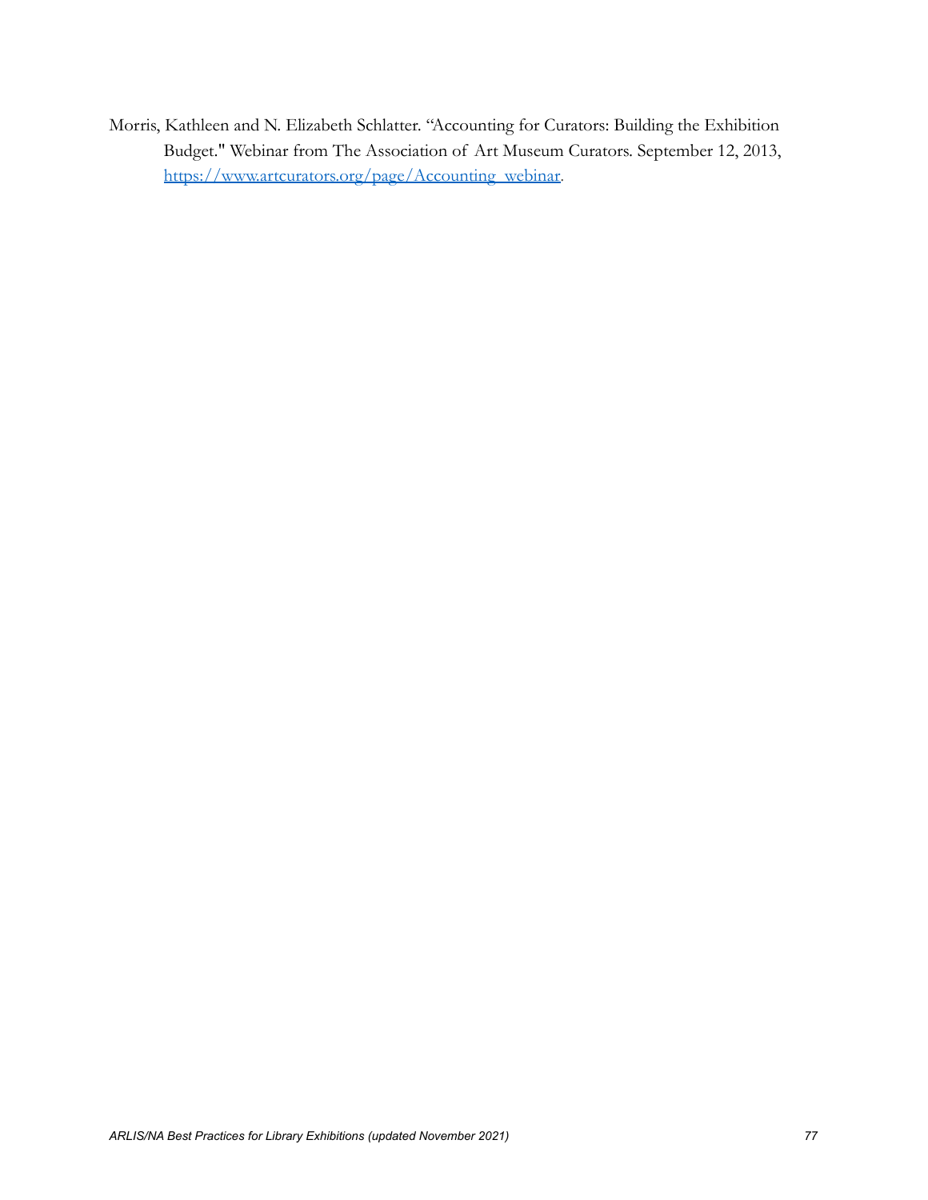Morris, Kathleen and N. Elizabeth Schlatter. "Accounting for Curators: Building the Exhibition Budget." Webinar from The Association of Art Museum Curators. September 12, 2013, [https://www.artcurators.org/page/Accounting_webinar](https://www.artcurators.org/page/Accounting_webinar).